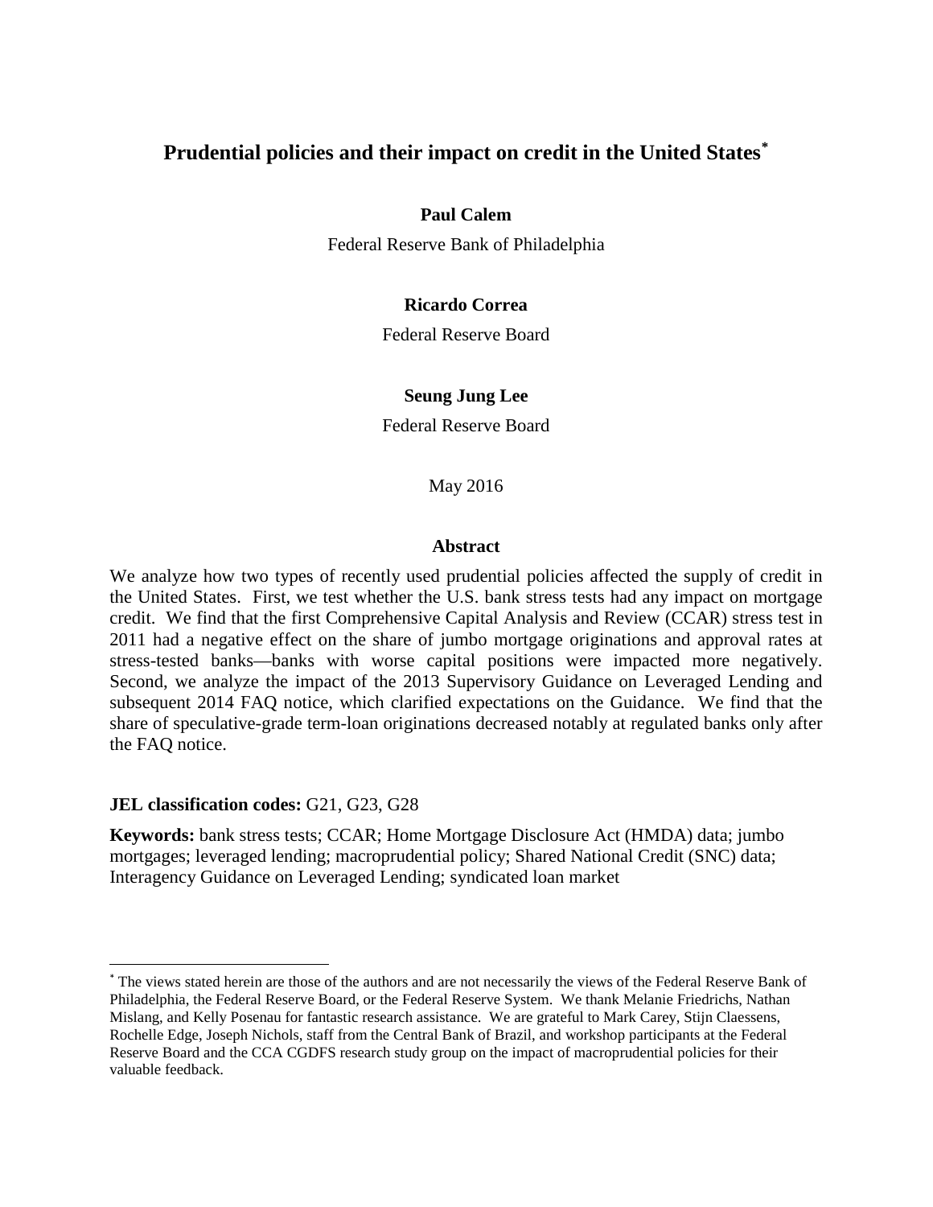# Prudential policies and their impact on credit in the United States[*]

**Paul Calem**

Federal Reserve Bank of Philadelphia

**Ricardo Correa**

Federal Reserve Board

**Seung Jung Lee**

Federal Reserve Board

May 2016

### Abstract

We analyze how two types of recently used prudential policies affected the supply of credit in the United States. First, we test whether the U.S. bank stress tests had any impact on mortgage credit. We find that the first Comprehensive Capital Analysis and Review (CCAR) stress test in 2011 had a negative effect on the share of jumbo mortgage originations and approval rates at stress-tested banks—banks with worse capital positions were impacted more negatively. Second, we analyze the impact of the 2013 Supervisory Guidance on Leveraged Lending and subsequent 2014 FAQ notice, which clarified expectations on the Guidance. We find that the share of speculative-grade term-loan originations decreased notably at regulated banks only after the FAQ notice.

**JEL classification codes:** G21, G23, G28

**Keywords:** bank stress tests; CCAR; Home Mortgage Disclosure Act (HMDA) data; jumbo mortgages; leveraged lending; macroprudential policy; Shared National Credit (SNC) data; Interagency Guidance on Leveraged Lending; syndicated loan market

[*] The views stated herein are those of the authors and are not necessarily the views of the Federal Reserve Bank of Philadelphia, the Federal Reserve Board, or the Federal Reserve System. We thank Melanie Friedrichs, Nathan Mislang, and Kelly Posenau for fantastic research assistance. We are grateful to Mark Carey, Stijn Claessens, Rochelle Edge, Joseph Nichols, staff from the Central Bank of Brazil, and workshop participants at the Federal Reserve Board and the CCA CGDFS research study group on the impact of macroprudential policies for their valuable feedback.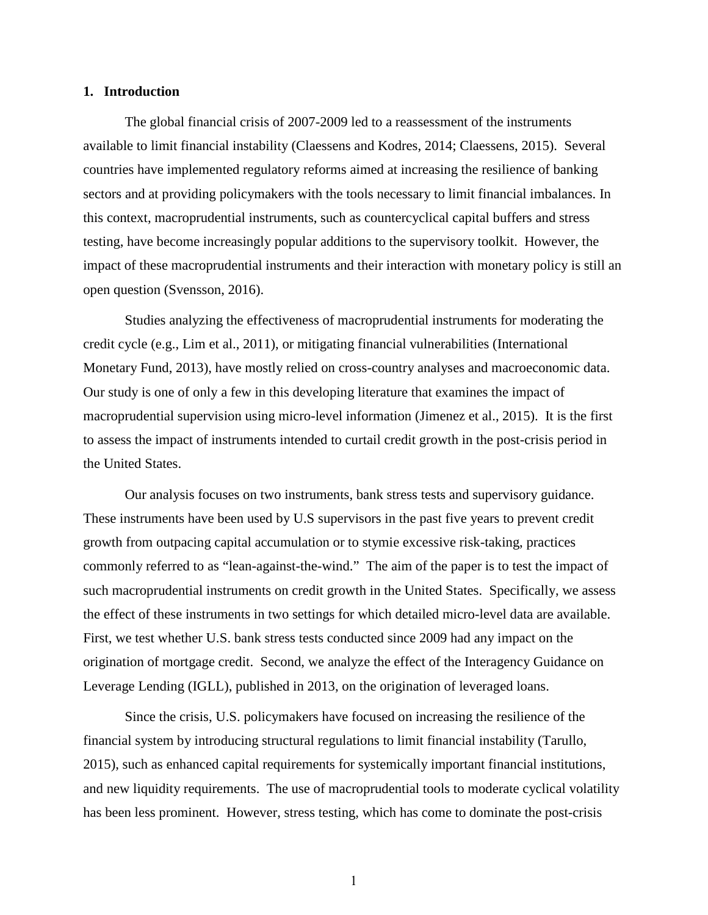## 1. Introduction

The global financial crisis of 2007-2009 led to a reassessment of the instruments available to limit financial instability (Claessens and Kodres, 2014; Claessens, 2015). Several countries have implemented regulatory reforms aimed at increasing the resilience of banking sectors and at providing policymakers with the tools necessary to limit financial imbalances. In this context, macroprudential instruments, such as countercyclical capital buffers and stress testing, have become increasingly popular additions to the supervisory toolkit. However, the impact of these macroprudential instruments and their interaction with monetary policy is still an open question (Svensson, 2016).

Studies analyzing the effectiveness of macroprudential instruments for moderating the credit cycle (e.g., Lim et al., 2011), or mitigating financial vulnerabilities (International Monetary Fund, 2013), have mostly relied on cross-country analyses and macroeconomic data. Our study is one of only a few in this developing literature that examines the impact of macroprudential supervision using micro-level information (Jimenez et al., 2015). It is the first to assess the impact of instruments intended to curtail credit growth in the post-crisis period in the United States.

Our analysis focuses on two instruments, bank stress tests and supervisory guidance. These instruments have been used by U.S supervisors in the past five years to prevent credit growth from outpacing capital accumulation or to stymie excessive risk-taking, practices commonly referred to as "lean-against-the-wind." The aim of the paper is to test the impact of such macroprudential instruments on credit growth in the United States. Specifically, we assess the effect of these instruments in two settings for which detailed micro-level data are available. First, we test whether U.S. bank stress tests conducted since 2009 had any impact on the origination of mortgage credit. Second, we analyze the effect of the Interagency Guidance on Leverage Lending (IGLL), published in 2013, on the origination of leveraged loans.

Since the crisis, U.S. policymakers have focused on increasing the resilience of the financial system by introducing structural regulations to limit financial instability (Tarullo, 2015), such as enhanced capital requirements for systemically important financial institutions, and new liquidity requirements. The use of macroprudential tools to moderate cyclical volatility has been less prominent. However, stress testing, which has come to dominate the post-crisis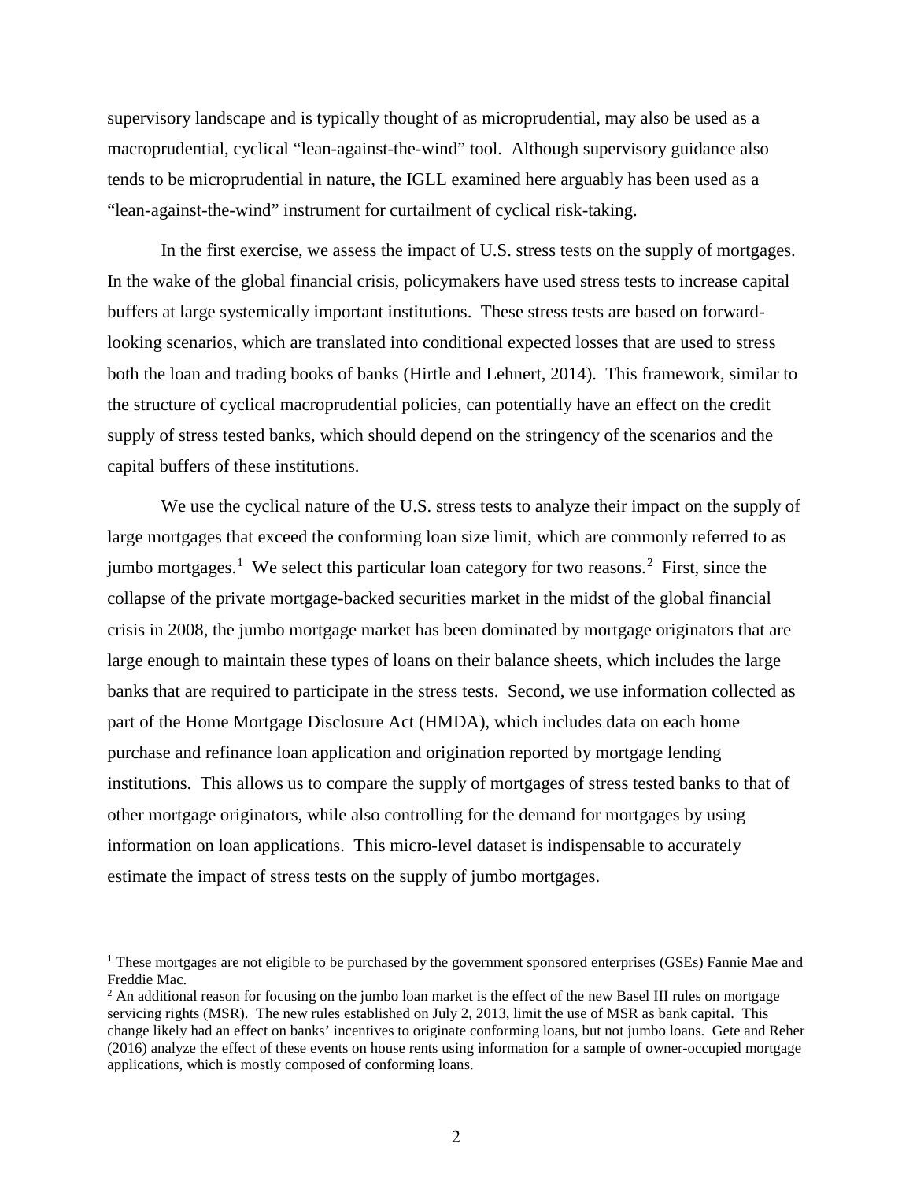supervisory landscape and is typically thought of as microprudential, may also be used as a macroprudential, cyclical "lean-against-the-wind" tool. Although supervisory guidance also tends to be microprudential in nature, the IGLL examined here arguably has been used as a "lean-against-the-wind" instrument for curtailment of cyclical risk-taking.

In the first exercise, we assess the impact of U.S. stress tests on the supply of mortgages. In the wake of the global financial crisis, policymakers have used stress tests to increase capital buffers at large systemically important institutions. These stress tests are based on forward-looking scenarios, which are translated into conditional expected losses that are used to stress both the loan and trading books of banks (Hirtle and Lehnert, 2014). This framework, similar to the structure of cyclical macroprudential policies, can potentially have an effect on the credit supply of stress tested banks, which should depend on the stringency of the scenarios and the capital buffers of these institutions.

We use the cyclical nature of the U.S. stress tests to analyze their impact on the supply of large mortgages that exceed the conforming loan size limit, which are commonly referred to as jumbo mortgages.[1] We select this particular loan category for two reasons.[2] First, since the collapse of the private mortgage-backed securities market in the midst of the global financial crisis in 2008, the jumbo mortgage market has been dominated by mortgage originators that are large enough to maintain these types of loans on their balance sheets, which includes the large banks that are required to participate in the stress tests. Second, we use information collected as part of the Home Mortgage Disclosure Act (HMDA), which includes data on each home purchase and refinance loan application and origination reported by mortgage lending institutions. This allows us to compare the supply of mortgages of stress tested banks to that of other mortgage originators, while also controlling for the demand for mortgages by using information on loan applications. This micro-level dataset is indispensable to accurately estimate the impact of stress tests on the supply of jumbo mortgages.

[1] These mortgages are not eligible to be purchased by the government sponsored enterprises (GSEs) Fannie Mae and Freddie Mac.

[2] An additional reason for focusing on the jumbo loan market is the effect of the new Basel III rules on mortgage servicing rights (MSR). The new rules established on July 2, 2013, limit the use of MSR as bank capital. This change likely had an effect on banks' incentives to originate conforming loans, but not jumbo loans. Gete and Reher (2016) analyze the effect of these events on house rents using information for a sample of owner-occupied mortgage applications, which is mostly composed of conforming loans.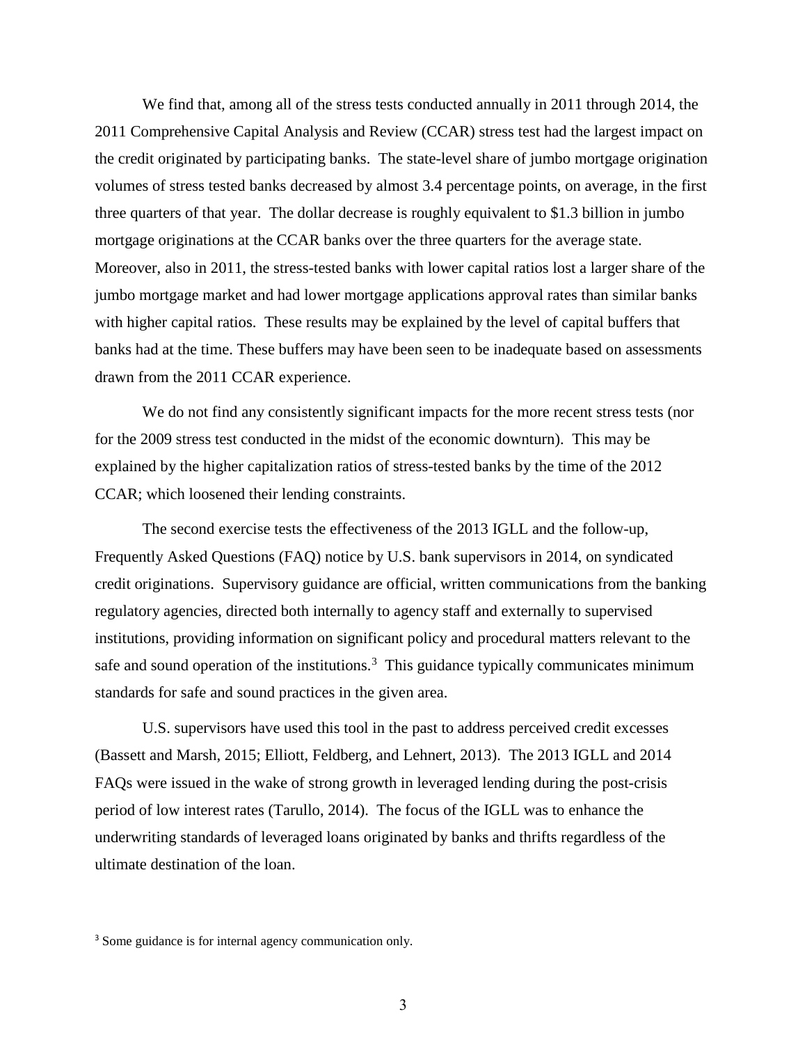We find that, among all of the stress tests conducted annually in 2011 through 2014, the 2011 Comprehensive Capital Analysis and Review (CCAR) stress test had the largest impact on the credit originated by participating banks. The state-level share of jumbo mortgage origination volumes of stress tested banks decreased by almost 3.4 percentage points, on average, in the first three quarters of that year. The dollar decrease is roughly equivalent to $1.3 billion in jumbo mortgage originations at the CCAR banks over the three quarters for the average state. Moreover, also in 2011, the stress-tested banks with lower capital ratios lost a larger share of the jumbo mortgage market and had lower mortgage applications approval rates than similar banks with higher capital ratios. These results may be explained by the level of capital buffers that banks had at the time. These buffers may have been seen to be inadequate based on assessments drawn from the 2011 CCAR experience.

We do not find any consistently significant impacts for the more recent stress tests (nor for the 2009 stress test conducted in the midst of the economic downturn). This may be explained by the higher capitalization ratios of stress-tested banks by the time of the 2012 CCAR; which loosened their lending constraints.

The second exercise tests the effectiveness of the 2013 IGLL and the follow-up, Frequently Asked Questions (FAQ) notice by U.S. bank supervisors in 2014, on syndicated credit originations. Supervisory guidance are official, written communications from the banking regulatory agencies, directed both internally to agency staff and externally to supervised institutions, providing information on significant policy and procedural matters relevant to the safe and sound operation of the institutions.[3] This guidance typically communicates minimum standards for safe and sound practices in the given area.

U.S. supervisors have used this tool in the past to address perceived credit excesses (Bassett and Marsh, 2015; Elliott, Feldberg, and Lehnert, 2013). The 2013 IGLL and 2014 FAQs were issued in the wake of strong growth in leveraged lending during the post-crisis period of low interest rates (Tarullo, 2014). The focus of the IGLL was to enhance the underwriting standards of leveraged loans originated by banks and thrifts regardless of the ultimate destination of the loan.

[3] Some guidance is for internal agency communication only.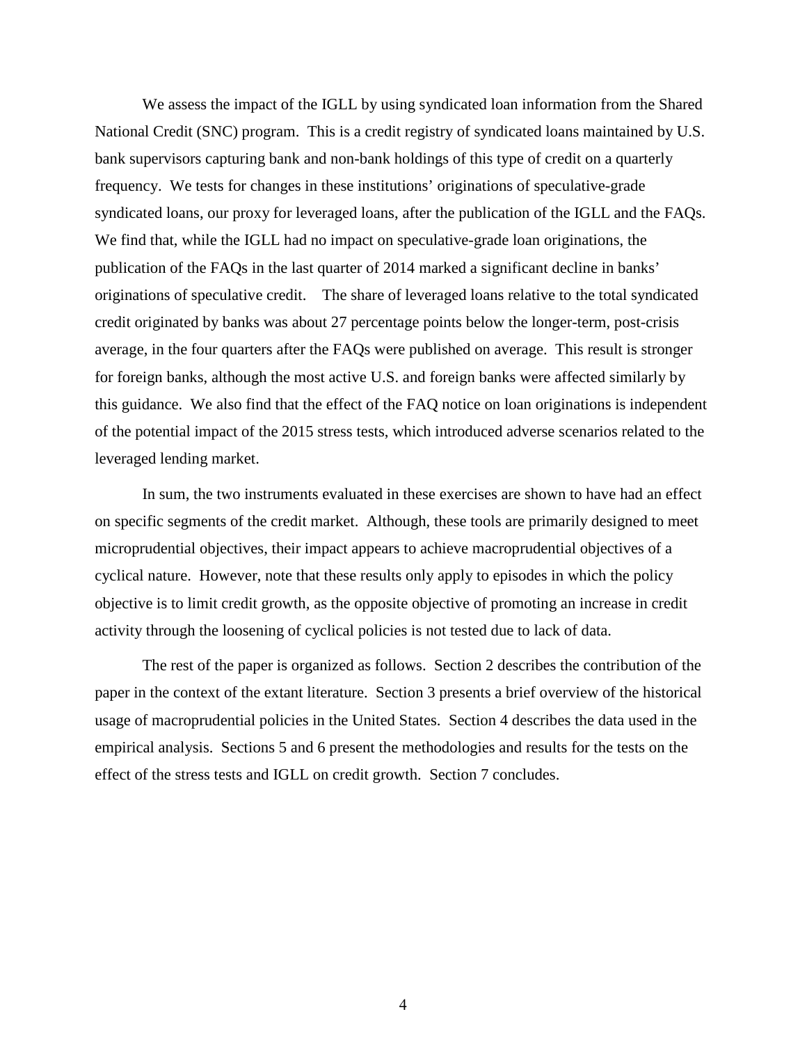We assess the impact of the IGLL by using syndicated loan information from the Shared National Credit (SNC) program. This is a credit registry of syndicated loans maintained by U.S. bank supervisors capturing bank and non-bank holdings of this type of credit on a quarterly frequency. We tests for changes in these institutions' originations of speculative-grade syndicated loans, our proxy for leveraged loans, after the publication of the IGLL and the FAQs. We find that, while the IGLL had no impact on speculative-grade loan originations, the publication of the FAQs in the last quarter of 2014 marked a significant decline in banks' originations of speculative credit. The share of leveraged loans relative to the total syndicated credit originated by banks was about 27 percentage points below the longer-term, post-crisis average, in the four quarters after the FAQs were published on average. This result is stronger for foreign banks, although the most active U.S. and foreign banks were affected similarly by this guidance. We also find that the effect of the FAQ notice on loan originations is independent of the potential impact of the 2015 stress tests, which introduced adverse scenarios related to the leveraged lending market.

In sum, the two instruments evaluated in these exercises are shown to have had an effect on specific segments of the credit market. Although, these tools are primarily designed to meet microprudential objectives, their impact appears to achieve macroprudential objectives of a cyclical nature. However, note that these results only apply to episodes in which the policy objective is to limit credit growth, as the opposite objective of promoting an increase in credit activity through the loosening of cyclical policies is not tested due to lack of data.

The rest of the paper is organized as follows. Section 2 describes the contribution of the paper in the context of the extant literature. Section 3 presents a brief overview of the historical usage of macroprudential policies in the United States. Section 4 describes the data used in the empirical analysis. Sections 5 and 6 present the methodologies and results for the tests on the effect of the stress tests and IGLL on credit growth. Section 7 concludes.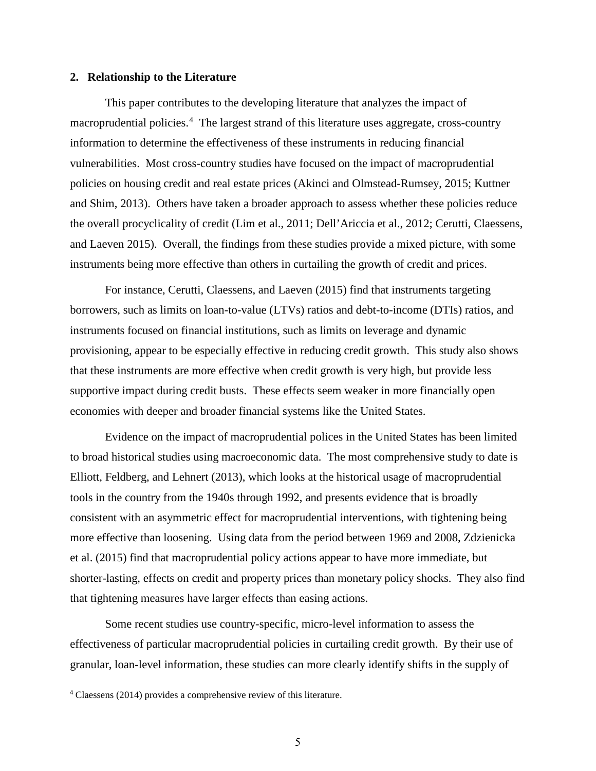## 2. Relationship to the Literature

This paper contributes to the developing literature that analyzes the impact of macroprudential policies.[4] The largest strand of this literature uses aggregate, cross-country information to determine the effectiveness of these instruments in reducing financial vulnerabilities. Most cross-country studies have focused on the impact of macroprudential policies on housing credit and real estate prices (Akinci and Olmstead-Rumsey, 2015; Kuttner and Shim, 2013). Others have taken a broader approach to assess whether these policies reduce the overall procyclicality of credit (Lim et al., 2011; Dell'Ariccia et al., 2012; Cerutti, Claessens, and Laeven 2015). Overall, the findings from these studies provide a mixed picture, with some instruments being more effective than others in curtailing the growth of credit and prices.

For instance, Cerutti, Claessens, and Laeven (2015) find that instruments targeting borrowers, such as limits on loan-to-value (LTVs) ratios and debt-to-income (DTIs) ratios, and instruments focused on financial institutions, such as limits on leverage and dynamic provisioning, appear to be especially effective in reducing credit growth. This study also shows that these instruments are more effective when credit growth is very high, but provide less supportive impact during credit busts. These effects seem weaker in more financially open economies with deeper and broader financial systems like the United States.

Evidence on the impact of macroprudential polices in the United States has been limited to broad historical studies using macroeconomic data. The most comprehensive study to date is Elliott, Feldberg, and Lehnert (2013), which looks at the historical usage of macroprudential tools in the country from the 1940s through 1992, and presents evidence that is broadly consistent with an asymmetric effect for macroprudential interventions, with tightening being more effective than loosening. Using data from the period between 1969 and 2008, Zdzienicka et al. (2015) find that macroprudential policy actions appear to have more immediate, but shorter-lasting, effects on credit and property prices than monetary policy shocks. They also find that tightening measures have larger effects than easing actions.

Some recent studies use country-specific, micro-level information to assess the effectiveness of particular macroprudential policies in curtailing credit growth. By their use of granular, loan-level information, these studies can more clearly identify shifts in the supply of

[4] Claessens (2014) provides a comprehensive review of this literature.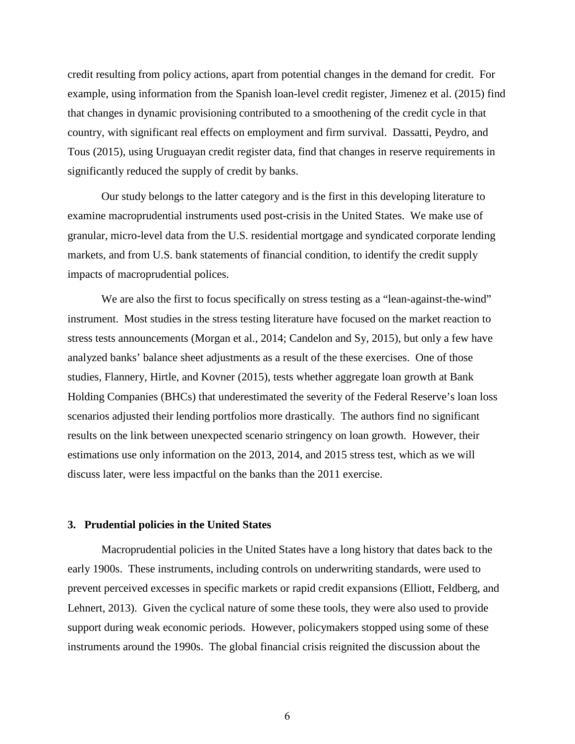credit resulting from policy actions, apart from potential changes in the demand for credit. For example, using information from the Spanish loan-level credit register, Jimenez et al. (2015) find that changes in dynamic provisioning contributed to a smoothening of the credit cycle in that country, with significant real effects on employment and firm survival. Dassatti, Peydro, and Tous (2015), using Uruguayan credit register data, find that changes in reserve requirements in significantly reduced the supply of credit by banks.

Our study belongs to the latter category and is the first in this developing literature to examine macroprudential instruments used post-crisis in the United States. We make use of granular, micro-level data from the U.S. residential mortgage and syndicated corporate lending markets, and from U.S. bank statements of financial condition, to identify the credit supply impacts of macroprudential polices.

We are also the first to focus specifically on stress testing as a "lean-against-the-wind" instrument. Most studies in the stress testing literature have focused on the market reaction to stress tests announcements (Morgan et al., 2014; Candelon and Sy, 2015), but only a few have analyzed banks' balance sheet adjustments as a result of the these exercises. One of those studies, Flannery, Hirtle, and Kovner (2015), tests whether aggregate loan growth at Bank Holding Companies (BHCs) that underestimated the severity of the Federal Reserve's loan loss scenarios adjusted their lending portfolios more drastically. The authors find no significant results on the link between unexpected scenario stringency on loan growth. However, their estimations use only information on the 2013, 2014, and 2015 stress test, which as we will discuss later, were less impactful on the banks than the 2011 exercise.

## 3. Prudential policies in the United States

Macroprudential policies in the United States have a long history that dates back to the early 1900s. These instruments, including controls on underwriting standards, were used to prevent perceived excesses in specific markets or rapid credit expansions (Elliott, Feldberg, and Lehnert, 2013). Given the cyclical nature of some these tools, they were also used to provide support during weak economic periods. However, policymakers stopped using some of these instruments around the 1990s. The global financial crisis reignited the discussion about the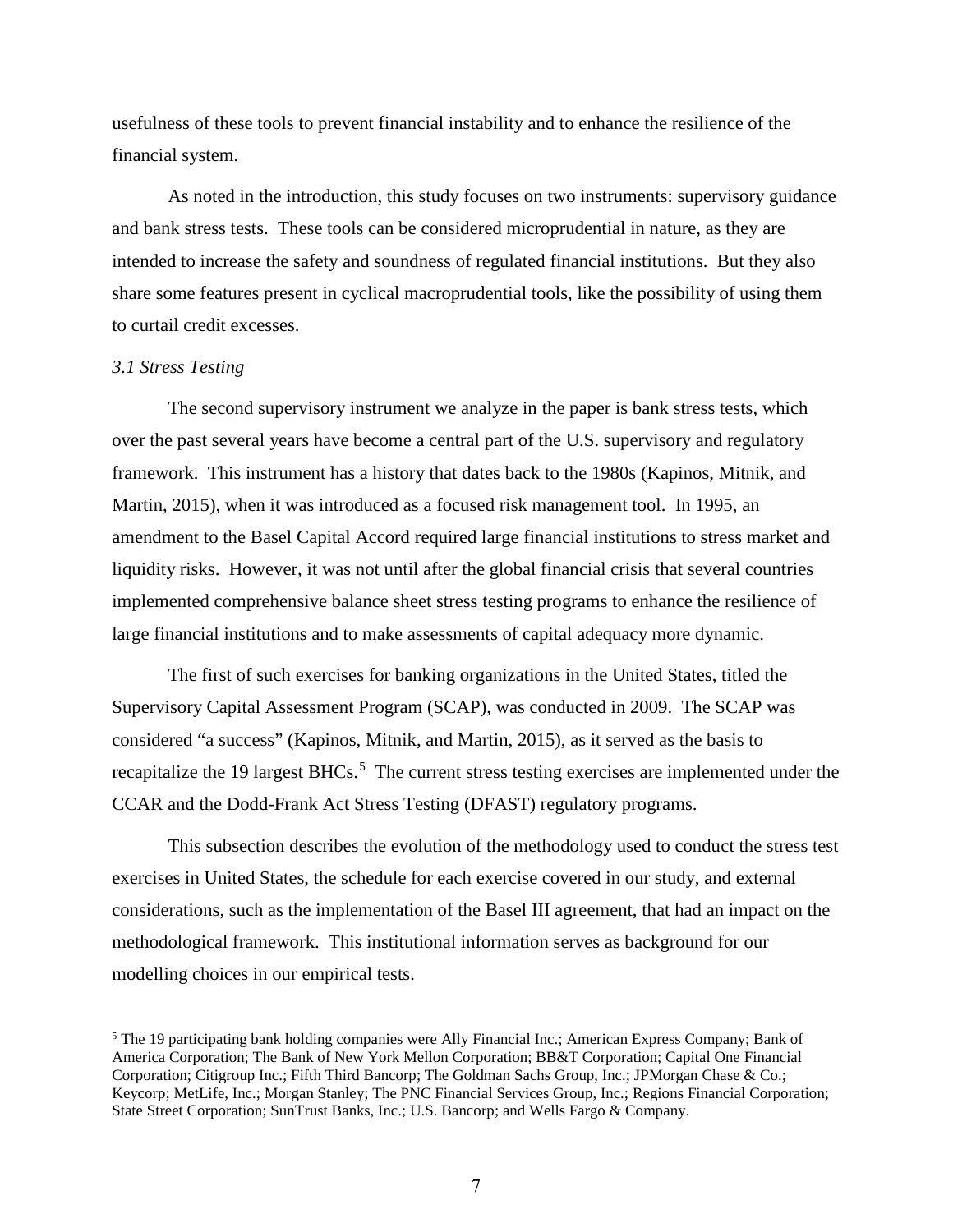usefulness of these tools to prevent financial instability and to enhance the resilience of the financial system.

As noted in the introduction, this study focuses on two instruments: supervisory guidance and bank stress tests. These tools can be considered microprudential in nature, as they are intended to increase the safety and soundness of regulated financial institutions. But they also share some features present in cyclical macroprudential tools, like the possibility of using them to curtail credit excesses.

### *3.1 Stress Testing*

The second supervisory instrument we analyze in the paper is bank stress tests, which over the past several years have become a central part of the U.S. supervisory and regulatory framework. This instrument has a history that dates back to the 1980s (Kapinos, Mitnik, and Martin, 2015), when it was introduced as a focused risk management tool. In 1995, an amendment to the Basel Capital Accord required large financial institutions to stress market and liquidity risks. However, it was not until after the global financial crisis that several countries implemented comprehensive balance sheet stress testing programs to enhance the resilience of large financial institutions and to make assessments of capital adequacy more dynamic.

The first of such exercises for banking organizations in the United States, titled the Supervisory Capital Assessment Program (SCAP), was conducted in 2009. The SCAP was considered "a success" (Kapinos, Mitnik, and Martin, 2015), as it served as the basis to recapitalize the 19 largest BHCs.[5] The current stress testing exercises are implemented under the CCAR and the Dodd-Frank Act Stress Testing (DFAST) regulatory programs.

This subsection describes the evolution of the methodology used to conduct the stress test exercises in United States, the schedule for each exercise covered in our study, and external considerations, such as the implementation of the Basel III agreement, that had an impact on the methodological framework. This institutional information serves as background for our modelling choices in our empirical tests.

[5] The 19 participating bank holding companies were Ally Financial Inc.; American Express Company; Bank of America Corporation; The Bank of New York Mellon Corporation; BB&T Corporation; Capital One Financial Corporation; Citigroup Inc.; Fifth Third Bancorp; The Goldman Sachs Group, Inc.; JPMorgan Chase & Co.; Keycorp; MetLife, Inc.; Morgan Stanley; The PNC Financial Services Group, Inc.; Regions Financial Corporation; State Street Corporation; SunTrust Banks, Inc.; U.S. Bancorp; and Wells Fargo & Company.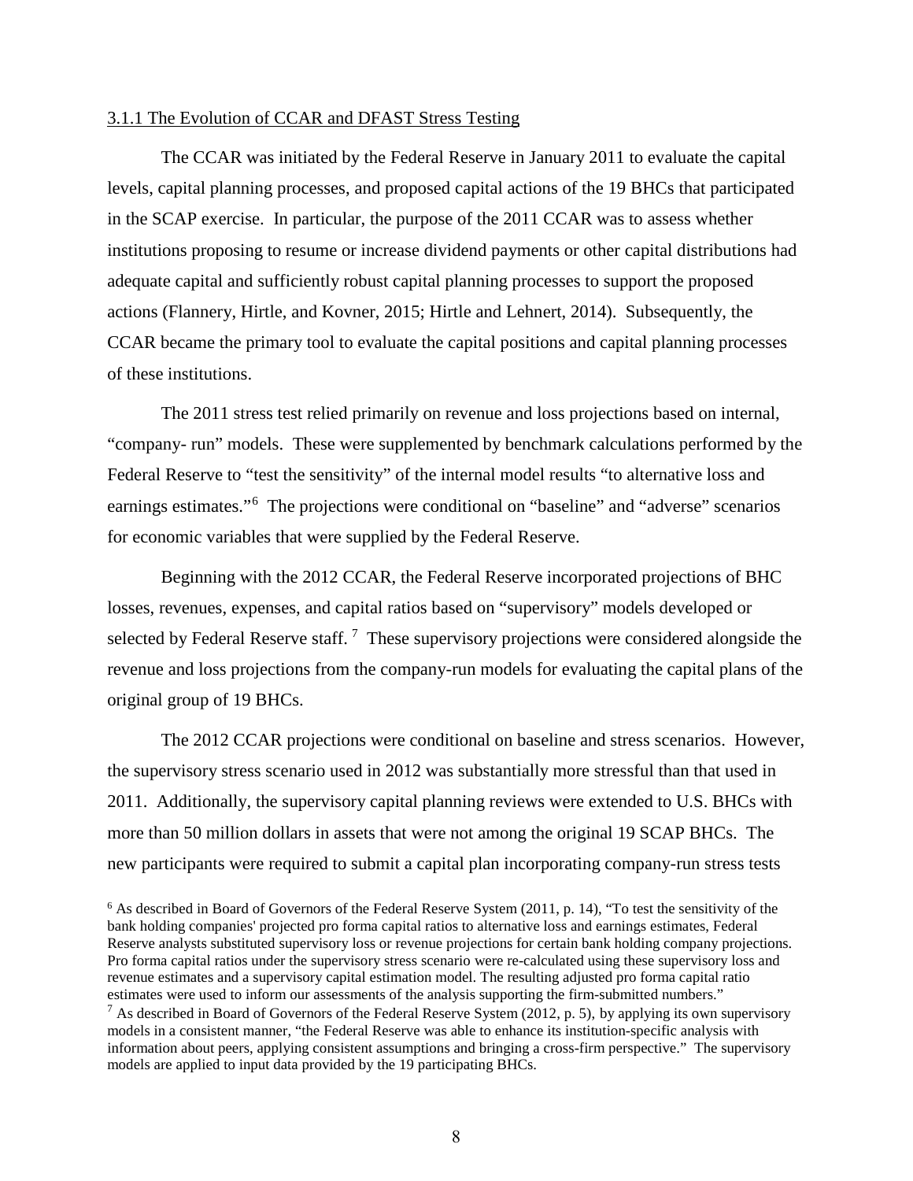3.1.1 The Evolution of CCAR and DFAST Stress Testing

The CCAR was initiated by the Federal Reserve in January 2011 to evaluate the capital levels, capital planning processes, and proposed capital actions of the 19 BHCs that participated in the SCAP exercise. In particular, the purpose of the 2011 CCAR was to assess whether institutions proposing to resume or increase dividend payments or other capital distributions had adequate capital and sufficiently robust capital planning processes to support the proposed actions (Flannery, Hirtle, and Kovner, 2015; Hirtle and Lehnert, 2014). Subsequently, the CCAR became the primary tool to evaluate the capital positions and capital planning processes of these institutions.

The 2011 stress test relied primarily on revenue and loss projections based on internal, "company- run" models. These were supplemented by benchmark calculations performed by the Federal Reserve to "test the sensitivity" of the internal model results "to alternative loss and earnings estimates."[6] The projections were conditional on "baseline" and "adverse" scenarios for economic variables that were supplied by the Federal Reserve.

Beginning with the 2012 CCAR, the Federal Reserve incorporated projections of BHC losses, revenues, expenses, and capital ratios based on "supervisory" models developed or selected by Federal Reserve staff. [7] These supervisory projections were considered alongside the revenue and loss projections from the company-run models for evaluating the capital plans of the original group of 19 BHCs.

The 2012 CCAR projections were conditional on baseline and stress scenarios. However, the supervisory stress scenario used in 2012 was substantially more stressful than that used in 2011. Additionally, the supervisory capital planning reviews were extended to U.S. BHCs with more than 50 million dollars in assets that were not among the original 19 SCAP BHCs. The new participants were required to submit a capital plan incorporating company-run stress tests

[6] As described in Board of Governors of the Federal Reserve System (2011, p. 14), "To test the sensitivity of the bank holding companies' projected pro forma capital ratios to alternative loss and earnings estimates, Federal Reserve analysts substituted supervisory loss or revenue projections for certain bank holding company projections. Pro forma capital ratios under the supervisory stress scenario were re-calculated using these supervisory loss and revenue estimates and a supervisory capital estimation model. The resulting adjusted pro forma capital ratio estimates were used to inform our assessments of the analysis supporting the firm-submitted numbers."

[7] As described in Board of Governors of the Federal Reserve System (2012, p. 5), by applying its own supervisory models in a consistent manner, "the Federal Reserve was able to enhance its institution-specific analysis with information about peers, applying consistent assumptions and bringing a cross-firm perspective." The supervisory models are applied to input data provided by the 19 participating BHCs.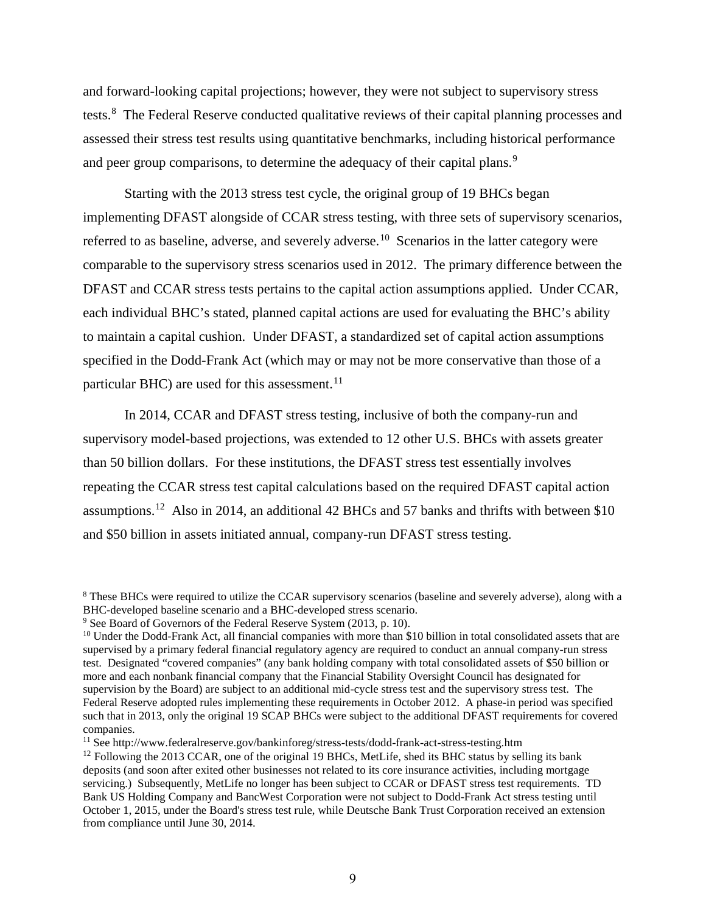and forward-looking capital projections; however, they were not subject to supervisory stress tests.[8] The Federal Reserve conducted qualitative reviews of their capital planning processes and assessed their stress test results using quantitative benchmarks, including historical performance and peer group comparisons, to determine the adequacy of their capital plans.[9]

Starting with the 2013 stress test cycle, the original group of 19 BHCs began implementing DFAST alongside of CCAR stress testing, with three sets of supervisory scenarios, referred to as baseline, adverse, and severely adverse.[10] Scenarios in the latter category were comparable to the supervisory stress scenarios used in 2012. The primary difference between the DFAST and CCAR stress tests pertains to the capital action assumptions applied. Under CCAR, each individual BHC's stated, planned capital actions are used for evaluating the BHC's ability to maintain a capital cushion. Under DFAST, a standardized set of capital action assumptions specified in the Dodd-Frank Act (which may or may not be more conservative than those of a particular BHC) are used for this assessment.[11]

In 2014, CCAR and DFAST stress testing, inclusive of both the company-run and supervisory model-based projections, was extended to 12 other U.S. BHCs with assets greater than 50 billion dollars. For these institutions, the DFAST stress test essentially involves repeating the CCAR stress test capital calculations based on the required DFAST capital action assumptions.[12] Also in 2014, an additional 42 BHCs and 57 banks and thrifts with between $10 and $50 billion in assets initiated annual, company-run DFAST stress testing.

[8] These BHCs were required to utilize the CCAR supervisory scenarios (baseline and severely adverse), along with a BHC-developed baseline scenario and a BHC-developed stress scenario.

[9] See Board of Governors of the Federal Reserve System (2013, p. 10).

[10] Under the Dodd-Frank Act, all financial companies with more than $10 billion in total consolidated assets that are supervised by a primary federal financial regulatory agency are required to conduct an annual company-run stress test. Designated "covered companies" (any bank holding company with total consolidated assets of $50 billion or more and each nonbank financial company that the Financial Stability Oversight Council has designated for supervision by the Board) are subject to an additional mid-cycle stress test and the supervisory stress test. The Federal Reserve adopted rules implementing these requirements in October 2012. A phase-in period was specified such that in 2013, only the original 19 SCAP BHCs were subject to the additional DFAST requirements for covered companies.

[11] See http://www.federalreserve.gov/bankinforeg/stress-tests/dodd-frank-act-stress-testing.htm

[12] Following the 2013 CCAR, one of the original 19 BHCs, MetLife, shed its BHC status by selling its bank deposits (and soon after exited other businesses not related to its core insurance activities, including mortgage servicing.) Subsequently, MetLife no longer has been subject to CCAR or DFAST stress test requirements. TD Bank US Holding Company and BancWest Corporation were not subject to Dodd-Frank Act stress testing until October 1, 2015, under the Board's stress test rule, while Deutsche Bank Trust Corporation received an extension from compliance until June 30, 2014.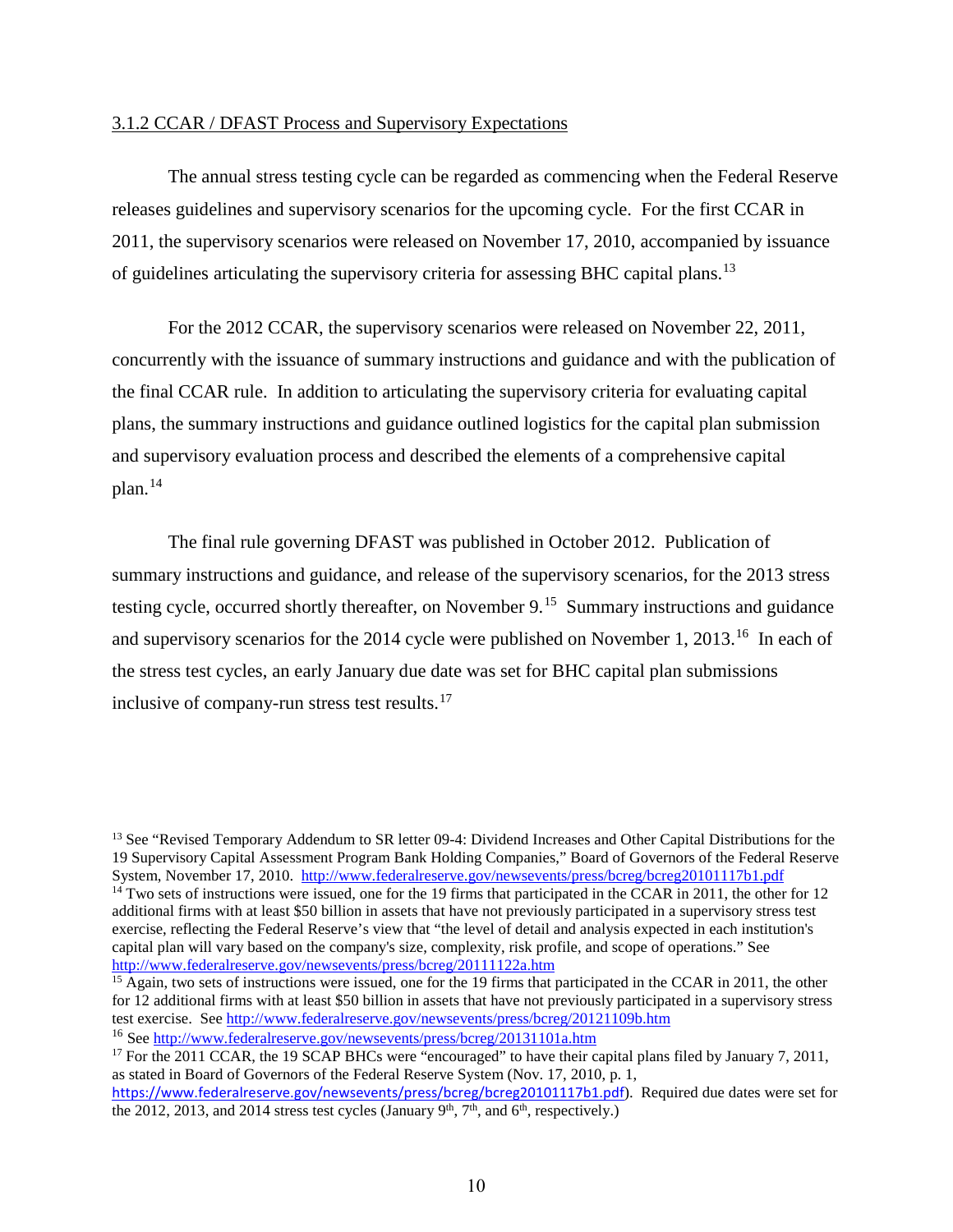### 3.1.2 CCAR / DFAST Process and Supervisory Expectations

The annual stress testing cycle can be regarded as commencing when the Federal Reserve releases guidelines and supervisory scenarios for the upcoming cycle. For the first CCAR in 2011, the supervisory scenarios were released on November 17, 2010, accompanied by issuance of guidelines articulating the supervisory criteria for assessing BHC capital plans.[13]

For the 2012 CCAR, the supervisory scenarios were released on November 22, 2011, concurrently with the issuance of summary instructions and guidance and with the publication of the final CCAR rule. In addition to articulating the supervisory criteria for evaluating capital plans, the summary instructions and guidance outlined logistics for the capital plan submission and supervisory evaluation process and described the elements of a comprehensive capital plan.[14]

The final rule governing DFAST was published in October 2012. Publication of summary instructions and guidance, and release of the supervisory scenarios, for the 2013 stress testing cycle, occurred shortly thereafter, on November 9.[15] Summary instructions and guidance and supervisory scenarios for the 2014 cycle were published on November 1, 2013.[16] In each of the stress test cycles, an early January due date was set for BHC capital plan submissions inclusive of company-run stress test results.[17]

---

[13] See "Revised Temporary Addendum to SR letter 09-4: Dividend Increases and Other Capital Distributions for the 19 Supervisory Capital Assessment Program Bank Holding Companies," Board of Governors of the Federal Reserve System, November 17, 2010. http://www.federalreserve.gov/newsevents/press/bcreg/bcreg20101117b1.pdf

[14] Two sets of instructions were issued, one for the 19 firms that participated in the CCAR in 2011, the other for 12 additional firms with at least $50 billion in assets that have not previously participated in a supervisory stress test exercise, reflecting the Federal Reserve's view that "the level of detail and analysis expected in each institution's capital plan will vary based on the company's size, complexity, risk profile, and scope of operations." See http://www.federalreserve.gov/newsevents/press/bcreg/20111122a.htm

[15] Again, two sets of instructions were issued, one for the 19 firms that participated in the CCAR in 2011, the other for 12 additional firms with at least $50 billion in assets that have not previously participated in a supervisory stress test exercise. See http://www.federalreserve.gov/newsevents/press/bcreg/20121109b.htm

[16] See http://www.federalreserve.gov/newsevents/press/bcreg/20131101a.htm

[17] For the 2011 CCAR, the 19 SCAP BHCs were "encouraged" to have their capital plans filed by January 7, 2011, as stated in Board of Governors of the Federal Reserve System (Nov. 17, 2010, p. 1, https://www.federalreserve.gov/newsevents/press/bcreg/bcreg20101117b1.pdf). Required due dates were set for the 2012, 2013, and 2014 stress test cycles (January 9th, 7th, and 6th, respectively.)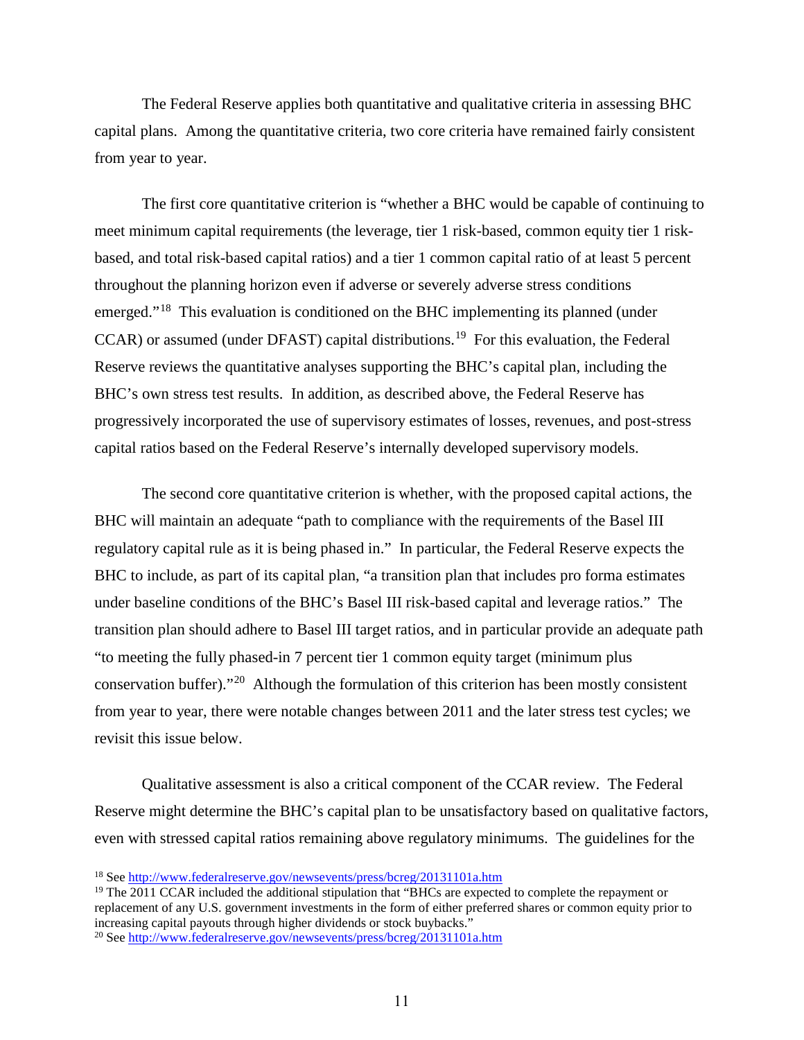The Federal Reserve applies both quantitative and qualitative criteria in assessing BHC capital plans. Among the quantitative criteria, two core criteria have remained fairly consistent from year to year.

The first core quantitative criterion is "whether a BHC would be capable of continuing to meet minimum capital requirements (the leverage, tier 1 risk-based, common equity tier 1 risk-based, and total risk-based capital ratios) and a tier 1 common capital ratio of at least 5 percent throughout the planning horizon even if adverse or severely adverse stress conditions emerged."[18] This evaluation is conditioned on the BHC implementing its planned (under CCAR) or assumed (under DFAST) capital distributions.[19] For this evaluation, the Federal Reserve reviews the quantitative analyses supporting the BHC's capital plan, including the BHC's own stress test results. In addition, as described above, the Federal Reserve has progressively incorporated the use of supervisory estimates of losses, revenues, and post-stress capital ratios based on the Federal Reserve's internally developed supervisory models.

The second core quantitative criterion is whether, with the proposed capital actions, the BHC will maintain an adequate "path to compliance with the requirements of the Basel III regulatory capital rule as it is being phased in." In particular, the Federal Reserve expects the BHC to include, as part of its capital plan, "a transition plan that includes pro forma estimates under baseline conditions of the BHC's Basel III risk-based capital and leverage ratios." The transition plan should adhere to Basel III target ratios, and in particular provide an adequate path "to meeting the fully phased-in 7 percent tier 1 common equity target (minimum plus conservation buffer)."[20] Although the formulation of this criterion has been mostly consistent from year to year, there were notable changes between 2011 and the later stress test cycles; we revisit this issue below.

Qualitative assessment is also a critical component of the CCAR review. The Federal Reserve might determine the BHC's capital plan to be unsatisfactory based on qualitative factors, even with stressed capital ratios remaining above regulatory minimums. The guidelines for the

[18] See http://www.federalreserve.gov/newsevents/press/bcreg/20131101a.htm

[19] The 2011 CCAR included the additional stipulation that "BHCs are expected to complete the repayment or replacement of any U.S. government investments in the form of either preferred shares or common equity prior to increasing capital payouts through higher dividends or stock buybacks."

[20] See http://www.federalreserve.gov/newsevents/press/bcreg/20131101a.htm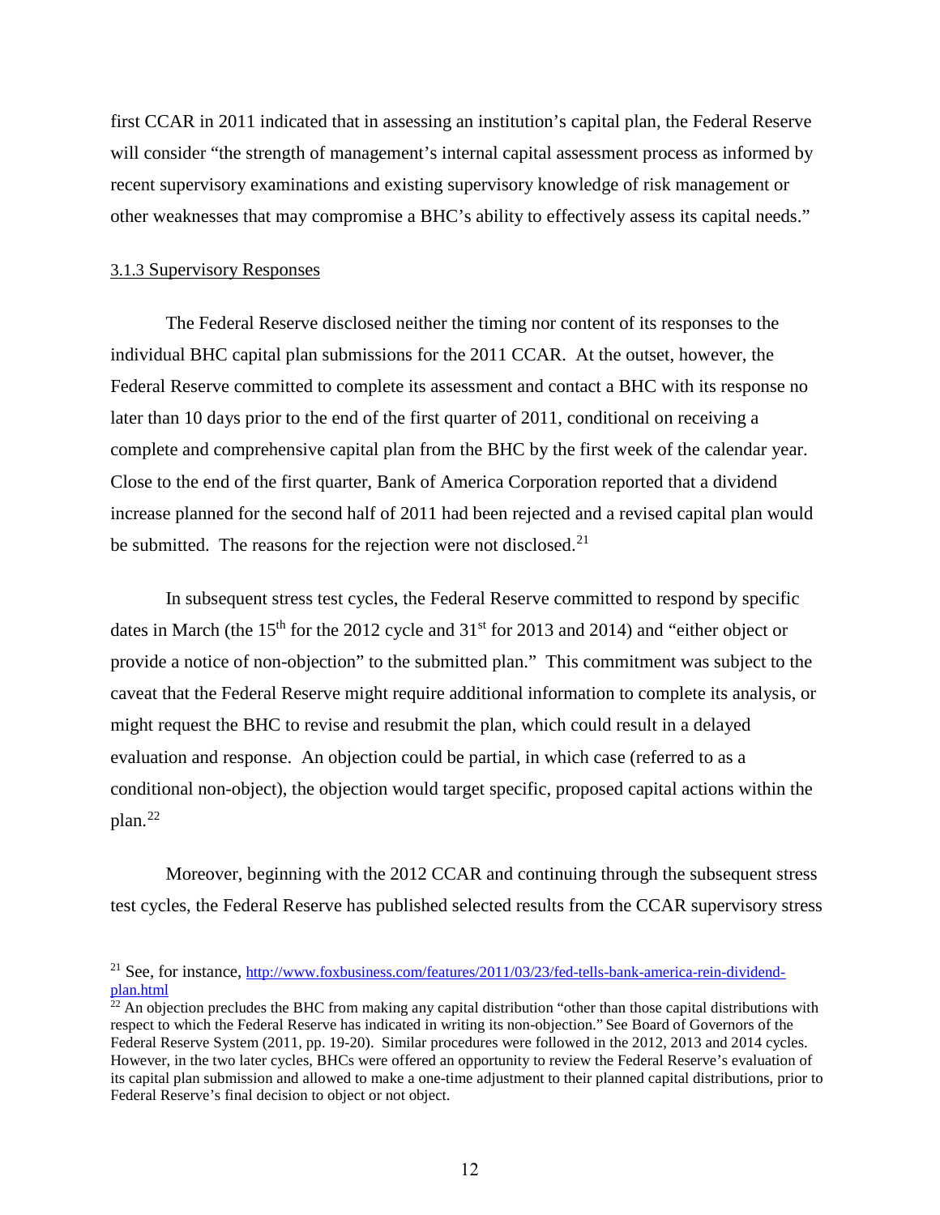first CCAR in 2011 indicated that in assessing an institution's capital plan, the Federal Reserve will consider "the strength of management's internal capital assessment process as informed by recent supervisory examinations and existing supervisory knowledge of risk management or other weaknesses that may compromise a BHC's ability to effectively assess its capital needs."

### 3.1.3 Supervisory Responses

The Federal Reserve disclosed neither the timing nor content of its responses to the individual BHC capital plan submissions for the 2011 CCAR. At the outset, however, the Federal Reserve committed to complete its assessment and contact a BHC with its response no later than 10 days prior to the end of the first quarter of 2011, conditional on receiving a complete and comprehensive capital plan from the BHC by the first week of the calendar year. Close to the end of the first quarter, Bank of America Corporation reported that a dividend increase planned for the second half of 2011 had been rejected and a revised capital plan would be submitted. The reasons for the rejection were not disclosed.[21]

In subsequent stress test cycles, the Federal Reserve committed to respond by specific dates in March (the 15th for the 2012 cycle and 31st for 2013 and 2014) and "either object or provide a notice of non-objection" to the submitted plan." This commitment was subject to the caveat that the Federal Reserve might require additional information to complete its analysis, or might request the BHC to revise and resubmit the plan, which could result in a delayed evaluation and response. An objection could be partial, in which case (referred to as a conditional non-object), the objection would target specific, proposed capital actions within the plan.[22]

Moreover, beginning with the 2012 CCAR and continuing through the subsequent stress test cycles, the Federal Reserve has published selected results from the CCAR supervisory stress

---

[21] See, for instance, http://www.foxbusiness.com/features/2011/03/23/fed-tells-bank-america-rein-dividend-plan.html

[22] An objection precludes the BHC from making any capital distribution "other than those capital distributions with respect to which the Federal Reserve has indicated in writing its non-objection." See Board of Governors of the Federal Reserve System (2011, pp. 19-20). Similar procedures were followed in the 2012, 2013 and 2014 cycles. However, in the two later cycles, BHCs were offered an opportunity to review the Federal Reserve's evaluation of its capital plan submission and allowed to make a one-time adjustment to their planned capital distributions, prior to Federal Reserve's final decision to object or not object.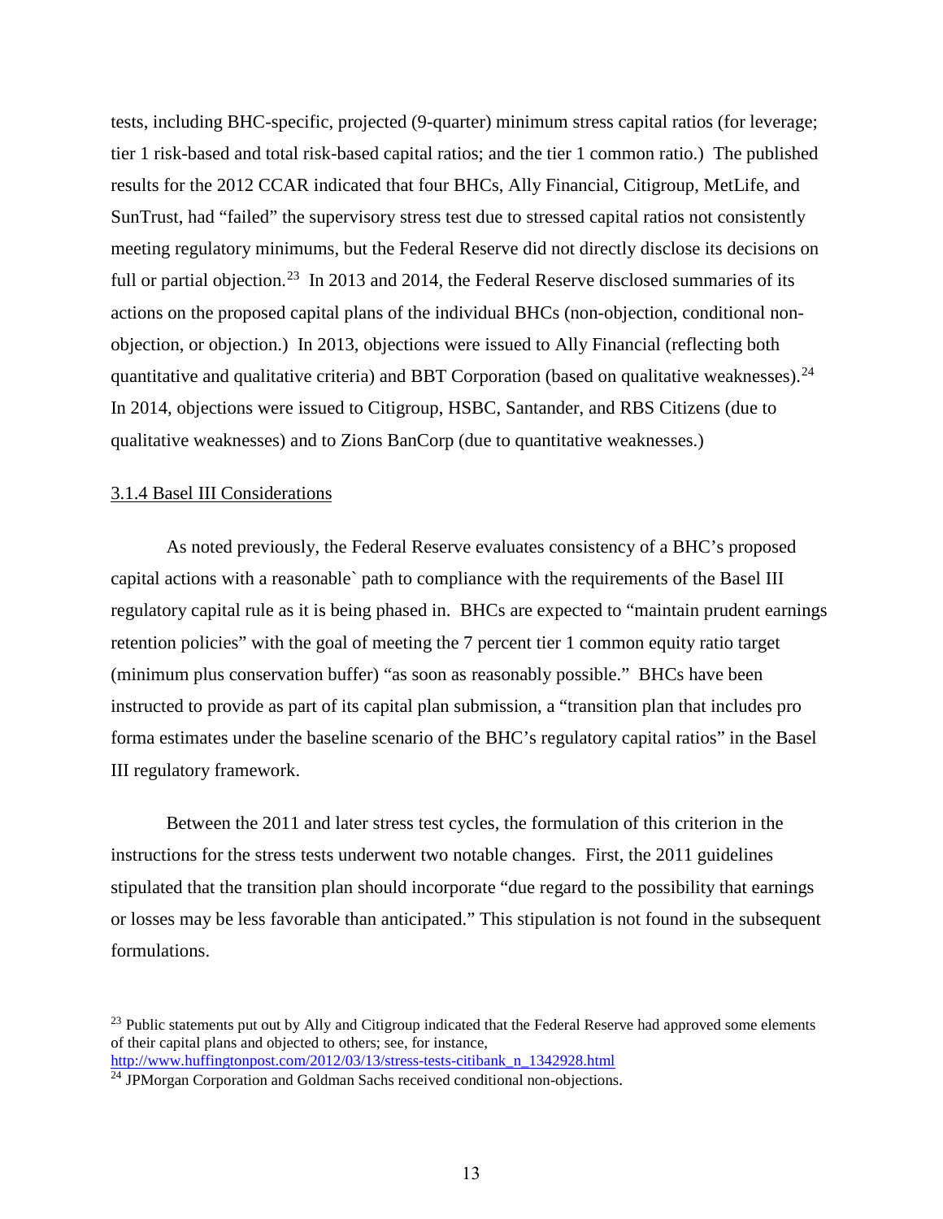tests, including BHC-specific, projected (9-quarter) minimum stress capital ratios (for leverage; tier 1 risk-based and total risk-based capital ratios; and the tier 1 common ratio.) The published results for the 2012 CCAR indicated that four BHCs, Ally Financial, Citigroup, MetLife, and SunTrust, had "failed" the supervisory stress test due to stressed capital ratios not consistently meeting regulatory minimums, but the Federal Reserve did not directly disclose its decisions on full or partial objection.[23] In 2013 and 2014, the Federal Reserve disclosed summaries of its actions on the proposed capital plans of the individual BHCs (non-objection, conditional non-objection, or objection.) In 2013, objections were issued to Ally Financial (reflecting both quantitative and qualitative criteria) and BBT Corporation (based on qualitative weaknesses).[24] In 2014, objections were issued to Citigroup, HSBC, Santander, and RBS Citizens (due to qualitative weaknesses) and to Zions BanCorp (due to quantitative weaknesses.)

## 3.1.4 Basel III Considerations

As noted previously, the Federal Reserve evaluates consistency of a BHC's proposed capital actions with a reasonable` path to compliance with the requirements of the Basel III regulatory capital rule as it is being phased in. BHCs are expected to "maintain prudent earnings retention policies" with the goal of meeting the 7 percent tier 1 common equity ratio target (minimum plus conservation buffer) "as soon as reasonably possible." BHCs have been instructed to provide as part of its capital plan submission, a "transition plan that includes pro forma estimates under the baseline scenario of the BHC's regulatory capital ratios" in the Basel III regulatory framework.

Between the 2011 and later stress test cycles, the formulation of this criterion in the instructions for the stress tests underwent two notable changes. First, the 2011 guidelines stipulated that the transition plan should incorporate "due regard to the possibility that earnings or losses may be less favorable than anticipated." This stipulation is not found in the subsequent formulations.

---

[23] Public statements put out by Ally and Citigroup indicated that the Federal Reserve had approved some elements of their capital plans and objected to others; see, for instance, http://www.huffingtonpost.com/2012/03/13/stress-tests-citibank_n_1342928.html

[24] JPMorgan Corporation and Goldman Sachs received conditional non-objections.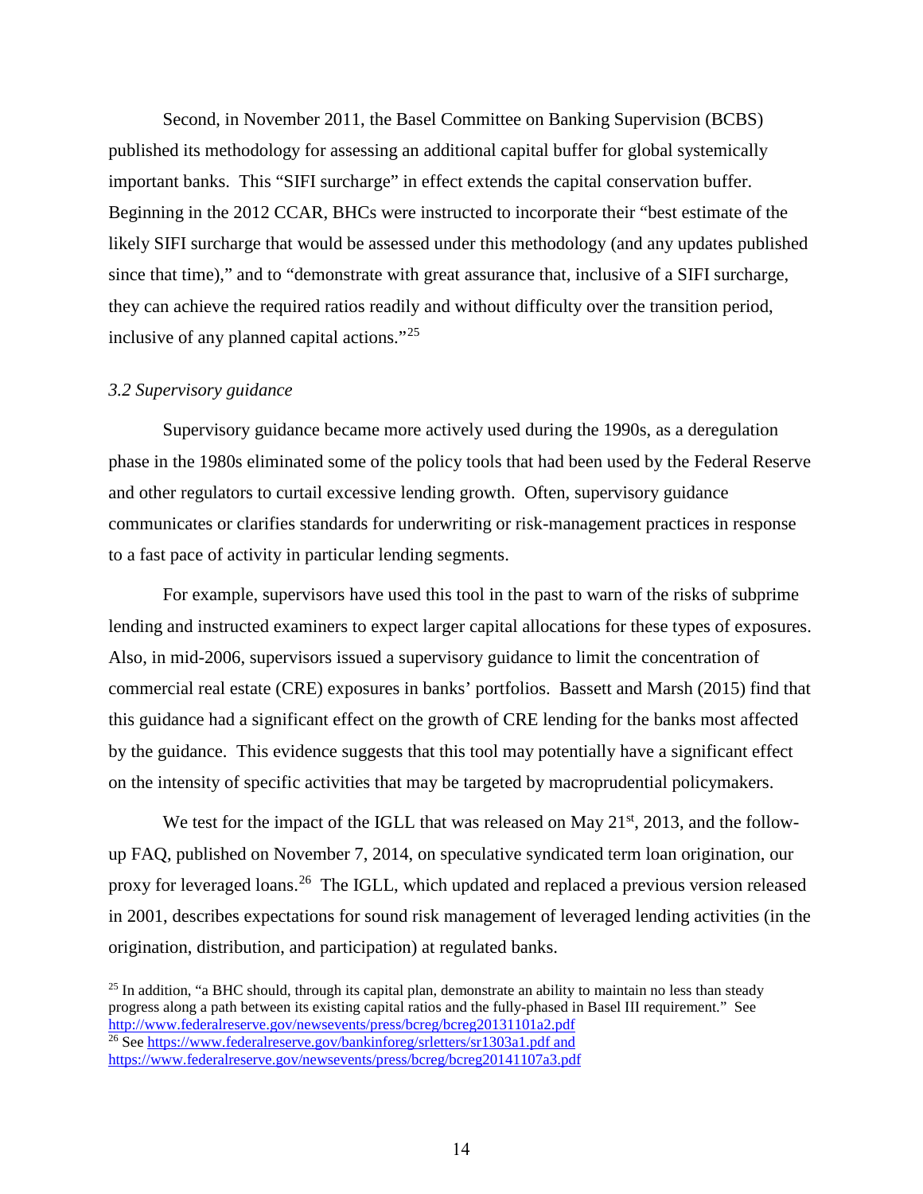Second, in November 2011, the Basel Committee on Banking Supervision (BCBS) published its methodology for assessing an additional capital buffer for global systemically important banks. This "SIFI surcharge" in effect extends the capital conservation buffer. Beginning in the 2012 CCAR, BHCs were instructed to incorporate their "best estimate of the likely SIFI surcharge that would be assessed under this methodology (and any updates published since that time)," and to "demonstrate with great assurance that, inclusive of a SIFI surcharge, they can achieve the required ratios readily and without difficulty over the transition period, inclusive of any planned capital actions."[25]

### *3.2 Supervisory guidance*

Supervisory guidance became more actively used during the 1990s, as a deregulation phase in the 1980s eliminated some of the policy tools that had been used by the Federal Reserve and other regulators to curtail excessive lending growth. Often, supervisory guidance communicates or clarifies standards for underwriting or risk-management practices in response to a fast pace of activity in particular lending segments.

For example, supervisors have used this tool in the past to warn of the risks of subprime lending and instructed examiners to expect larger capital allocations for these types of exposures. Also, in mid-2006, supervisors issued a supervisory guidance to limit the concentration of commercial real estate (CRE) exposures in banks' portfolios. Bassett and Marsh (2015) find that this guidance had a significant effect on the growth of CRE lending for the banks most affected by the guidance. This evidence suggests that this tool may potentially have a significant effect on the intensity of specific activities that may be targeted by macroprudential policymakers.

We test for the impact of the IGLL that was released on May 21st, 2013, and the follow-up FAQ, published on November 7, 2014, on speculative syndicated term loan origination, our proxy for leveraged loans.[26] The IGLL, which updated and replaced a previous version released in 2001, describes expectations for sound risk management of leveraged lending activities (in the origination, distribution, and participation) at regulated banks.

[25] In addition, "a BHC should, through its capital plan, demonstrate an ability to maintain no less than steady progress along a path between its existing capital ratios and the fully-phased in Basel III requirement." See http://www.federalreserve.gov/newsevents/press/bcreg/bcreg20131101a2.pdf

[26] See https://www.federalreserve.gov/bankinforeg/srletters/sr1303a1.pdf and https://www.federalreserve.gov/newsevents/press/bcreg/bcreg20141107a3.pdf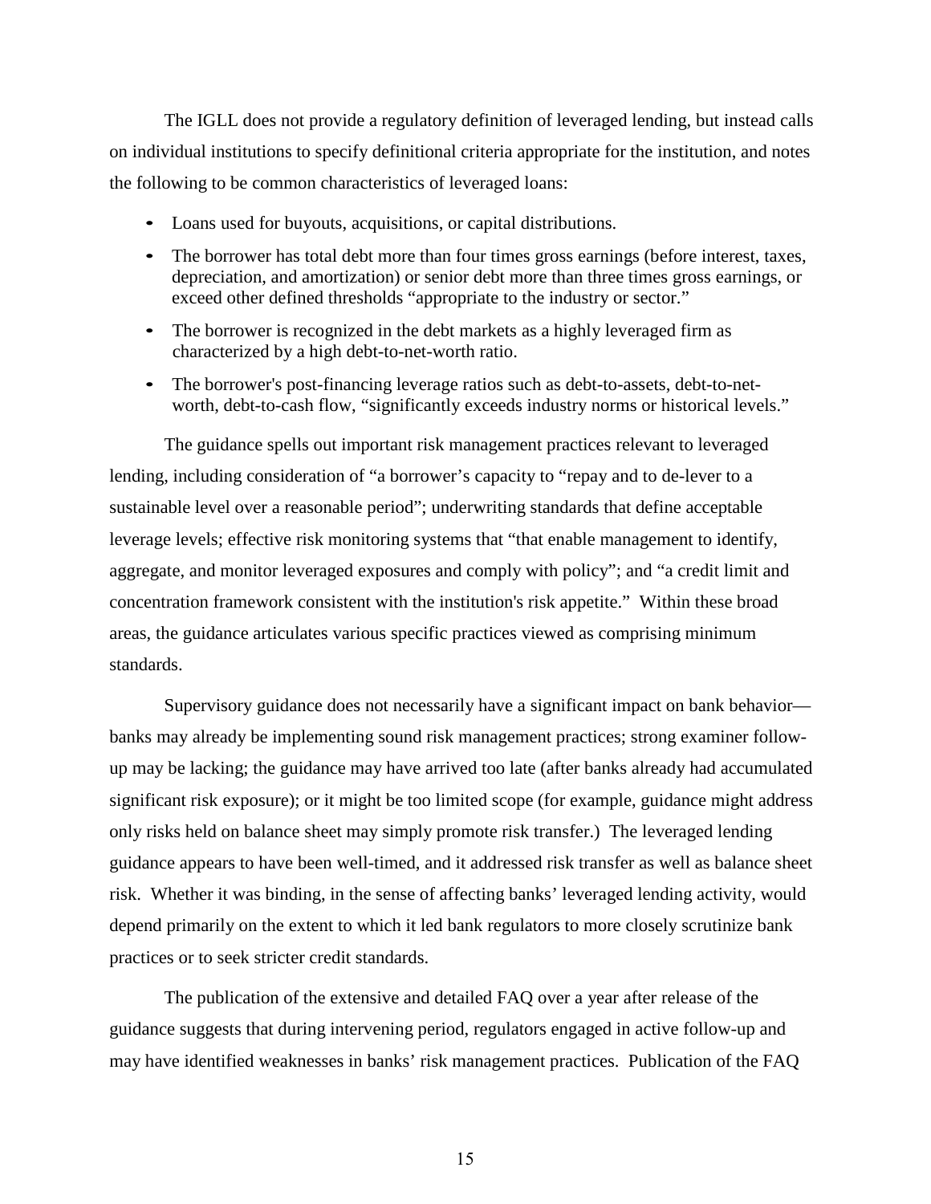The IGLL does not provide a regulatory definition of leveraged lending, but instead calls on individual institutions to specify definitional criteria appropriate for the institution, and notes the following to be common characteristics of leveraged loans:

- Loans used for buyouts, acquisitions, or capital distributions.
- The borrower has total debt more than four times gross earnings (before interest, taxes, depreciation, and amortization) or senior debt more than three times gross earnings, or exceed other defined thresholds "appropriate to the industry or sector."
- The borrower is recognized in the debt markets as a highly leveraged firm as characterized by a high debt-to-net-worth ratio.
- The borrower's post-financing leverage ratios such as debt-to-assets, debt-to-net-worth, debt-to-cash flow, "significantly exceeds industry norms or historical levels."

The guidance spells out important risk management practices relevant to leveraged lending, including consideration of "a borrower's capacity to "repay and to de-lever to a sustainable level over a reasonable period"; underwriting standards that define acceptable leverage levels; effective risk monitoring systems that "that enable management to identify, aggregate, and monitor leveraged exposures and comply with policy"; and "a credit limit and concentration framework consistent with the institution's risk appetite." Within these broad areas, the guidance articulates various specific practices viewed as comprising minimum standards.

Supervisory guidance does not necessarily have a significant impact on bank behavior—banks may already be implementing sound risk management practices; strong examiner follow-up may be lacking; the guidance may have arrived too late (after banks already had accumulated significant risk exposure); or it might be too limited scope (for example, guidance might address only risks held on balance sheet may simply promote risk transfer.) The leveraged lending guidance appears to have been well-timed, and it addressed risk transfer as well as balance sheet risk. Whether it was binding, in the sense of affecting banks' leveraged lending activity, would depend primarily on the extent to which it led bank regulators to more closely scrutinize bank practices or to seek stricter credit standards.

The publication of the extensive and detailed FAQ over a year after release of the guidance suggests that during intervening period, regulators engaged in active follow-up and may have identified weaknesses in banks' risk management practices. Publication of the FAQ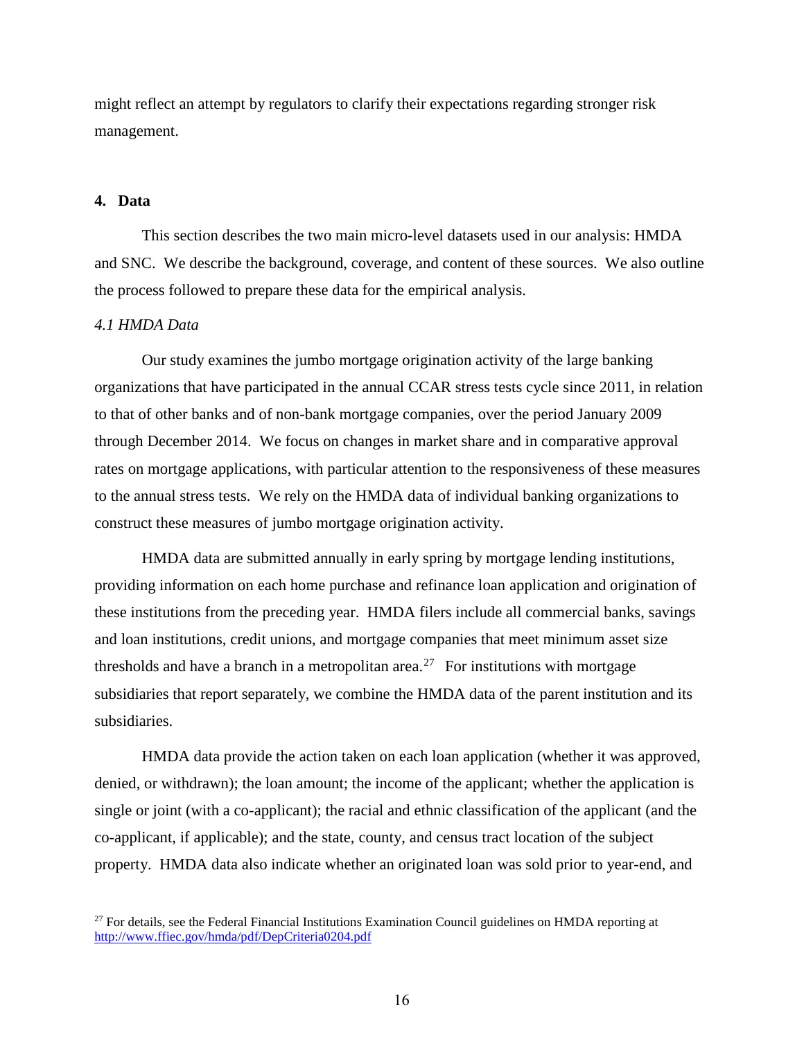might reflect an attempt by regulators to clarify their expectations regarding stronger risk management.

## 4. Data

This section describes the two main micro-level datasets used in our analysis: HMDA and SNC. We describe the background, coverage, and content of these sources. We also outline the process followed to prepare these data for the empirical analysis.

### *4.1 HMDA Data*

Our study examines the jumbo mortgage origination activity of the large banking organizations that have participated in the annual CCAR stress tests cycle since 2011, in relation to that of other banks and of non-bank mortgage companies, over the period January 2009 through December 2014. We focus on changes in market share and in comparative approval rates on mortgage applications, with particular attention to the responsiveness of these measures to the annual stress tests. We rely on the HMDA data of individual banking organizations to construct these measures of jumbo mortgage origination activity.

HMDA data are submitted annually in early spring by mortgage lending institutions, providing information on each home purchase and refinance loan application and origination of these institutions from the preceding year. HMDA filers include all commercial banks, savings and loan institutions, credit unions, and mortgage companies that meet minimum asset size thresholds and have a branch in a metropolitan area.[27] For institutions with mortgage subsidiaries that report separately, we combine the HMDA data of the parent institution and its subsidiaries.

HMDA data provide the action taken on each loan application (whether it was approved, denied, or withdrawn); the loan amount; the income of the applicant; whether the application is single or joint (with a co-applicant); the racial and ethnic classification of the applicant (and the co-applicant, if applicable); and the state, county, and census tract location of the subject property. HMDA data also indicate whether an originated loan was sold prior to year-end, and

[27] For details, see the Federal Financial Institutions Examination Council guidelines on HMDA reporting at http://www.ffiec.gov/hmda/pdf/DepCriteria0204.pdf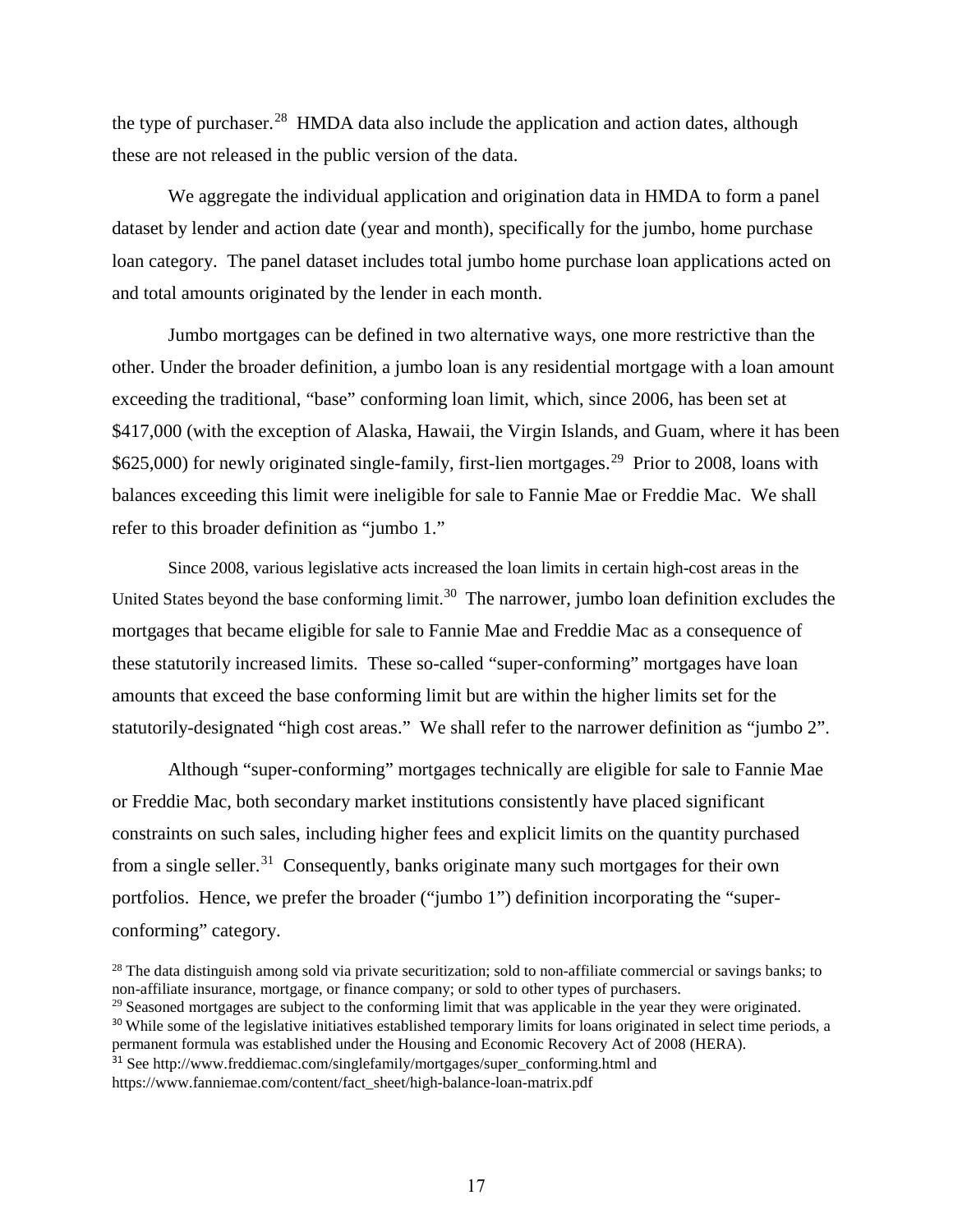the type of purchaser.[28] HMDA data also include the application and action dates, although these are not released in the public version of the data.

We aggregate the individual application and origination data in HMDA to form a panel dataset by lender and action date (year and month), specifically for the jumbo, home purchase loan category. The panel dataset includes total jumbo home purchase loan applications acted on and total amounts originated by the lender in each month.

Jumbo mortgages can be defined in two alternative ways, one more restrictive than the other. Under the broader definition, a jumbo loan is any residential mortgage with a loan amount exceeding the traditional, "base" conforming loan limit, which, since 2006, has been set at \$417,000 (with the exception of Alaska, Hawaii, the Virgin Islands, and Guam, where it has been \$625,000) for newly originated single-family, first-lien mortgages.[29] Prior to 2008, loans with balances exceeding this limit were ineligible for sale to Fannie Mae or Freddie Mac. We shall refer to this broader definition as "jumbo 1."

Since 2008, various legislative acts increased the loan limits in certain high-cost areas in the United States beyond the base conforming limit.[30] The narrower, jumbo loan definition excludes the mortgages that became eligible for sale to Fannie Mae and Freddie Mac as a consequence of these statutorily increased limits. These so-called "super-conforming" mortgages have loan amounts that exceed the base conforming limit but are within the higher limits set for the statutorily-designated "high cost areas." We shall refer to the narrower definition as "jumbo 2".

Although "super-conforming" mortgages technically are eligible for sale to Fannie Mae or Freddie Mac, both secondary market institutions consistently have placed significant constraints on such sales, including higher fees and explicit limits on the quantity purchased from a single seller.[31] Consequently, banks originate many such mortgages for their own portfolios. Hence, we prefer the broader ("jumbo 1") definition incorporating the "super-conforming" category.

[28] The data distinguish among sold via private securitization; sold to non-affiliate commercial or savings banks; to non-affiliate insurance, mortgage, or finance company; or sold to other types of purchasers.

[29] Seasoned mortgages are subject to the conforming limit that was applicable in the year they were originated.

[30] While some of the legislative initiatives established temporary limits for loans originated in select time periods, a permanent formula was established under the Housing and Economic Recovery Act of 2008 (HERA).

[31] See http://www.freddiemac.com/singlefamily/mortgages/super_conforming.html and https://www.fanniemae.com/content/fact_sheet/high-balance-loan-matrix.pdf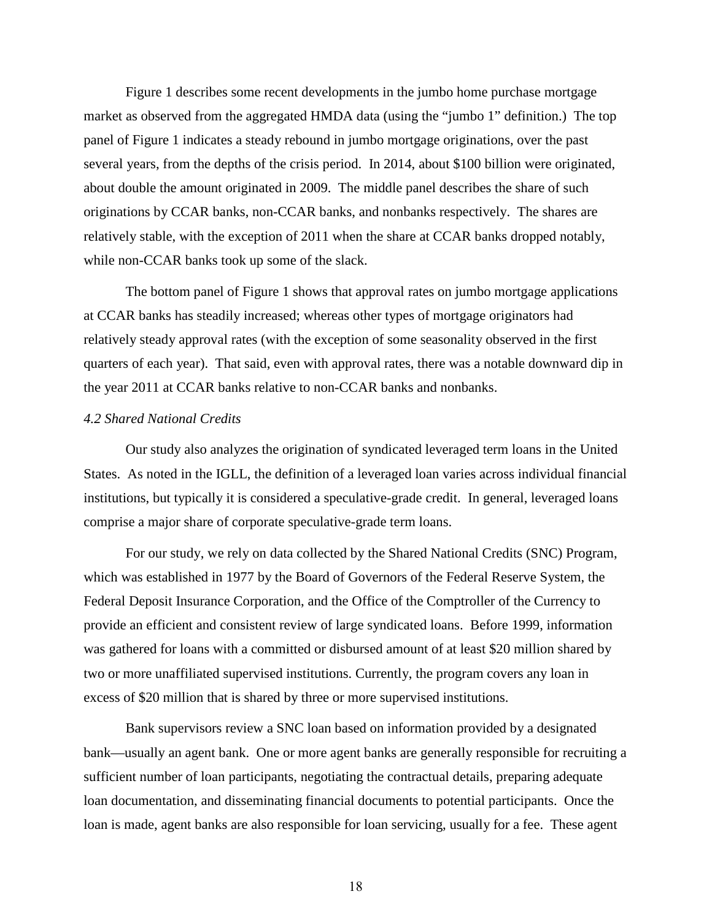Figure 1 describes some recent developments in the jumbo home purchase mortgage market as observed from the aggregated HMDA data (using the "jumbo 1" definition.) The top panel of Figure 1 indicates a steady rebound in jumbo mortgage originations, over the past several years, from the depths of the crisis period. In 2014, about $100 billion were originated, about double the amount originated in 2009. The middle panel describes the share of such originations by CCAR banks, non-CCAR banks, and nonbanks respectively. The shares are relatively stable, with the exception of 2011 when the share at CCAR banks dropped notably, while non-CCAR banks took up some of the slack.

The bottom panel of Figure 1 shows that approval rates on jumbo mortgage applications at CCAR banks has steadily increased; whereas other types of mortgage originators had relatively steady approval rates (with the exception of some seasonality observed in the first quarters of each year). That said, even with approval rates, there was a notable downward dip in the year 2011 at CCAR banks relative to non-CCAR banks and nonbanks.

### *4.2 Shared National Credits*

Our study also analyzes the origination of syndicated leveraged term loans in the United States. As noted in the IGLL, the definition of a leveraged loan varies across individual financial institutions, but typically it is considered a speculative-grade credit. In general, leveraged loans comprise a major share of corporate speculative-grade term loans.

For our study, we rely on data collected by the Shared National Credits (SNC) Program, which was established in 1977 by the Board of Governors of the Federal Reserve System, the Federal Deposit Insurance Corporation, and the Office of the Comptroller of the Currency to provide an efficient and consistent review of large syndicated loans. Before 1999, information was gathered for loans with a committed or disbursed amount of at least $20 million shared by two or more unaffiliated supervised institutions. Currently, the program covers any loan in excess of $20 million that is shared by three or more supervised institutions.

Bank supervisors review a SNC loan based on information provided by a designated bank—usually an agent bank. One or more agent banks are generally responsible for recruiting a sufficient number of loan participants, negotiating the contractual details, preparing adequate loan documentation, and disseminating financial documents to potential participants. Once the loan is made, agent banks are also responsible for loan servicing, usually for a fee. These agent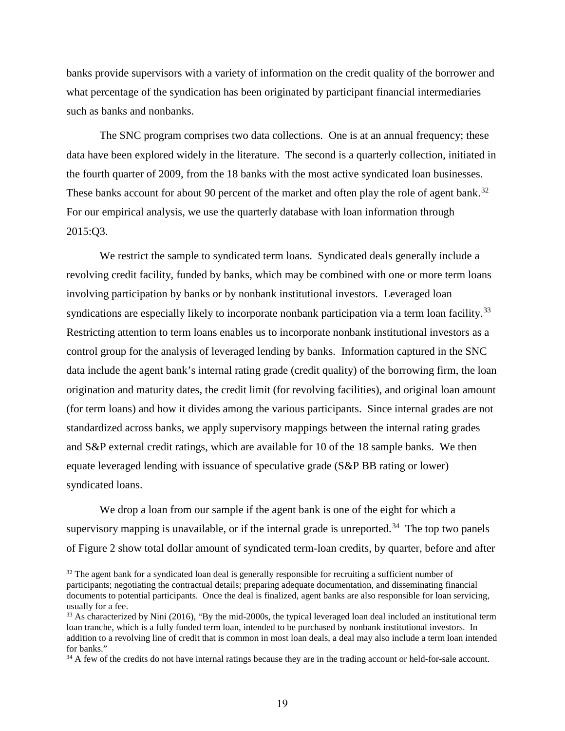banks provide supervisors with a variety of information on the credit quality of the borrower and what percentage of the syndication has been originated by participant financial intermediaries such as banks and nonbanks.

The SNC program comprises two data collections. One is at an annual frequency; these data have been explored widely in the literature. The second is a quarterly collection, initiated in the fourth quarter of 2009, from the 18 banks with the most active syndicated loan businesses. These banks account for about 90 percent of the market and often play the role of agent bank.[32] For our empirical analysis, we use the quarterly database with loan information through 2015:Q3.

We restrict the sample to syndicated term loans. Syndicated deals generally include a revolving credit facility, funded by banks, which may be combined with one or more term loans involving participation by banks or by nonbank institutional investors. Leveraged loan syndications are especially likely to incorporate nonbank participation via a term loan facility.[33] Restricting attention to term loans enables us to incorporate nonbank institutional investors as a control group for the analysis of leveraged lending by banks. Information captured in the SNC data include the agent bank's internal rating grade (credit quality) of the borrowing firm, the loan origination and maturity dates, the credit limit (for revolving facilities), and original loan amount (for term loans) and how it divides among the various participants. Since internal grades are not standardized across banks, we apply supervisory mappings between the internal rating grades and S&P external credit ratings, which are available for 10 of the 18 sample banks. We then equate leveraged lending with issuance of speculative grade (S&P BB rating or lower) syndicated loans.

We drop a loan from our sample if the agent bank is one of the eight for which a supervisory mapping is unavailable, or if the internal grade is unreported.[34] The top two panels of Figure 2 show total dollar amount of syndicated term-loan credits, by quarter, before and after

[32] The agent bank for a syndicated loan deal is generally responsible for recruiting a sufficient number of participants; negotiating the contractual details; preparing adequate documentation, and disseminating financial documents to potential participants. Once the deal is finalized, agent banks are also responsible for loan servicing, usually for a fee.

[33] As characterized by Nini (2016), "By the mid-2000s, the typical leveraged loan deal included an institutional term loan tranche, which is a fully funded term loan, intended to be purchased by nonbank institutional investors. In addition to a revolving line of credit that is common in most loan deals, a deal may also include a term loan intended for banks."

[34] A few of the credits do not have internal ratings because they are in the trading account or held-for-sale account.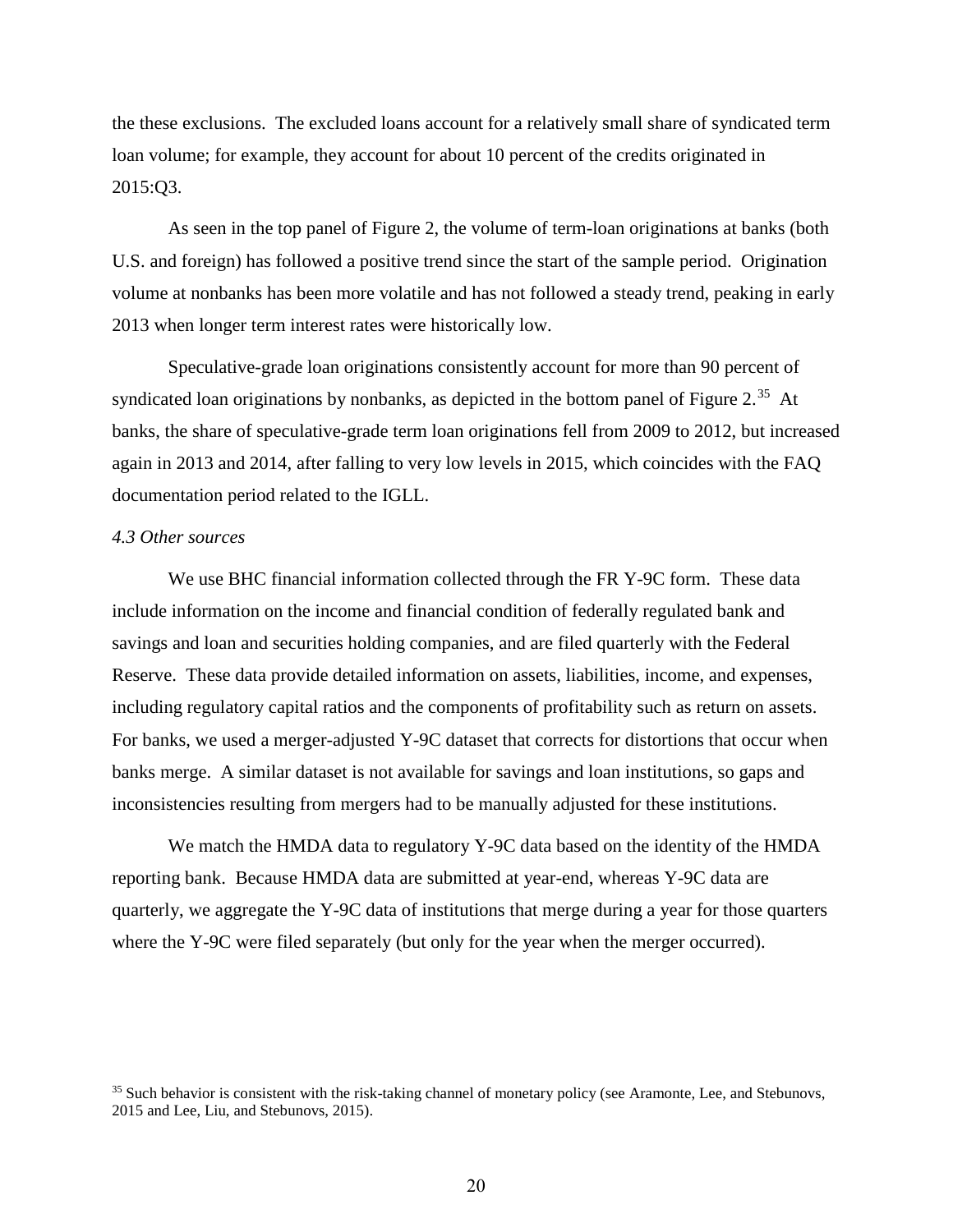the these exclusions. The excluded loans account for a relatively small share of syndicated term loan volume; for example, they account for about 10 percent of the credits originated in 2015:Q3.

As seen in the top panel of Figure 2, the volume of term-loan originations at banks (both U.S. and foreign) has followed a positive trend since the start of the sample period. Origination volume at nonbanks has been more volatile and has not followed a steady trend, peaking in early 2013 when longer term interest rates were historically low.

Speculative-grade loan originations consistently account for more than 90 percent of syndicated loan originations by nonbanks, as depicted in the bottom panel of Figure 2.[35] At banks, the share of speculative-grade term loan originations fell from 2009 to 2012, but increased again in 2013 and 2014, after falling to very low levels in 2015, which coincides with the FAQ documentation period related to the IGLL.

### *4.3 Other sources*

We use BHC financial information collected through the FR Y-9C form. These data include information on the income and financial condition of federally regulated bank and savings and loan and securities holding companies, and are filed quarterly with the Federal Reserve. These data provide detailed information on assets, liabilities, income, and expenses, including regulatory capital ratios and the components of profitability such as return on assets. For banks, we used a merger-adjusted Y-9C dataset that corrects for distortions that occur when banks merge. A similar dataset is not available for savings and loan institutions, so gaps and inconsistencies resulting from mergers had to be manually adjusted for these institutions.

We match the HMDA data to regulatory Y-9C data based on the identity of the HMDA reporting bank. Because HMDA data are submitted at year-end, whereas Y-9C data are quarterly, we aggregate the Y-9C data of institutions that merge during a year for those quarters where the Y-9C were filed separately (but only for the year when the merger occurred).

[35] Such behavior is consistent with the risk-taking channel of monetary policy (see Aramonte, Lee, and Stebunovs, 2015 and Lee, Liu, and Stebunovs, 2015).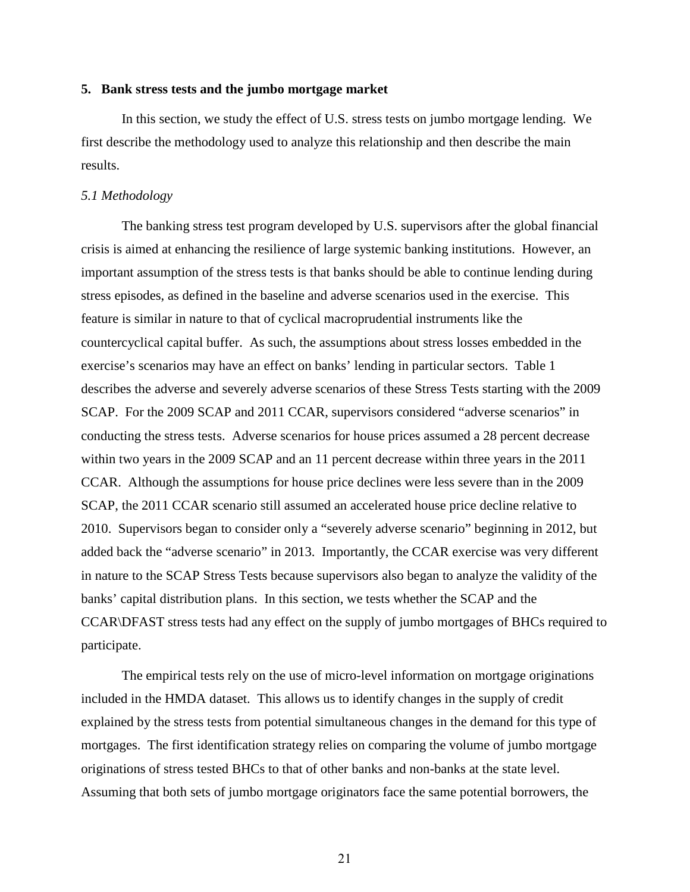## 5. Bank stress tests and the jumbo mortgage market

In this section, we study the effect of U.S. stress tests on jumbo mortgage lending. We first describe the methodology used to analyze this relationship and then describe the main results.

### *5.1 Methodology*

The banking stress test program developed by U.S. supervisors after the global financial crisis is aimed at enhancing the resilience of large systemic banking institutions. However, an important assumption of the stress tests is that banks should be able to continue lending during stress episodes, as defined in the baseline and adverse scenarios used in the exercise. This feature is similar in nature to that of cyclical macroprudential instruments like the countercyclical capital buffer. As such, the assumptions about stress losses embedded in the exercise's scenarios may have an effect on banks' lending in particular sectors. Table 1 describes the adverse and severely adverse scenarios of these Stress Tests starting with the 2009 SCAP. For the 2009 SCAP and 2011 CCAR, supervisors considered "adverse scenarios" in conducting the stress tests. Adverse scenarios for house prices assumed a 28 percent decrease within two years in the 2009 SCAP and an 11 percent decrease within three years in the 2011 CCAR. Although the assumptions for house price declines were less severe than in the 2009 SCAP, the 2011 CCAR scenario still assumed an accelerated house price decline relative to 2010. Supervisors began to consider only a "severely adverse scenario" beginning in 2012, but added back the "adverse scenario" in 2013. Importantly, the CCAR exercise was very different in nature to the SCAP Stress Tests because supervisors also began to analyze the validity of the banks' capital distribution plans. In this section, we tests whether the SCAP and the CCAR\DFAST stress tests had any effect on the supply of jumbo mortgages of BHCs required to participate.

The empirical tests rely on the use of micro-level information on mortgage originations included in the HMDA dataset. This allows us to identify changes in the supply of credit explained by the stress tests from potential simultaneous changes in the demand for this type of mortgages. The first identification strategy relies on comparing the volume of jumbo mortgage originations of stress tested BHCs to that of other banks and non-banks at the state level. Assuming that both sets of jumbo mortgage originators face the same potential borrowers, the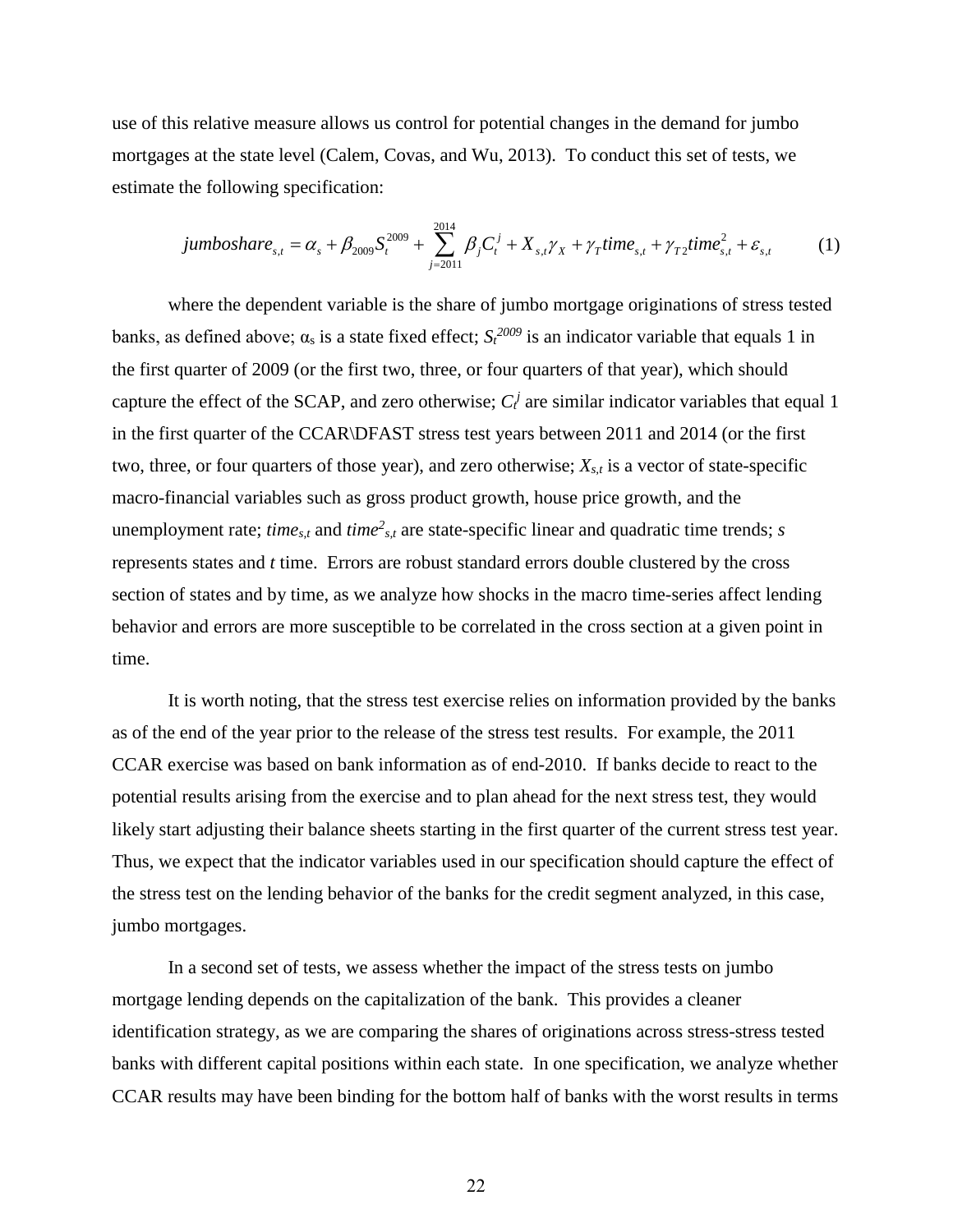use of this relative measure allows us control for potential changes in the demand for jumbo mortgages at the state level (Calem, Covas, and Wu, 2013). To conduct this set of tests, we estimate the following specification:

$$jumboshare_{s,t} = \alpha_s + \beta_{2009} S_t^{2009} + \sum_{j=2011}^{2014} \beta_j C_t^j + X_{s,t}\gamma_X + \gamma_T time_{s,t} + \gamma_{T2} time_{s,t}^2 + \varepsilon_{s,t} \qquad (1)$$

where the dependent variable is the share of jumbo mortgage originations of stress tested banks, as defined above; $\alpha_s$ is a state fixed effect; $S_t^{2009}$ is an indicator variable that equals 1 in the first quarter of 2009 (or the first two, three, or four quarters of that year), which should capture the effect of the SCAP, and zero otherwise; $C_t^j$ are similar indicator variables that equal 1 in the first quarter of the CCAR\DFAST stress test years between 2011 and 2014 (or the first two, three, or four quarters of those year), and zero otherwise; $X_{s,t}$ is a vector of state-specific macro-financial variables such as gross product growth, house price growth, and the unemployment rate; $time_{s,t}$ and $time^2_{s,t}$ are state-specific linear and quadratic time trends; *s* represents states and *t* time. Errors are robust standard errors double clustered by the cross section of states and by time, as we analyze how shocks in the macro time-series affect lending behavior and errors are more susceptible to be correlated in the cross section at a given point in time.

It is worth noting, that the stress test exercise relies on information provided by the banks as of the end of the year prior to the release of the stress test results. For example, the 2011 CCAR exercise was based on bank information as of end-2010. If banks decide to react to the potential results arising from the exercise and to plan ahead for the next stress test, they would likely start adjusting their balance sheets starting in the first quarter of the current stress test year. Thus, we expect that the indicator variables used in our specification should capture the effect of the stress test on the lending behavior of the banks for the credit segment analyzed, in this case, jumbo mortgages.

In a second set of tests, we assess whether the impact of the stress tests on jumbo mortgage lending depends on the capitalization of the bank. This provides a cleaner identification strategy, as we are comparing the shares of originations across stress-stress tested banks with different capital positions within each state. In one specification, we analyze whether CCAR results may have been binding for the bottom half of banks with the worst results in terms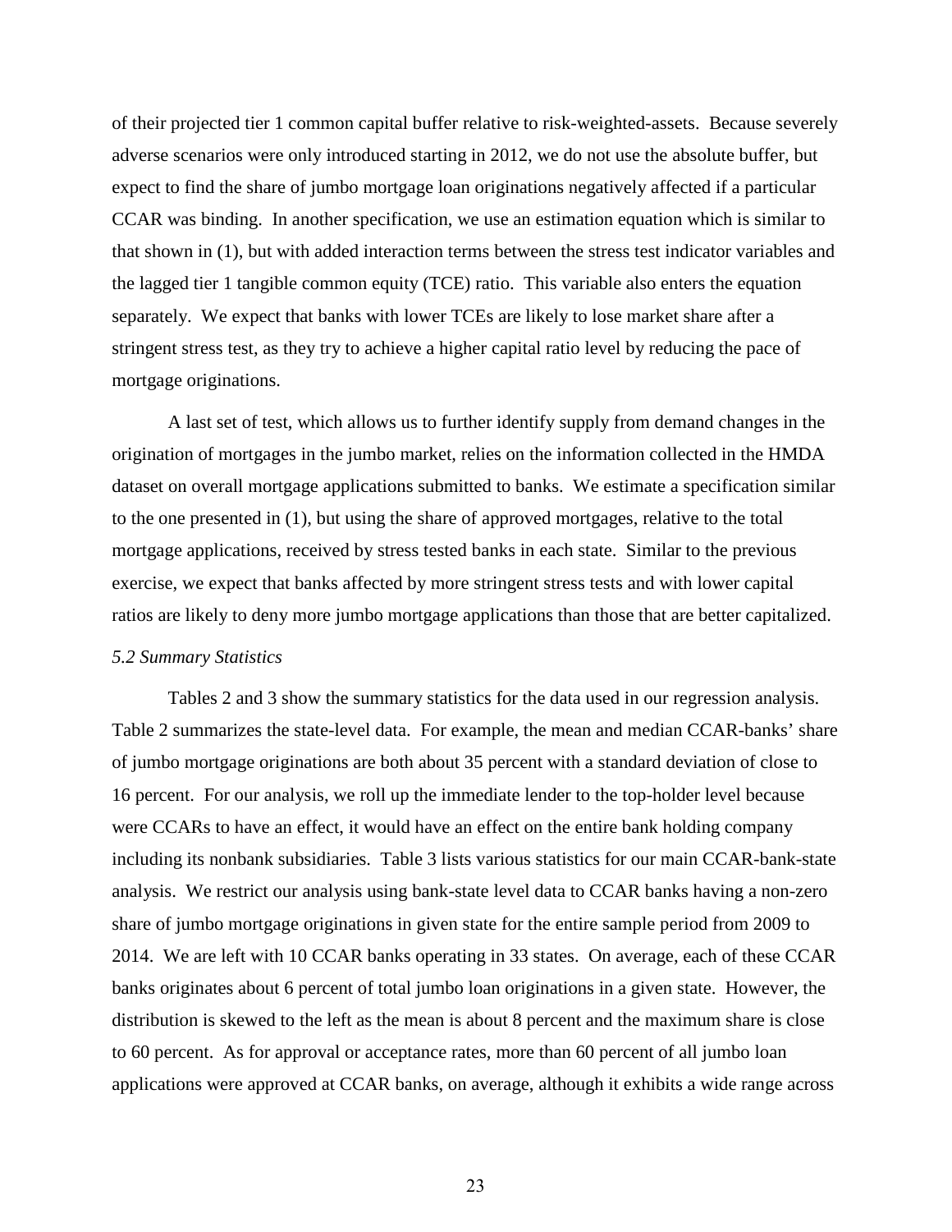of their projected tier 1 common capital buffer relative to risk-weighted-assets. Because severely adverse scenarios were only introduced starting in 2012, we do not use the absolute buffer, but expect to find the share of jumbo mortgage loan originations negatively affected if a particular CCAR was binding. In another specification, we use an estimation equation which is similar to that shown in (1), but with added interaction terms between the stress test indicator variables and the lagged tier 1 tangible common equity (TCE) ratio. This variable also enters the equation separately. We expect that banks with lower TCEs are likely to lose market share after a stringent stress test, as they try to achieve a higher capital ratio level by reducing the pace of mortgage originations.

A last set of test, which allows us to further identify supply from demand changes in the origination of mortgages in the jumbo market, relies on the information collected in the HMDA dataset on overall mortgage applications submitted to banks. We estimate a specification similar to the one presented in (1), but using the share of approved mortgages, relative to the total mortgage applications, received by stress tested banks in each state. Similar to the previous exercise, we expect that banks affected by more stringent stress tests and with lower capital ratios are likely to deny more jumbo mortgage applications than those that are better capitalized.

### *5.2 Summary Statistics*

Tables 2 and 3 show the summary statistics for the data used in our regression analysis. Table 2 summarizes the state-level data. For example, the mean and median CCAR-banks' share of jumbo mortgage originations are both about 35 percent with a standard deviation of close to 16 percent. For our analysis, we roll up the immediate lender to the top-holder level because were CCARs to have an effect, it would have an effect on the entire bank holding company including its nonbank subsidiaries. Table 3 lists various statistics for our main CCAR-bank-state analysis. We restrict our analysis using bank-state level data to CCAR banks having a non-zero share of jumbo mortgage originations in given state for the entire sample period from 2009 to 2014. We are left with 10 CCAR banks operating in 33 states. On average, each of these CCAR banks originates about 6 percent of total jumbo loan originations in a given state. However, the distribution is skewed to the left as the mean is about 8 percent and the maximum share is close to 60 percent. As for approval or acceptance rates, more than 60 percent of all jumbo loan applications were approved at CCAR banks, on average, although it exhibits a wide range across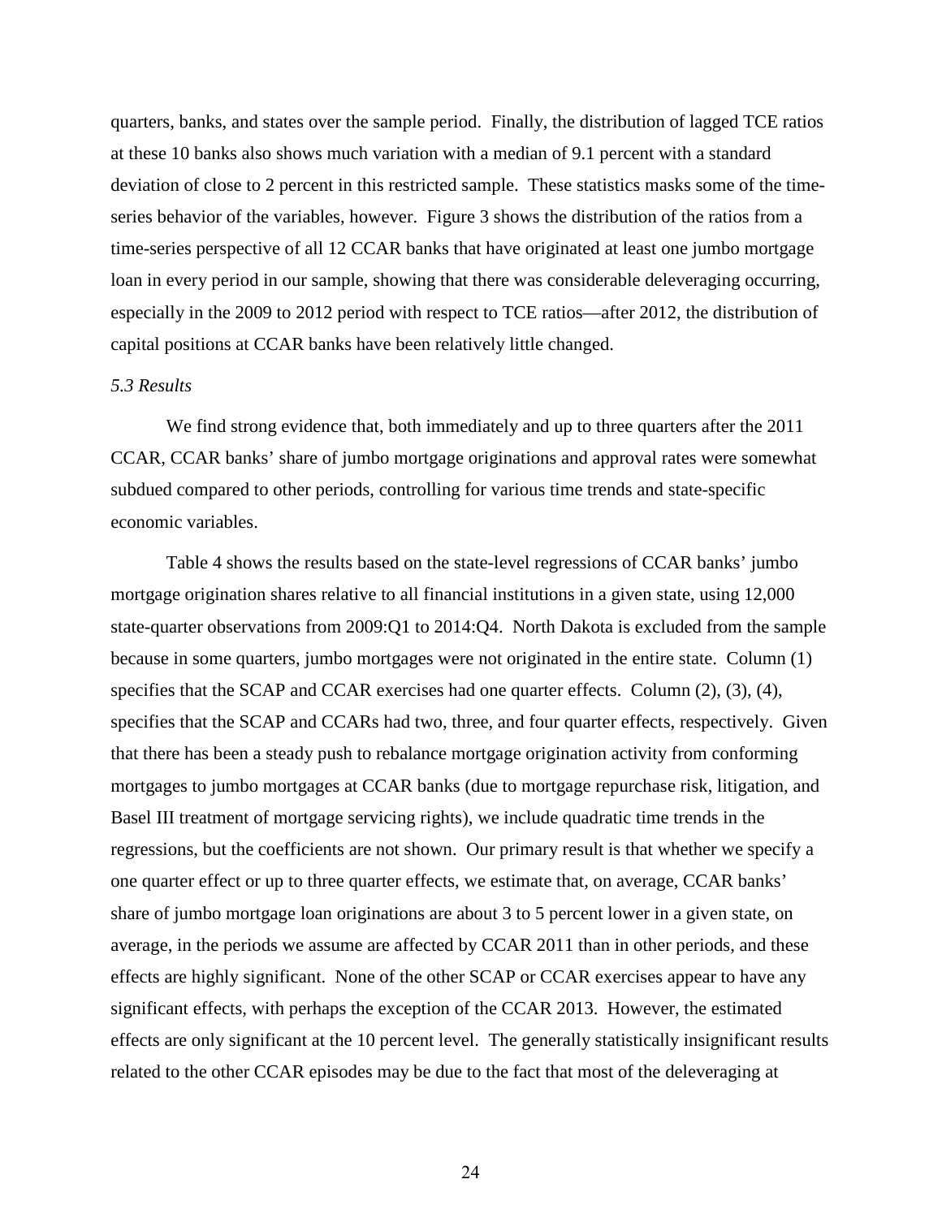quarters, banks, and states over the sample period. Finally, the distribution of lagged TCE ratios at these 10 banks also shows much variation with a median of 9.1 percent with a standard deviation of close to 2 percent in this restricted sample. These statistics masks some of the time-series behavior of the variables, however. Figure 3 shows the distribution of the ratios from a time-series perspective of all 12 CCAR banks that have originated at least one jumbo mortgage loan in every period in our sample, showing that there was considerable deleveraging occurring, especially in the 2009 to 2012 period with respect to TCE ratios—after 2012, the distribution of capital positions at CCAR banks have been relatively little changed.

*5.3 Results*

We find strong evidence that, both immediately and up to three quarters after the 2011 CCAR, CCAR banks' share of jumbo mortgage originations and approval rates were somewhat subdued compared to other periods, controlling for various time trends and state-specific economic variables.

Table 4 shows the results based on the state-level regressions of CCAR banks' jumbo mortgage origination shares relative to all financial institutions in a given state, using 12,000 state-quarter observations from 2009:Q1 to 2014:Q4. North Dakota is excluded from the sample because in some quarters, jumbo mortgages were not originated in the entire state. Column (1) specifies that the SCAP and CCAR exercises had one quarter effects. Column (2), (3), (4), specifies that the SCAP and CCARs had two, three, and four quarter effects, respectively. Given that there has been a steady push to rebalance mortgage origination activity from conforming mortgages to jumbo mortgages at CCAR banks (due to mortgage repurchase risk, litigation, and Basel III treatment of mortgage servicing rights), we include quadratic time trends in the regressions, but the coefficients are not shown. Our primary result is that whether we specify a one quarter effect or up to three quarter effects, we estimate that, on average, CCAR banks' share of jumbo mortgage loan originations are about 3 to 5 percent lower in a given state, on average, in the periods we assume are affected by CCAR 2011 than in other periods, and these effects are highly significant. None of the other SCAP or CCAR exercises appear to have any significant effects, with perhaps the exception of the CCAR 2013. However, the estimated effects are only significant at the 10 percent level. The generally statistically insignificant results related to the other CCAR episodes may be due to the fact that most of the deleveraging at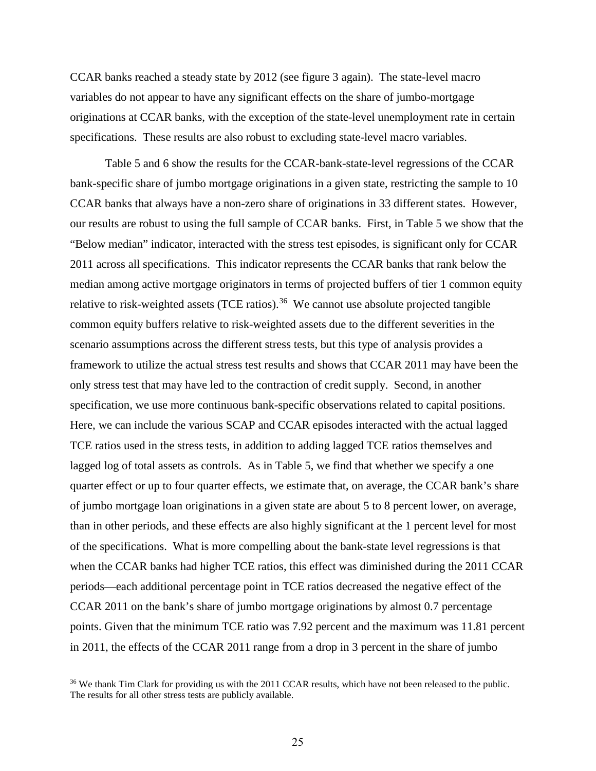CCAR banks reached a steady state by 2012 (see figure 3 again). The state-level macro variables do not appear to have any significant effects on the share of jumbo-mortgage originations at CCAR banks, with the exception of the state-level unemployment rate in certain specifications. These results are also robust to excluding state-level macro variables.

Table 5 and 6 show the results for the CCAR-bank-state-level regressions of the CCAR bank-specific share of jumbo mortgage originations in a given state, restricting the sample to 10 CCAR banks that always have a non-zero share of originations in 33 different states. However, our results are robust to using the full sample of CCAR banks. First, in Table 5 we show that the "Below median" indicator, interacted with the stress test episodes, is significant only for CCAR 2011 across all specifications. This indicator represents the CCAR banks that rank below the median among active mortgage originators in terms of projected buffers of tier 1 common equity relative to risk-weighted assets (TCE ratios).[36] We cannot use absolute projected tangible common equity buffers relative to risk-weighted assets due to the different severities in the scenario assumptions across the different stress tests, but this type of analysis provides a framework to utilize the actual stress test results and shows that CCAR 2011 may have been the only stress test that may have led to the contraction of credit supply. Second, in another specification, we use more continuous bank-specific observations related to capital positions. Here, we can include the various SCAP and CCAR episodes interacted with the actual lagged TCE ratios used in the stress tests, in addition to adding lagged TCE ratios themselves and lagged log of total assets as controls. As in Table 5, we find that whether we specify a one quarter effect or up to four quarter effects, we estimate that, on average, the CCAR bank's share of jumbo mortgage loan originations in a given state are about 5 to 8 percent lower, on average, than in other periods, and these effects are also highly significant at the 1 percent level for most of the specifications. What is more compelling about the bank-state level regressions is that when the CCAR banks had higher TCE ratios, this effect was diminished during the 2011 CCAR periods—each additional percentage point in TCE ratios decreased the negative effect of the CCAR 2011 on the bank's share of jumbo mortgage originations by almost 0.7 percentage points. Given that the minimum TCE ratio was 7.92 percent and the maximum was 11.81 percent in 2011, the effects of the CCAR 2011 range from a drop in 3 percent in the share of jumbo

[36] We thank Tim Clark for providing us with the 2011 CCAR results, which have not been released to the public. The results for all other stress tests are publicly available.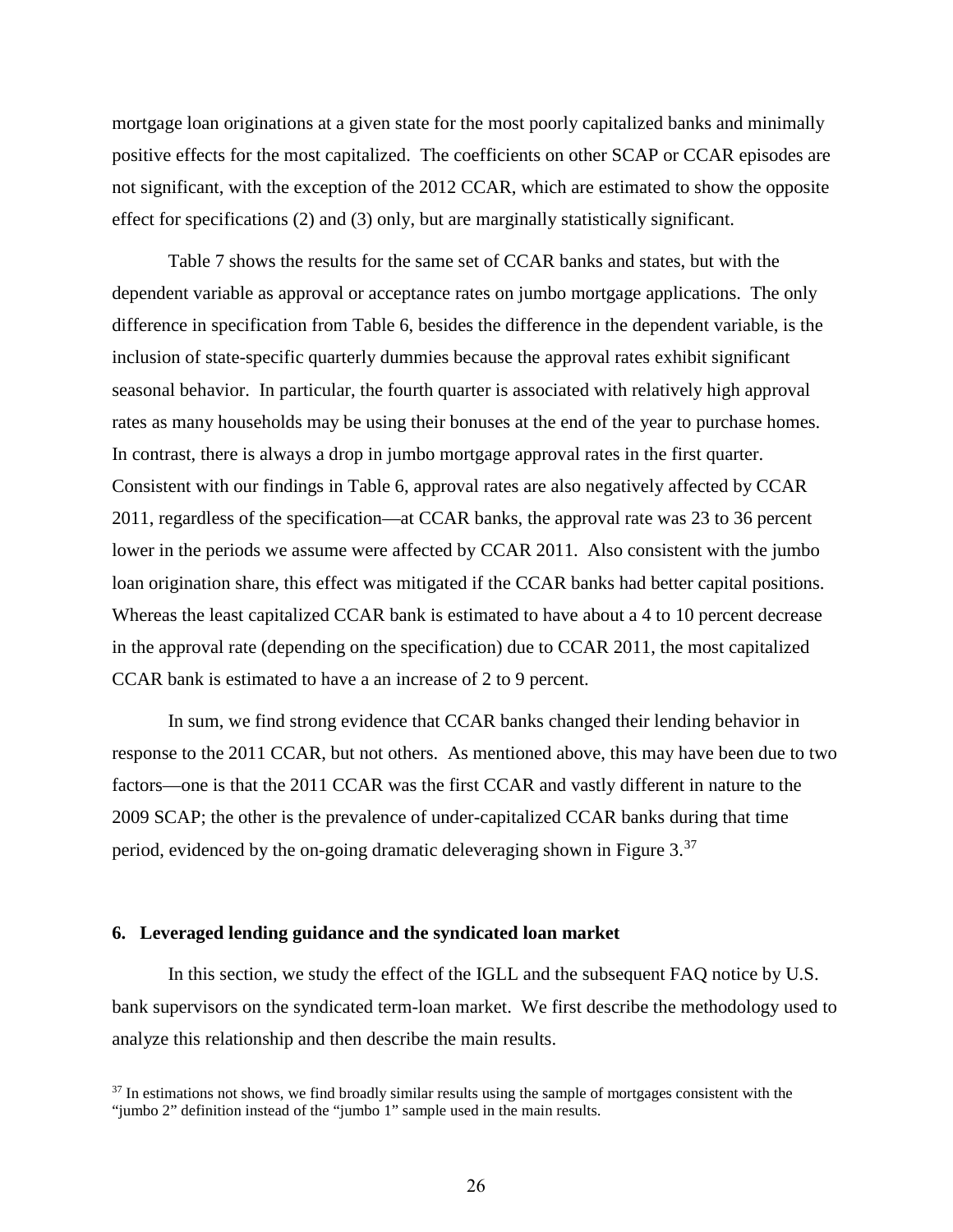mortgage loan originations at a given state for the most poorly capitalized banks and minimally positive effects for the most capitalized. The coefficients on other SCAP or CCAR episodes are not significant, with the exception of the 2012 CCAR, which are estimated to show the opposite effect for specifications (2) and (3) only, but are marginally statistically significant.

Table 7 shows the results for the same set of CCAR banks and states, but with the dependent variable as approval or acceptance rates on jumbo mortgage applications. The only difference in specification from Table 6, besides the difference in the dependent variable, is the inclusion of state-specific quarterly dummies because the approval rates exhibit significant seasonal behavior. In particular, the fourth quarter is associated with relatively high approval rates as many households may be using their bonuses at the end of the year to purchase homes. In contrast, there is always a drop in jumbo mortgage approval rates in the first quarter. Consistent with our findings in Table 6, approval rates are also negatively affected by CCAR 2011, regardless of the specification—at CCAR banks, the approval rate was 23 to 36 percent lower in the periods we assume were affected by CCAR 2011. Also consistent with the jumbo loan origination share, this effect was mitigated if the CCAR banks had better capital positions. Whereas the least capitalized CCAR bank is estimated to have about a 4 to 10 percent decrease in the approval rate (depending on the specification) due to CCAR 2011, the most capitalized CCAR bank is estimated to have a an increase of 2 to 9 percent.

In sum, we find strong evidence that CCAR banks changed their lending behavior in response to the 2011 CCAR, but not others. As mentioned above, this may have been due to two factors—one is that the 2011 CCAR was the first CCAR and vastly different in nature to the 2009 SCAP; the other is the prevalence of under-capitalized CCAR banks during that time period, evidenced by the on-going dramatic deleveraging shown in Figure 3.[37]

## 6. Leveraged lending guidance and the syndicated loan market

In this section, we study the effect of the IGLL and the subsequent FAQ notice by U.S. bank supervisors on the syndicated term-loan market. We first describe the methodology used to analyze this relationship and then describe the main results.

[37] In estimations not shows, we find broadly similar results using the sample of mortgages consistent with the "jumbo 2" definition instead of the "jumbo 1" sample used in the main results.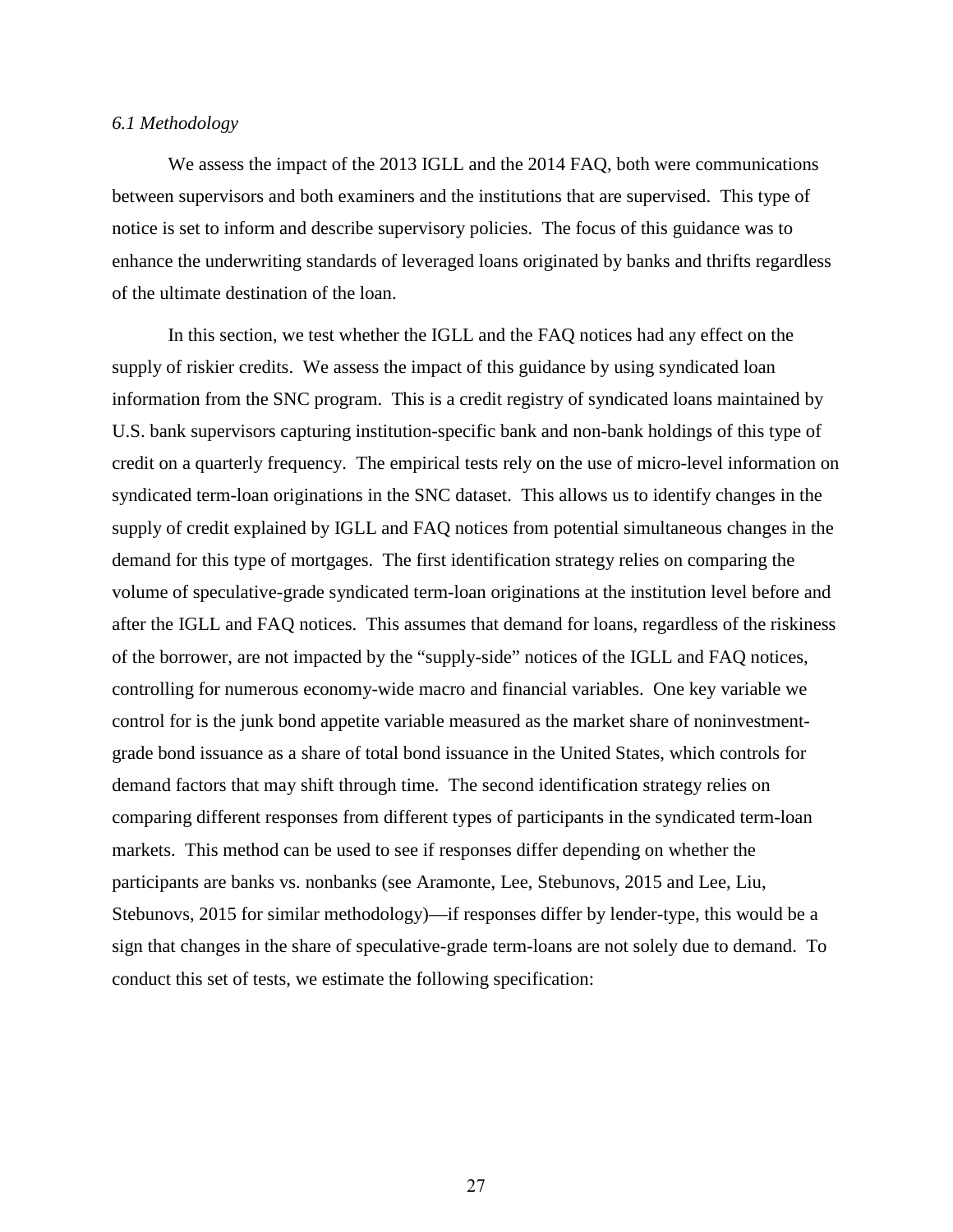### *6.1 Methodology*

We assess the impact of the 2013 IGLL and the 2014 FAQ, both were communications between supervisors and both examiners and the institutions that are supervised. This type of notice is set to inform and describe supervisory policies. The focus of this guidance was to enhance the underwriting standards of leveraged loans originated by banks and thrifts regardless of the ultimate destination of the loan.

In this section, we test whether the IGLL and the FAQ notices had any effect on the supply of riskier credits. We assess the impact of this guidance by using syndicated loan information from the SNC program. This is a credit registry of syndicated loans maintained by U.S. bank supervisors capturing institution-specific bank and non-bank holdings of this type of credit on a quarterly frequency. The empirical tests rely on the use of micro-level information on syndicated term-loan originations in the SNC dataset. This allows us to identify changes in the supply of credit explained by IGLL and FAQ notices from potential simultaneous changes in the demand for this type of mortgages. The first identification strategy relies on comparing the volume of speculative-grade syndicated term-loan originations at the institution level before and after the IGLL and FAQ notices. This assumes that demand for loans, regardless of the riskiness of the borrower, are not impacted by the "supply-side" notices of the IGLL and FAQ notices, controlling for numerous economy-wide macro and financial variables. One key variable we control for is the junk bond appetite variable measured as the market share of noninvestment-grade bond issuance as a share of total bond issuance in the United States, which controls for demand factors that may shift through time. The second identification strategy relies on comparing different responses from different types of participants in the syndicated term-loan markets. This method can be used to see if responses differ depending on whether the participants are banks vs. nonbanks (see Aramonte, Lee, Stebunovs, 2015 and Lee, Liu, Stebunovs, 2015 for similar methodology)—if responses differ by lender-type, this would be a sign that changes in the share of speculative-grade term-loans are not solely due to demand. To conduct this set of tests, we estimate the following specification: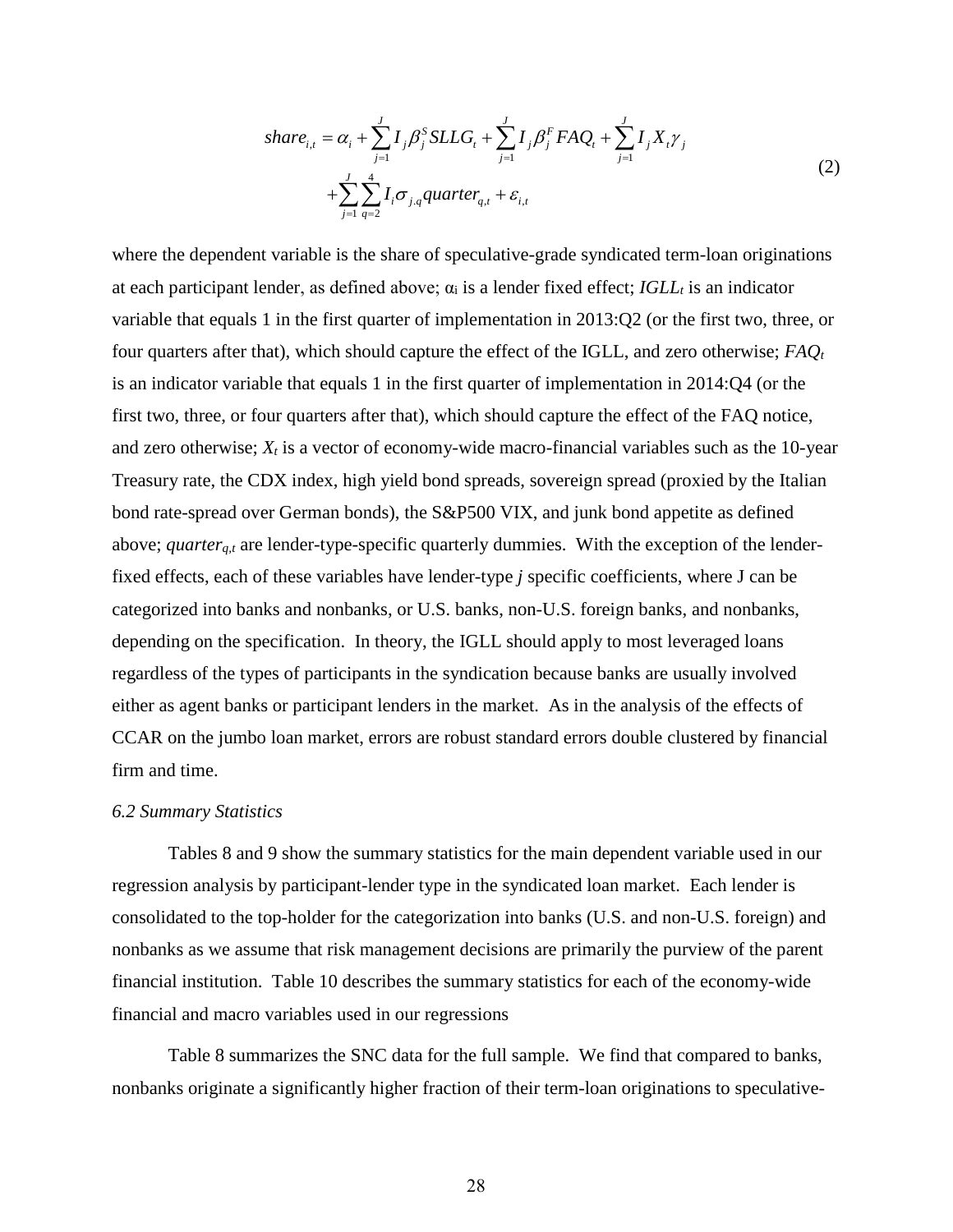$$
\begin{aligned}
share_{i,t} = \alpha_i + \sum_{j=1}^{J} I_j \beta_j^S SLLG_t + \sum_{j=1}^{J} I_j \beta_j^F FAQ_t + \sum_{j=1}^{J} I_j X_t \gamma_j \\
+ \sum_{j=1}^{J} \sum_{q=2}^{4} I_i \sigma_{j.q} quarter_{q,t} + \varepsilon_{i,t}
\end{aligned}
\tag{2}
$$

where the dependent variable is the share of speculative-grade syndicated term-loan originations at each participant lender, as defined above; $\alpha_i$ is a lender fixed effect; $IGLL_t$ is an indicator variable that equals 1 in the first quarter of implementation in 2013:Q2 (or the first two, three, or four quarters after that), which should capture the effect of the IGLL, and zero otherwise; $FAQ_t$ is an indicator variable that equals 1 in the first quarter of implementation in 2014:Q4 (or the first two, three, or four quarters after that), which should capture the effect of the FAQ notice, and zero otherwise; $X_t$ is a vector of economy-wide macro-financial variables such as the 10-year Treasury rate, the CDX index, high yield bond spreads, sovereign spread (proxied by the Italian bond rate-spread over German bonds), the S&P500 VIX, and junk bond appetite as defined above; $quarter_{q,t}$ are lender-type-specific quarterly dummies. With the exception of the lender-fixed effects, each of these variables have lender-type $j$ specific coefficients, where J can be categorized into banks and nonbanks, or U.S. banks, non-U.S. foreign banks, and nonbanks, depending on the specification. In theory, the IGLL should apply to most leveraged loans regardless of the types of participants in the syndication because banks are usually involved either as agent banks or participant lenders in the market. As in the analysis of the effects of CCAR on the jumbo loan market, errors are robust standard errors double clustered by financial firm and time.

### *6.2 Summary Statistics*

Tables 8 and 9 show the summary statistics for the main dependent variable used in our regression analysis by participant-lender type in the syndicated loan market. Each lender is consolidated to the top-holder for the categorization into banks (U.S. and non-U.S. foreign) and nonbanks as we assume that risk management decisions are primarily the purview of the parent financial institution. Table 10 describes the summary statistics for each of the economy-wide financial and macro variables used in our regressions

Table 8 summarizes the SNC data for the full sample. We find that compared to banks, nonbanks originate a significantly higher fraction of their term-loan originations to speculative-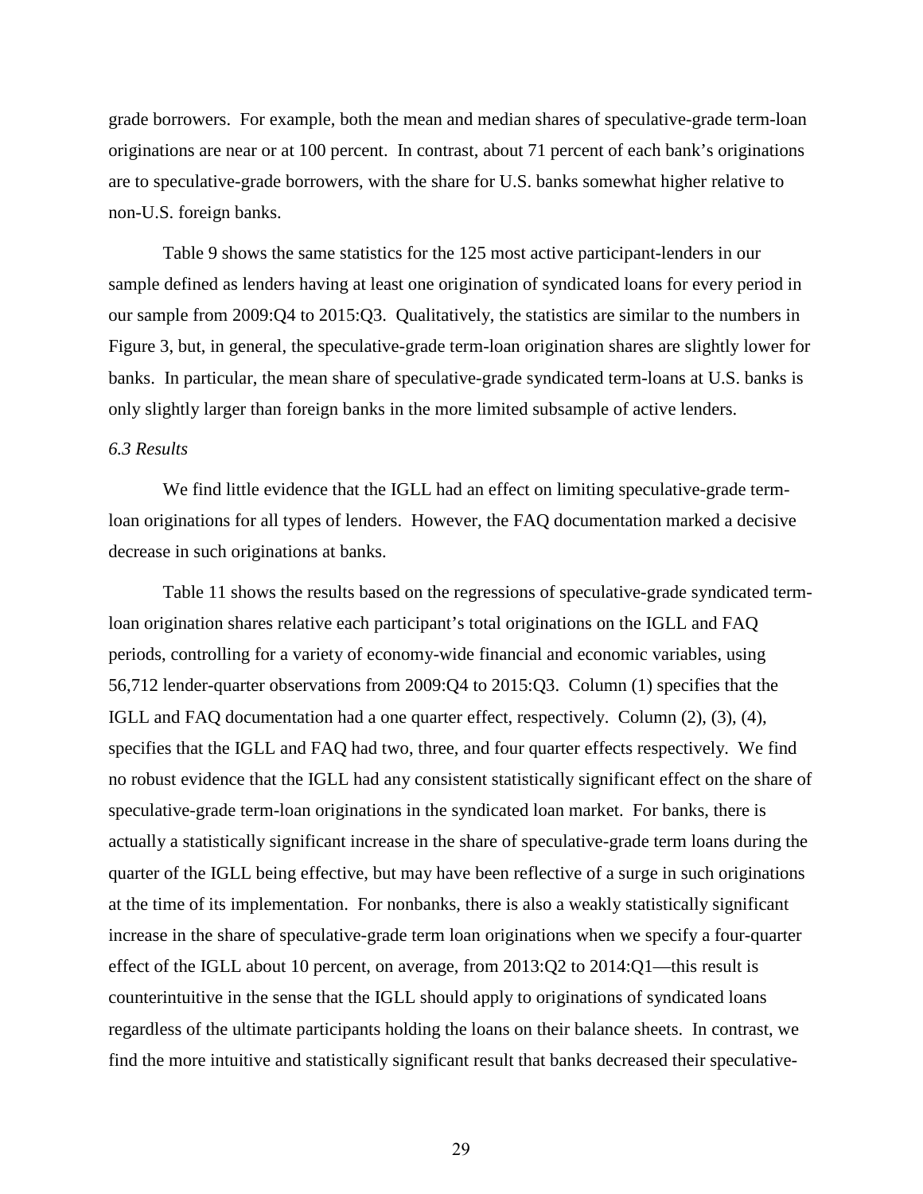grade borrowers. For example, both the mean and median shares of speculative-grade term-loan originations are near or at 100 percent. In contrast, about 71 percent of each bank's originations are to speculative-grade borrowers, with the share for U.S. banks somewhat higher relative to non-U.S. foreign banks.

Table 9 shows the same statistics for the 125 most active participant-lenders in our sample defined as lenders having at least one origination of syndicated loans for every period in our sample from 2009:Q4 to 2015:Q3. Qualitatively, the statistics are similar to the numbers in Figure 3, but, in general, the speculative-grade term-loan origination shares are slightly lower for banks. In particular, the mean share of speculative-grade syndicated term-loans at U.S. banks is only slightly larger than foreign banks in the more limited subsample of active lenders.

*6.3 Results*

We find little evidence that the IGLL had an effect on limiting speculative-grade term-loan originations for all types of lenders. However, the FAQ documentation marked a decisive decrease in such originations at banks.

Table 11 shows the results based on the regressions of speculative-grade syndicated term-loan origination shares relative each participant's total originations on the IGLL and FAQ periods, controlling for a variety of economy-wide financial and economic variables, using 56,712 lender-quarter observations from 2009:Q4 to 2015:Q3. Column (1) specifies that the IGLL and FAQ documentation had a one quarter effect, respectively. Column (2), (3), (4), specifies that the IGLL and FAQ had two, three, and four quarter effects respectively. We find no robust evidence that the IGLL had any consistent statistically significant effect on the share of speculative-grade term-loan originations in the syndicated loan market. For banks, there is actually a statistically significant increase in the share of speculative-grade term loans during the quarter of the IGLL being effective, but may have been reflective of a surge in such originations at the time of its implementation. For nonbanks, there is also a weakly statistically significant increase in the share of speculative-grade term loan originations when we specify a four-quarter effect of the IGLL about 10 percent, on average, from 2013:Q2 to 2014:Q1—this result is counterintuitive in the sense that the IGLL should apply to originations of syndicated loans regardless of the ultimate participants holding the loans on their balance sheets. In contrast, we find the more intuitive and statistically significant result that banks decreased their speculative-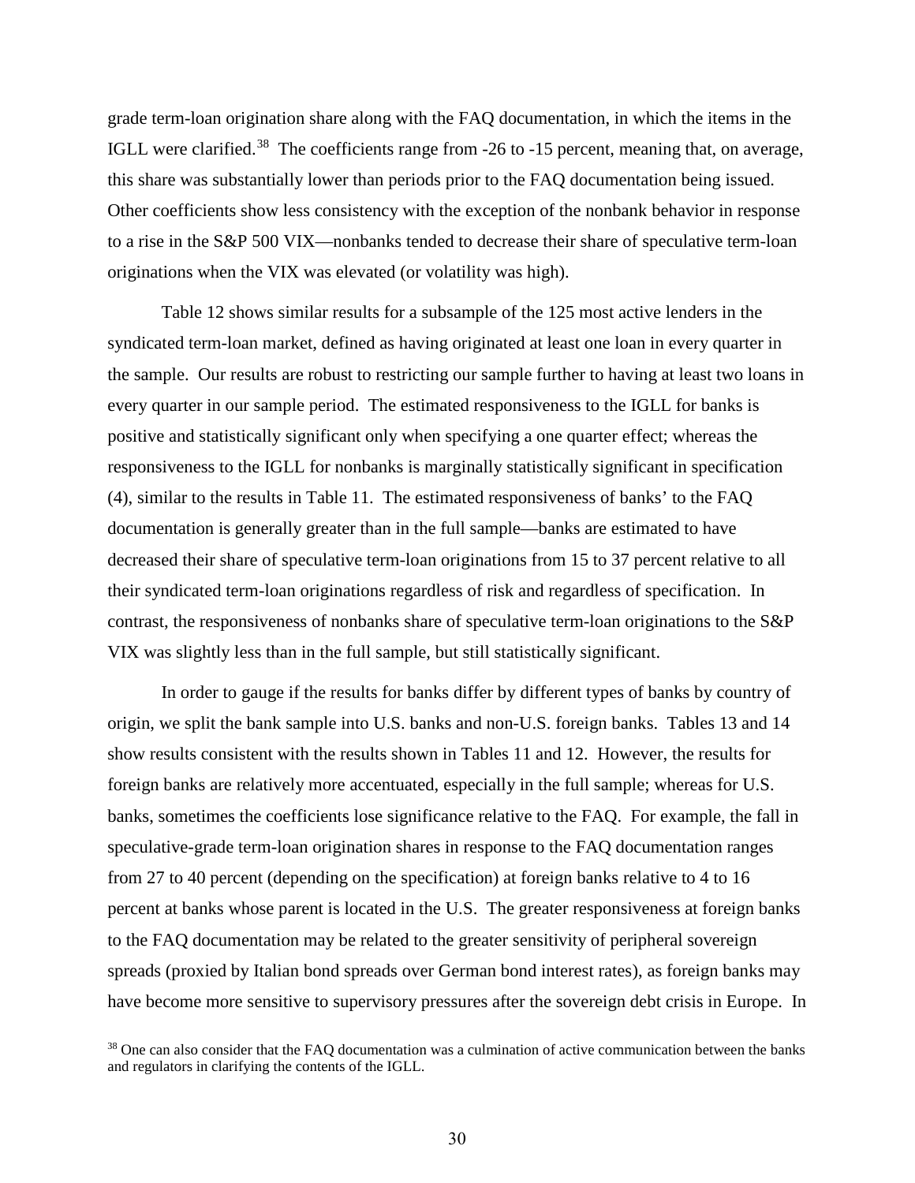grade term-loan origination share along with the FAQ documentation, in which the items in the IGLL were clarified.[38] The coefficients range from -26 to -15 percent, meaning that, on average, this share was substantially lower than periods prior to the FAQ documentation being issued. Other coefficients show less consistency with the exception of the nonbank behavior in response to a rise in the S&P 500 VIX—nonbanks tended to decrease their share of speculative term-loan originations when the VIX was elevated (or volatility was high).

Table 12 shows similar results for a subsample of the 125 most active lenders in the syndicated term-loan market, defined as having originated at least one loan in every quarter in the sample. Our results are robust to restricting our sample further to having at least two loans in every quarter in our sample period. The estimated responsiveness to the IGLL for banks is positive and statistically significant only when specifying a one quarter effect; whereas the responsiveness to the IGLL for nonbanks is marginally statistically significant in specification (4), similar to the results in Table 11. The estimated responsiveness of banks' to the FAQ documentation is generally greater than in the full sample—banks are estimated to have decreased their share of speculative term-loan originations from 15 to 37 percent relative to all their syndicated term-loan originations regardless of risk and regardless of specification. In contrast, the responsiveness of nonbanks share of speculative term-loan originations to the S&P VIX was slightly less than in the full sample, but still statistically significant.

In order to gauge if the results for banks differ by different types of banks by country of origin, we split the bank sample into U.S. banks and non-U.S. foreign banks. Tables 13 and 14 show results consistent with the results shown in Tables 11 and 12. However, the results for foreign banks are relatively more accentuated, especially in the full sample; whereas for U.S. banks, sometimes the coefficients lose significance relative to the FAQ. For example, the fall in speculative-grade term-loan origination shares in response to the FAQ documentation ranges from 27 to 40 percent (depending on the specification) at foreign banks relative to 4 to 16 percent at banks whose parent is located in the U.S. The greater responsiveness at foreign banks to the FAQ documentation may be related to the greater sensitivity of peripheral sovereign spreads (proxied by Italian bond spreads over German bond interest rates), as foreign banks may have become more sensitive to supervisory pressures after the sovereign debt crisis in Europe. In

[38] One can also consider that the FAQ documentation was a culmination of active communication between the banks and regulators in clarifying the contents of the IGLL.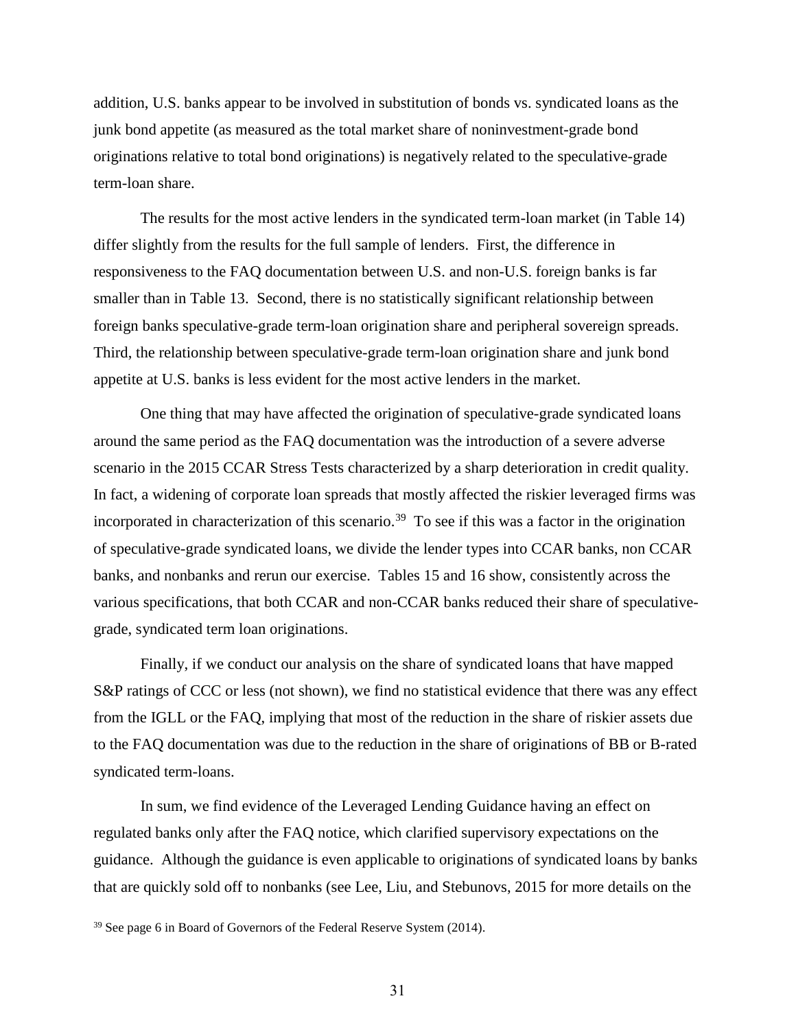addition, U.S. banks appear to be involved in substitution of bonds vs. syndicated loans as the junk bond appetite (as measured as the total market share of noninvestment-grade bond originations relative to total bond originations) is negatively related to the speculative-grade term-loan share.

The results for the most active lenders in the syndicated term-loan market (in Table 14) differ slightly from the results for the full sample of lenders. First, the difference in responsiveness to the FAQ documentation between U.S. and non-U.S. foreign banks is far smaller than in Table 13. Second, there is no statistically significant relationship between foreign banks speculative-grade term-loan origination share and peripheral sovereign spreads. Third, the relationship between speculative-grade term-loan origination share and junk bond appetite at U.S. banks is less evident for the most active lenders in the market.

One thing that may have affected the origination of speculative-grade syndicated loans around the same period as the FAQ documentation was the introduction of a severe adverse scenario in the 2015 CCAR Stress Tests characterized by a sharp deterioration in credit quality. In fact, a widening of corporate loan spreads that mostly affected the riskier leveraged firms was incorporated in characterization of this scenario.[39] To see if this was a factor in the origination of speculative-grade syndicated loans, we divide the lender types into CCAR banks, non CCAR banks, and nonbanks and rerun our exercise. Tables 15 and 16 show, consistently across the various specifications, that both CCAR and non-CCAR banks reduced their share of speculative-grade, syndicated term loan originations.

Finally, if we conduct our analysis on the share of syndicated loans that have mapped S&P ratings of CCC or less (not shown), we find no statistical evidence that there was any effect from the IGLL or the FAQ, implying that most of the reduction in the share of riskier assets due to the FAQ documentation was due to the reduction in the share of originations of BB or B-rated syndicated term-loans.

In sum, we find evidence of the Leveraged Lending Guidance having an effect on regulated banks only after the FAQ notice, which clarified supervisory expectations on the guidance. Although the guidance is even applicable to originations of syndicated loans by banks that are quickly sold off to nonbanks (see Lee, Liu, and Stebunovs, 2015 for more details on the

[39] See page 6 in Board of Governors of the Federal Reserve System (2014).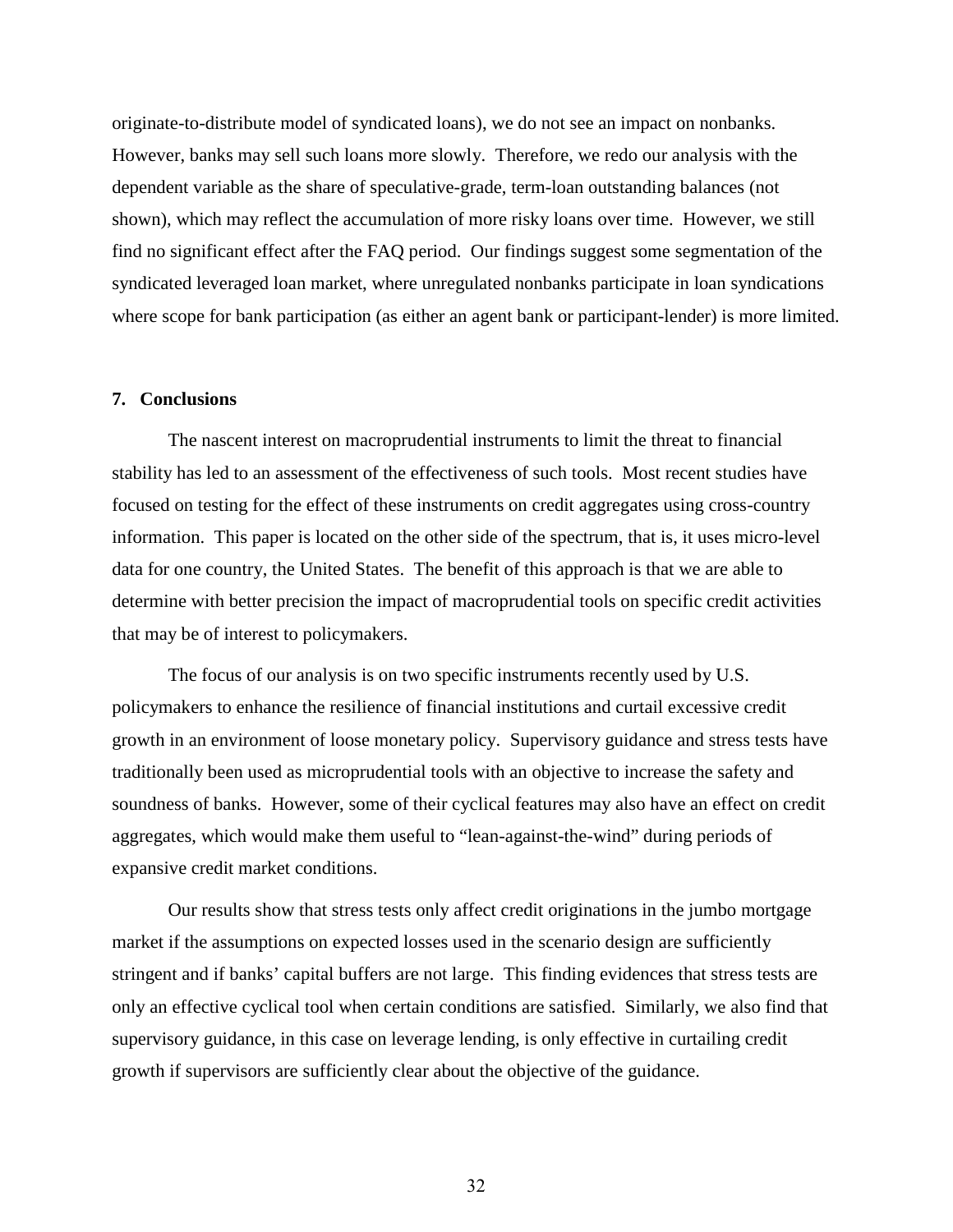originate-to-distribute model of syndicated loans), we do not see an impact on nonbanks. However, banks may sell such loans more slowly. Therefore, we redo our analysis with the dependent variable as the share of speculative-grade, term-loan outstanding balances (not shown), which may reflect the accumulation of more risky loans over time. However, we still find no significant effect after the FAQ period. Our findings suggest some segmentation of the syndicated leveraged loan market, where unregulated nonbanks participate in loan syndications where scope for bank participation (as either an agent bank or participant-lender) is more limited.

## 7. Conclusions

The nascent interest on macroprudential instruments to limit the threat to financial stability has led to an assessment of the effectiveness of such tools. Most recent studies have focused on testing for the effect of these instruments on credit aggregates using cross-country information. This paper is located on the other side of the spectrum, that is, it uses micro-level data for one country, the United States. The benefit of this approach is that we are able to determine with better precision the impact of macroprudential tools on specific credit activities that may be of interest to policymakers.

The focus of our analysis is on two specific instruments recently used by U.S. policymakers to enhance the resilience of financial institutions and curtail excessive credit growth in an environment of loose monetary policy. Supervisory guidance and stress tests have traditionally been used as microprudential tools with an objective to increase the safety and soundness of banks. However, some of their cyclical features may also have an effect on credit aggregates, which would make them useful to "lean-against-the-wind" during periods of expansive credit market conditions.

Our results show that stress tests only affect credit originations in the jumbo mortgage market if the assumptions on expected losses used in the scenario design are sufficiently stringent and if banks' capital buffers are not large. This finding evidences that stress tests are only an effective cyclical tool when certain conditions are satisfied. Similarly, we also find that supervisory guidance, in this case on leverage lending, is only effective in curtailing credit growth if supervisors are sufficiently clear about the objective of the guidance.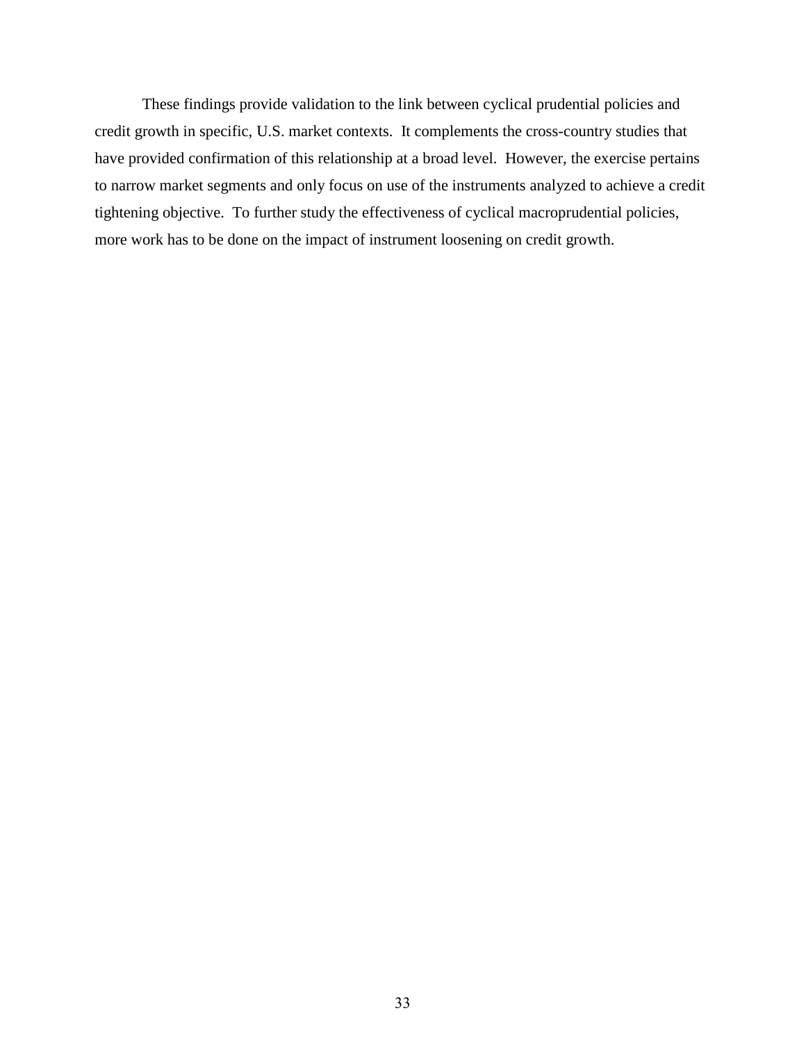These findings provide validation to the link between cyclical prudential policies and credit growth in specific, U.S. market contexts. It complements the cross-country studies that have provided confirmation of this relationship at a broad level. However, the exercise pertains to narrow market segments and only focus on use of the instruments analyzed to achieve a credit tightening objective. To further study the effectiveness of cyclical macroprudential policies, more work has to be done on the impact of instrument loosening on credit growth.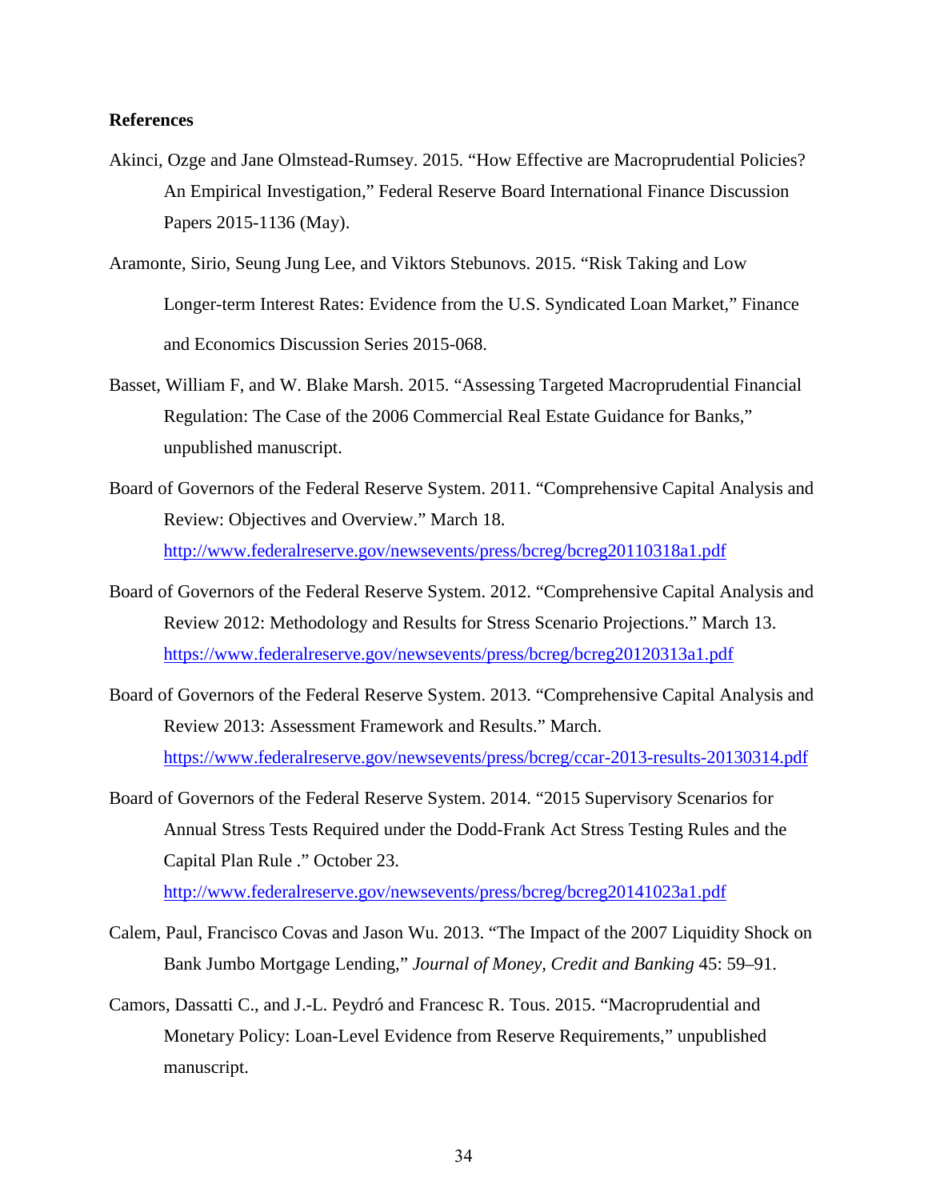**References**

Akinci, Ozge and Jane Olmstead-Rumsey. 2015. "How Effective are Macroprudential Policies? An Empirical Investigation," Federal Reserve Board International Finance Discussion Papers 2015-1136 (May).

Aramonte, Sirio, Seung Jung Lee, and Viktors Stebunovs. 2015. "Risk Taking and Low Longer-term Interest Rates: Evidence from the U.S. Syndicated Loan Market," Finance and Economics Discussion Series 2015-068.

Basset, William F, and W. Blake Marsh. 2015. "Assessing Targeted Macroprudential Financial Regulation: The Case of the 2006 Commercial Real Estate Guidance for Banks," unpublished manuscript.

Board of Governors of the Federal Reserve System. 2011. "Comprehensive Capital Analysis and Review: Objectives and Overview." March 18. http://www.federalreserve.gov/newsevents/press/bcreg/bcreg20110318a1.pdf

Board of Governors of the Federal Reserve System. 2012. "Comprehensive Capital Analysis and Review 2012: Methodology and Results for Stress Scenario Projections." March 13. https://www.federalreserve.gov/newsevents/press/bcreg/bcreg20120313a1.pdf

Board of Governors of the Federal Reserve System. 2013. "Comprehensive Capital Analysis and Review 2013: Assessment Framework and Results." March. https://www.federalreserve.gov/newsevents/press/bcreg/ccar-2013-results-20130314.pdf

Board of Governors of the Federal Reserve System. 2014. "2015 Supervisory Scenarios for Annual Stress Tests Required under the Dodd-Frank Act Stress Testing Rules and the Capital Plan Rule ." October 23. http://www.federalreserve.gov/newsevents/press/bcreg/bcreg20141023a1.pdf

Calem, Paul, Francisco Covas and Jason Wu. 2013. "The Impact of the 2007 Liquidity Shock on Bank Jumbo Mortgage Lending," *Journal of Money, Credit and Banking* 45: 59–91.

Camors, Dassatti C., and J.-L. Peydró and Francesc R. Tous. 2015. "Macroprudential and Monetary Policy: Loan-Level Evidence from Reserve Requirements," unpublished manuscript.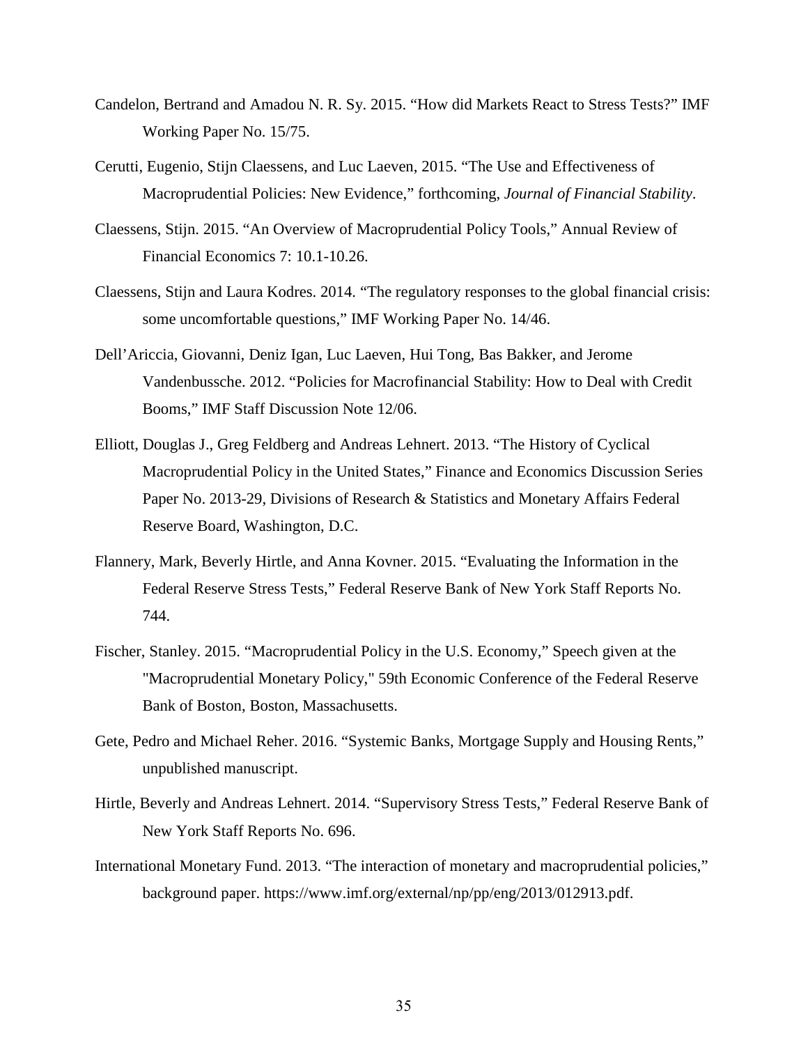Candelon, Bertrand and Amadou N. R. Sy. 2015. "How did Markets React to Stress Tests?" IMF Working Paper No. 15/75.

Cerutti, Eugenio, Stijn Claessens, and Luc Laeven, 2015. "The Use and Effectiveness of Macroprudential Policies: New Evidence," forthcoming, *Journal of Financial Stability*.

Claessens, Stijn. 2015. "An Overview of Macroprudential Policy Tools," Annual Review of Financial Economics 7: 10.1-10.26.

Claessens, Stijn and Laura Kodres. 2014. "The regulatory responses to the global financial crisis: some uncomfortable questions," IMF Working Paper No. 14/46.

Dell'Ariccia, Giovanni, Deniz Igan, Luc Laeven, Hui Tong, Bas Bakker, and Jerome Vandenbussche. 2012. "Policies for Macrofinancial Stability: How to Deal with Credit Booms," IMF Staff Discussion Note 12/06.

Elliott, Douglas J., Greg Feldberg and Andreas Lehnert. 2013. "The History of Cyclical Macroprudential Policy in the United States," Finance and Economics Discussion Series Paper No. 2013-29, Divisions of Research & Statistics and Monetary Affairs Federal Reserve Board, Washington, D.C.

Flannery, Mark, Beverly Hirtle, and Anna Kovner. 2015. "Evaluating the Information in the Federal Reserve Stress Tests," Federal Reserve Bank of New York Staff Reports No. 744.

Fischer, Stanley. 2015. "Macroprudential Policy in the U.S. Economy," Speech given at the "Macroprudential Monetary Policy," 59th Economic Conference of the Federal Reserve Bank of Boston, Boston, Massachusetts.

Gete, Pedro and Michael Reher. 2016. "Systemic Banks, Mortgage Supply and Housing Rents," unpublished manuscript.

Hirtle, Beverly and Andreas Lehnert. 2014. "Supervisory Stress Tests," Federal Reserve Bank of New York Staff Reports No. 696.

International Monetary Fund. 2013. "The interaction of monetary and macroprudential policies," background paper. https://www.imf.org/external/np/pp/eng/2013/012913.pdf.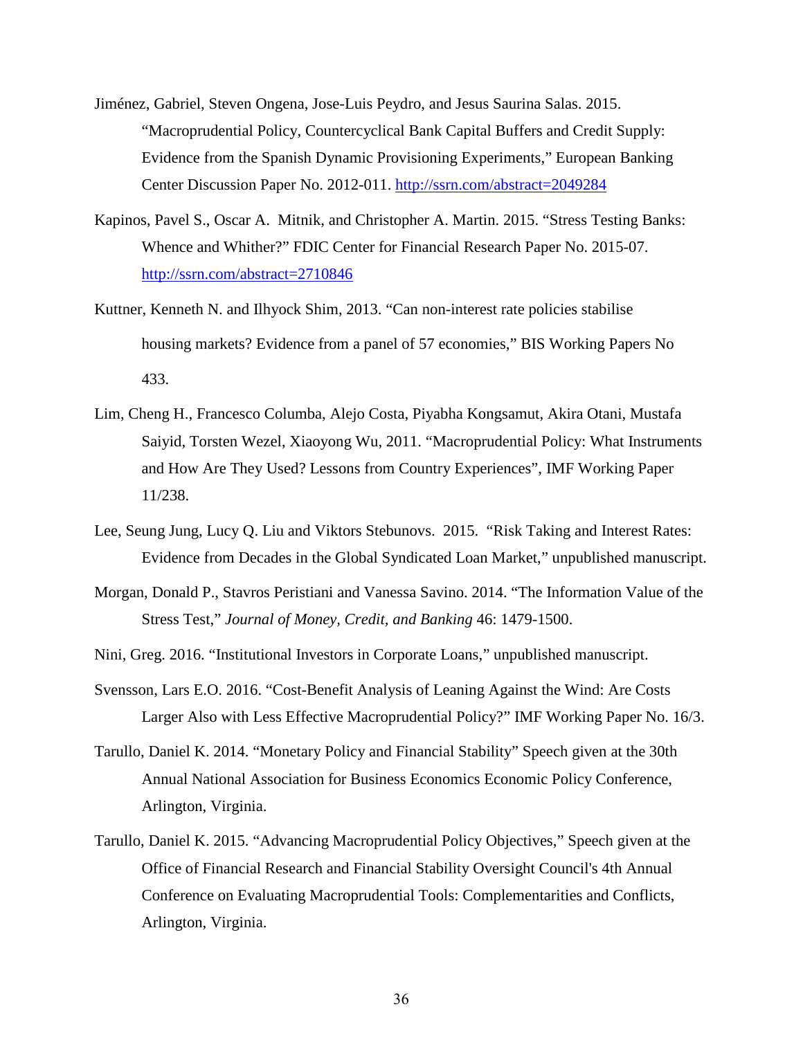Jiménez, Gabriel, Steven Ongena, Jose-Luis Peydro, and Jesus Saurina Salas. 2015. "Macroprudential Policy, Countercyclical Bank Capital Buffers and Credit Supply: Evidence from the Spanish Dynamic Provisioning Experiments," European Banking Center Discussion Paper No. 2012-011. http://ssrn.com/abstract=2049284

Kapinos, Pavel S., Oscar A. Mitnik, and Christopher A. Martin. 2015. "Stress Testing Banks: Whence and Whither?" FDIC Center for Financial Research Paper No. 2015-07. http://ssrn.com/abstract=2710846

Kuttner, Kenneth N. and Ilhyock Shim, 2013. "Can non-interest rate policies stabilise housing markets? Evidence from a panel of 57 economies," BIS Working Papers No 433.

Lim, Cheng H., Francesco Columba, Alejo Costa, Piyabha Kongsamut, Akira Otani, Mustafa Saiyid, Torsten Wezel, Xiaoyong Wu, 2011. "Macroprudential Policy: What Instruments and How Are They Used? Lessons from Country Experiences", IMF Working Paper 11/238.

Lee, Seung Jung, Lucy Q. Liu and Viktors Stebunovs. 2015. "Risk Taking and Interest Rates: Evidence from Decades in the Global Syndicated Loan Market," unpublished manuscript.

Morgan, Donald P., Stavros Peristiani and Vanessa Savino. 2014. "The Information Value of the Stress Test," *Journal of Money, Credit, and Banking* 46: 1479-1500.

Nini, Greg. 2016. "Institutional Investors in Corporate Loans," unpublished manuscript.

Svensson, Lars E.O. 2016. "Cost-Benefit Analysis of Leaning Against the Wind: Are Costs Larger Also with Less Effective Macroprudential Policy?" IMF Working Paper No. 16/3.

Tarullo, Daniel K. 2014. "Monetary Policy and Financial Stability" Speech given at the 30th Annual National Association for Business Economics Economic Policy Conference, Arlington, Virginia.

Tarullo, Daniel K. 2015. "Advancing Macroprudential Policy Objectives," Speech given at the Office of Financial Research and Financial Stability Oversight Council's 4th Annual Conference on Evaluating Macroprudential Tools: Complementarities and Conflicts, Arlington, Virginia.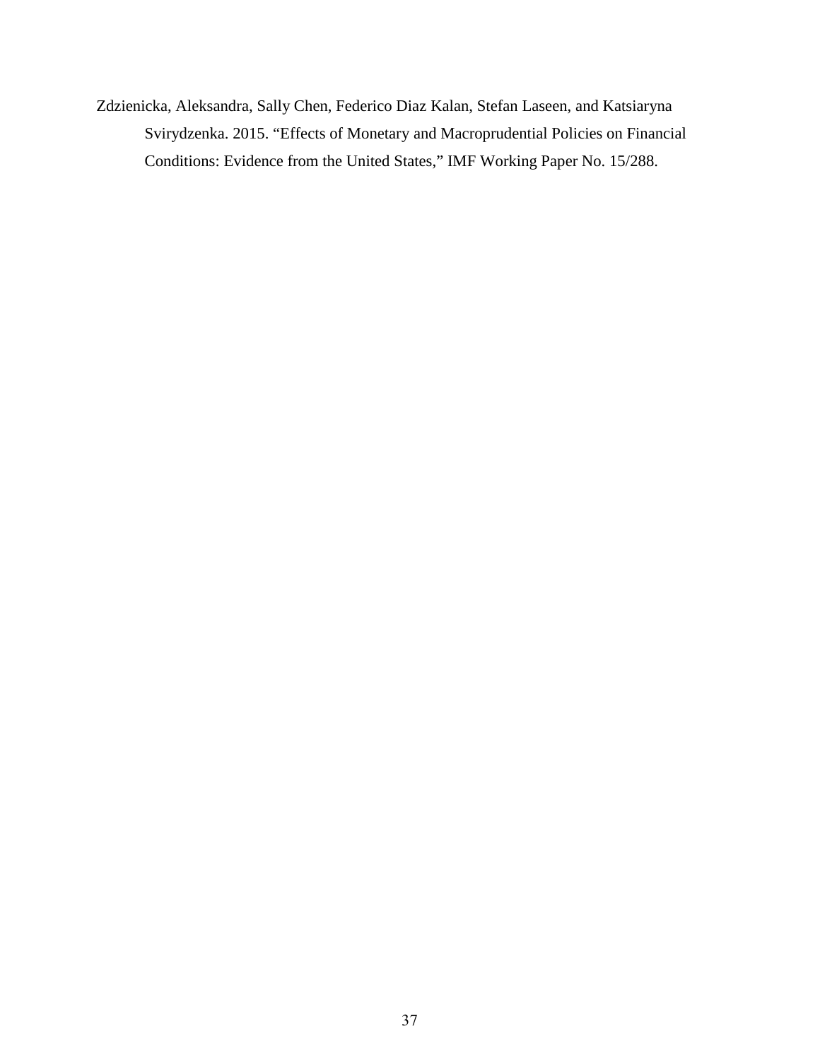Zdzienicka, Aleksandra, Sally Chen, Federico Diaz Kalan, Stefan Laseen, and Katsiaryna Svirydzenka. 2015. "Effects of Monetary and Macroprudential Policies on Financial Conditions: Evidence from the United States," IMF Working Paper No. 15/288.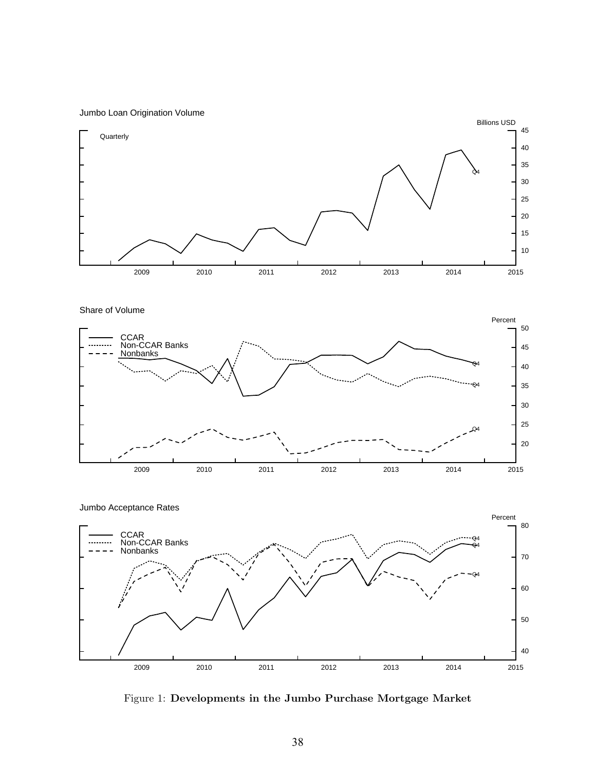Figure 1: **Developments in the Jumbo Purchase Mortgage Market**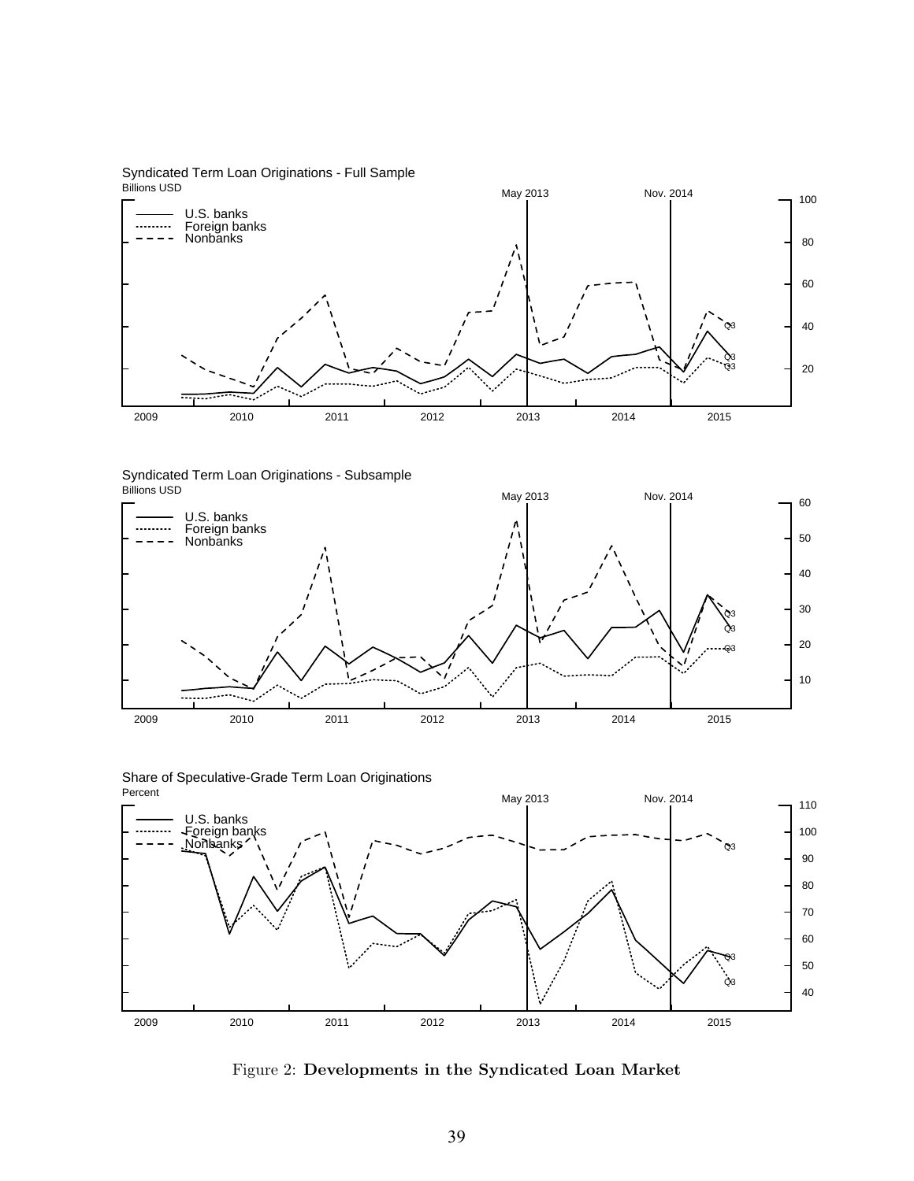Figure 2: **Developments in the Syndicated Loan Market**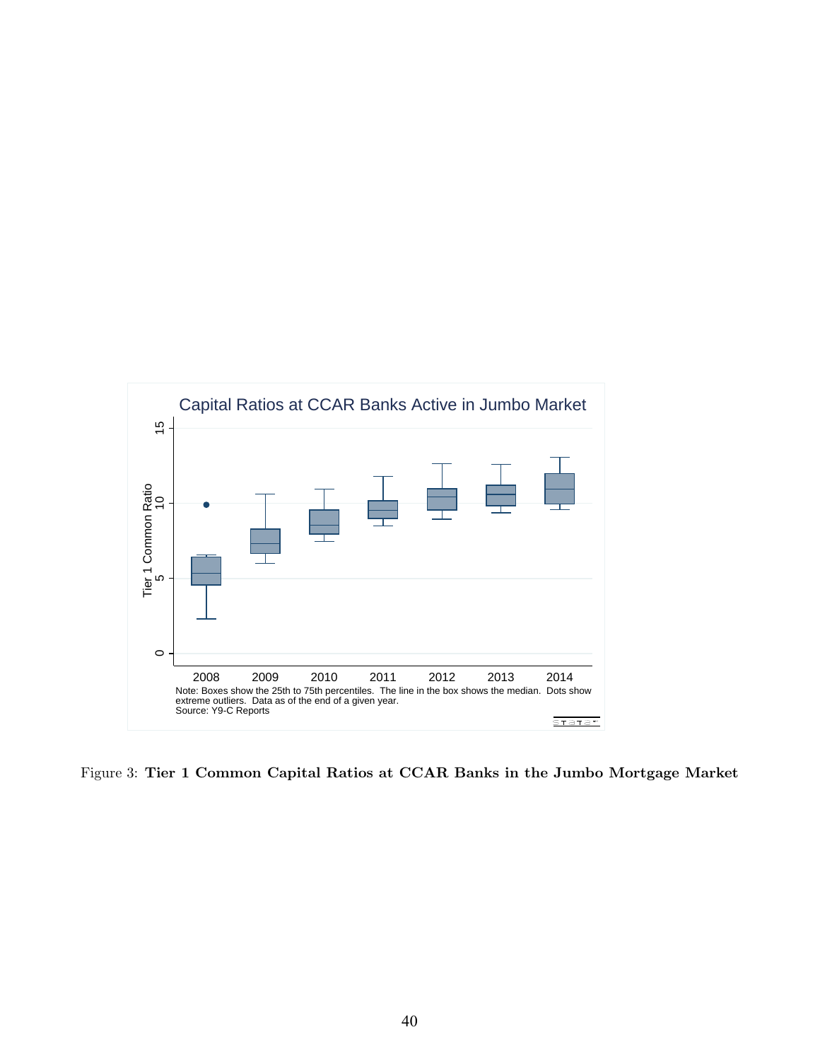Figure 3: **Tier 1 Common Capital Ratios at CCAR Banks in the Jumbo Mortgage Market**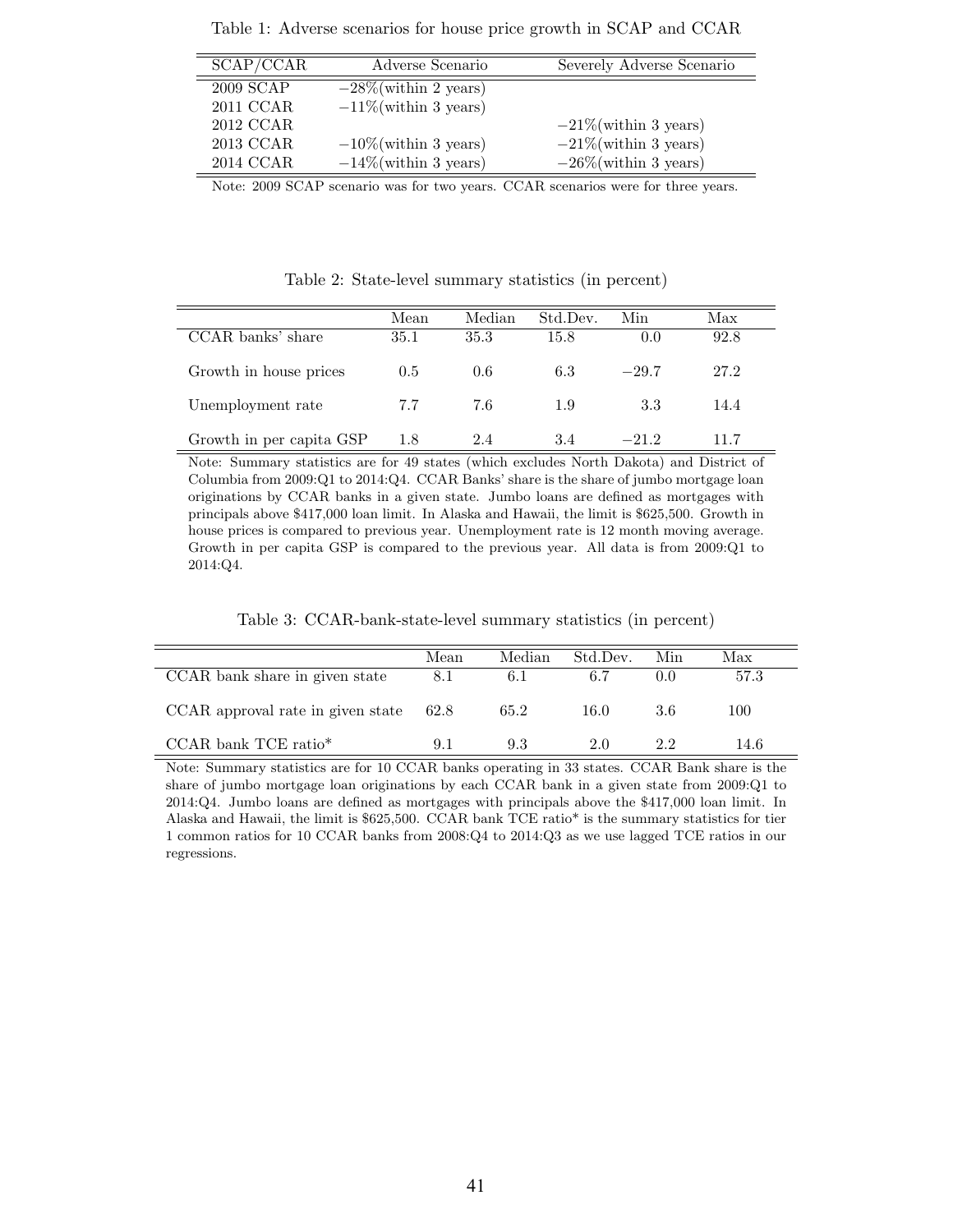Table 1: Adverse scenarios for house price growth in SCAP and CCAR

| SCAP/CCAR | Adverse Scenario | Severely Adverse Scenario |
|---|---|---|
| 2009 SCAP | −28%(within 2 years) | |
| 2011 CCAR | −11%(within 3 years) | |
| 2012 CCAR | | −21%(within 3 years) |
| 2013 CCAR | −10%(within 3 years) | −21%(within 3 years) |
| 2014 CCAR | −14%(within 3 years) | −26%(within 3 years) |

Note: 2009 SCAP scenario was for two years. CCAR scenarios were for three years.

Table 2: State-level summary statistics (in percent)

| | Mean | Median | Std.Dev. | Min | Max |
|---|---|---|---|---|---|
| CCAR banks' share | 35.1 | 35.3 | 15.8 | 0.0 | 92.8 |
| Growth in house prices | 0.5 | 0.6 | 6.3 | −29.7 | 27.2 |
| Unemployment rate | 7.7 | 7.6 | 1.9 | 3.3 | 14.4 |
| Growth in per capita GSP | 1.8 | 2.4 | 3.4 | −21.2 | 11.7 |

Note: Summary statistics are for 49 states (which excludes North Dakota) and District of Columbia from 2009:Q1 to 2014:Q4. CCAR Banks' share is the share of jumbo mortgage loan originations by CCAR banks in a given state. Jumbo loans are defined as mortgages with principals above $417,000 loan limit. In Alaska and Hawaii, the limit is $625,500. Growth in house prices is compared to previous year. Unemployment rate is 12 month moving average. Growth in per capita GSP is compared to the previous year. All data is from 2009:Q1 to 2014:Q4.

Table 3: CCAR-bank-state-level summary statistics (in percent)

| | Mean | Median | Std.Dev. | Min | Max |
|---|---|---|---|---|---|
| CCAR bank share in given state | 8.1 | 6.1 | 6.7 | 0.0 | 57.3 |
| CCAR approval rate in given state | 62.8 | 65.2 | 16.0 | 3.6 | 100 |
| CCAR bank TCE ratio* | 9.1 | 9.3 | 2.0 | 2.2 | 14.6 |

Note: Summary statistics are for 10 CCAR banks operating in 33 states. CCAR Bank share is the share of jumbo mortgage loan originations by each CCAR bank in a given state from 2009:Q1 to 2014:Q4. Jumbo loans are defined as mortgages with principals above the $417,000 loan limit. In Alaska and Hawaii, the limit is $625,500. CCAR bank TCE ratio* is the summary statistics for tier 1 common ratios for 10 CCAR banks from 2008:Q4 to 2014:Q3 as we use lagged TCE ratios in our regressions.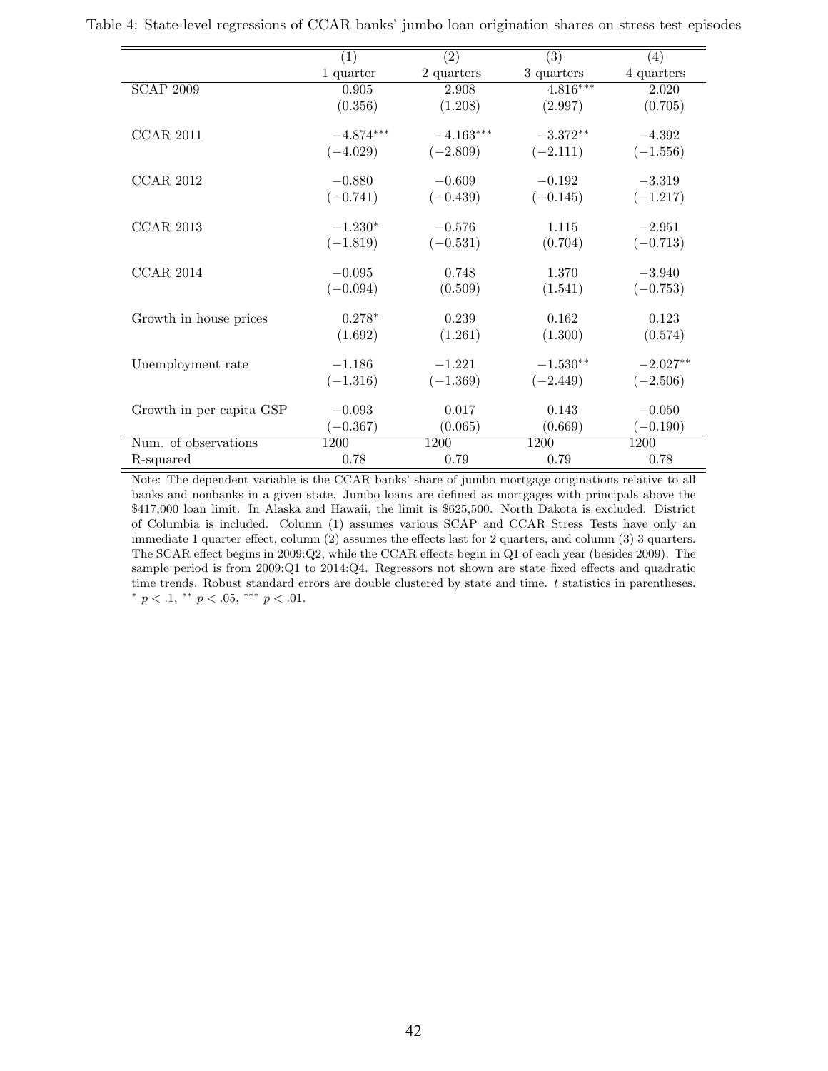Table 4: State-level regressions of CCAR banks' jumbo loan origination shares on stress test episodes

| | (1) | (2) | (3) | (4) |
|---|---|---|---|---|
| | 1 quarter | 2 quarters | 3 quarters | 4 quarters |
| SCAP 2009 | 0.905 | 2.908 | 4.816*** | 2.020 |
| | (0.356) | (1.208) | (2.997) | (0.705) |
| CCAR 2011 | −4.874*** | −4.163*** | −3.372** | −4.392 |
| | (−4.029) | (−2.809) | (−2.111) | (−1.556) |
| CCAR 2012 | −0.880 | −0.609 | −0.192 | −3.319 |
| | (−0.741) | (−0.439) | (−0.145) | (−1.217) |
| CCAR 2013 | −1.230* | −0.576 | 1.115 | −2.951 |
| | (−1.819) | (−0.531) | (0.704) | (−0.713) |
| CCAR 2014 | −0.095 | 0.748 | 1.370 | −3.940 |
| | (−0.094) | (0.509) | (1.541) | (−0.753) |
| Growth in house prices | 0.278* | 0.239 | 0.162 | 0.123 |
| | (1.692) | (1.261) | (1.300) | (0.574) |
| Unemployment rate | −1.186 | −1.221 | −1.530** | −2.027** |
| | (−1.316) | (−1.369) | (−2.449) | (−2.506) |
| Growth in per capita GSP | −0.093 | 0.017 | 0.143 | −0.050 |
| | (−0.367) | (0.065) | (0.669) | (−0.190) |
| Num. of observations | 1200 | 1200 | 1200 | 1200 |
| R-squared | 0.78 | 0.79 | 0.79 | 0.78 |

Note: The dependent variable is the CCAR banks' share of jumbo mortgage originations relative to all banks and nonbanks in a given state. Jumbo loans are defined as mortgages with principals above the \$417,000 loan limit. In Alaska and Hawaii, the limit is \$625,500. North Dakota is excluded. District of Columbia is included. Column (1) assumes various SCAP and CCAR Stress Tests have only an immediate 1 quarter effect, column (2) assumes the effects last for 2 quarters, and column (3) 3 quarters. The SCAR effect begins in 2009:Q2, while the CCAR effects begin in Q1 of each year (besides 2009). The sample period is from 2009:Q1 to 2014:Q4. Regressors not shown are state fixed effects and quadratic time trends. Robust standard errors are double clustered by state and time. $t$ statistics in parentheses. * $p < .1$, ** $p < .05$, *** $p < .01$.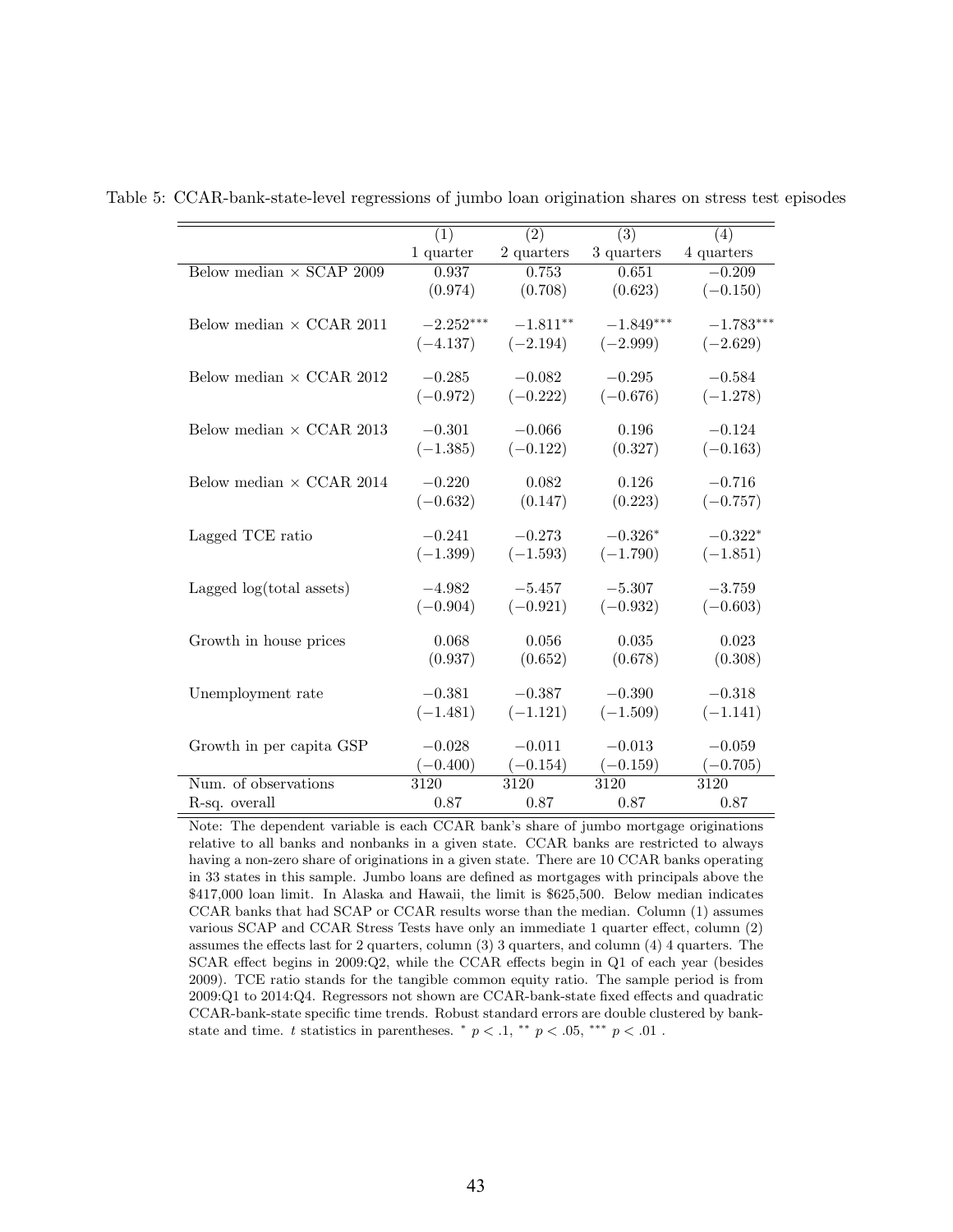Table 5: CCAR-bank-state-level regressions of jumbo loan origination shares on stress test episodes

| | (1) | (2) | (3) | (4) |
|---|---|---|---|---|
| | 1 quarter | 2 quarters | 3 quarters | 4 quarters |
| Below median × SCAP 2009 | 0.937 | 0.753 | 0.651 | −0.209 |
| | (0.974) | (0.708) | (0.623) | (−0.150) |
| Below median × CCAR 2011 | $-2.252^{***}$ | $-1.811^{**}$ | $-1.849^{***}$ | $-1.783^{***}$ |
| | (−4.137) | (−2.194) | (−2.999) | (−2.629) |
| Below median × CCAR 2012 | −0.285 | −0.082 | −0.295 | −0.584 |
| | (−0.972) | (−0.222) | (−0.676) | (−1.278) |
| Below median × CCAR 2013 | −0.301 | −0.066 | 0.196 | −0.124 |
| | (−1.385) | (−0.122) | (0.327) | (−0.163) |
| Below median × CCAR 2014 | −0.220 | 0.082 | 0.126 | −0.716 |
| | (−0.632) | (0.147) | (0.223) | (−0.757) |
| Lagged TCE ratio | −0.241 | −0.273 | $-0.326^{*}$ | $-0.322^{*}$ |
| | (−1.399) | (−1.593) | (−1.790) | (−1.851) |
| Lagged log(total assets) | −4.982 | −5.457 | −5.307 | −3.759 |
| | (−0.904) | (−0.921) | (−0.932) | (−0.603) |
| Growth in house prices | 0.068 | 0.056 | 0.035 | 0.023 |
| | (0.937) | (0.652) | (0.678) | (0.308) |
| Unemployment rate | −0.381 | −0.387 | −0.390 | −0.318 |
| | (−1.481) | (−1.121) | (−1.509) | (−1.141) |
| Growth in per capita GSP | −0.028 | −0.011 | −0.013 | −0.059 |
| | (−0.400) | (−0.154) | (−0.159) | (−0.705) |
| Num. of observations | 3120 | 3120 | 3120 | 3120 |
| R-sq. overall | 0.87 | 0.87 | 0.87 | 0.87 |

Note: The dependent variable is each CCAR bank's share of jumbo mortgage originations relative to all banks and nonbanks in a given state. CCAR banks are restricted to always having a non-zero share of originations in a given state. There are 10 CCAR banks operating in 33 states in this sample. Jumbo loans are defined as mortgages with principals above the \$417,000 loan limit. In Alaska and Hawaii, the limit is \$625,500. Below median indicates CCAR banks that had SCAP or CCAR results worse than the median. Column (1) assumes various SCAP and CCAR Stress Tests have only an immediate 1 quarter effect, column (2) assumes the effects last for 2 quarters, column (3) 3 quarters, and column (4) 4 quarters. The SCAR effect begins in 2009:Q2, while the CCAR effects begin in Q1 of each year (besides 2009). TCE ratio stands for the tangible common equity ratio. The sample period is from 2009:Q1 to 2014:Q4. Regressors not shown are CCAR-bank-state fixed effects and quadratic CCAR-bank-state specific time trends. Robust standard errors are double clustered by bank-state and time. $t$ statistics in parentheses. $^{*}$ $p < .1$, $^{**}$ $p < .05$, $^{***}$ $p < .01$ .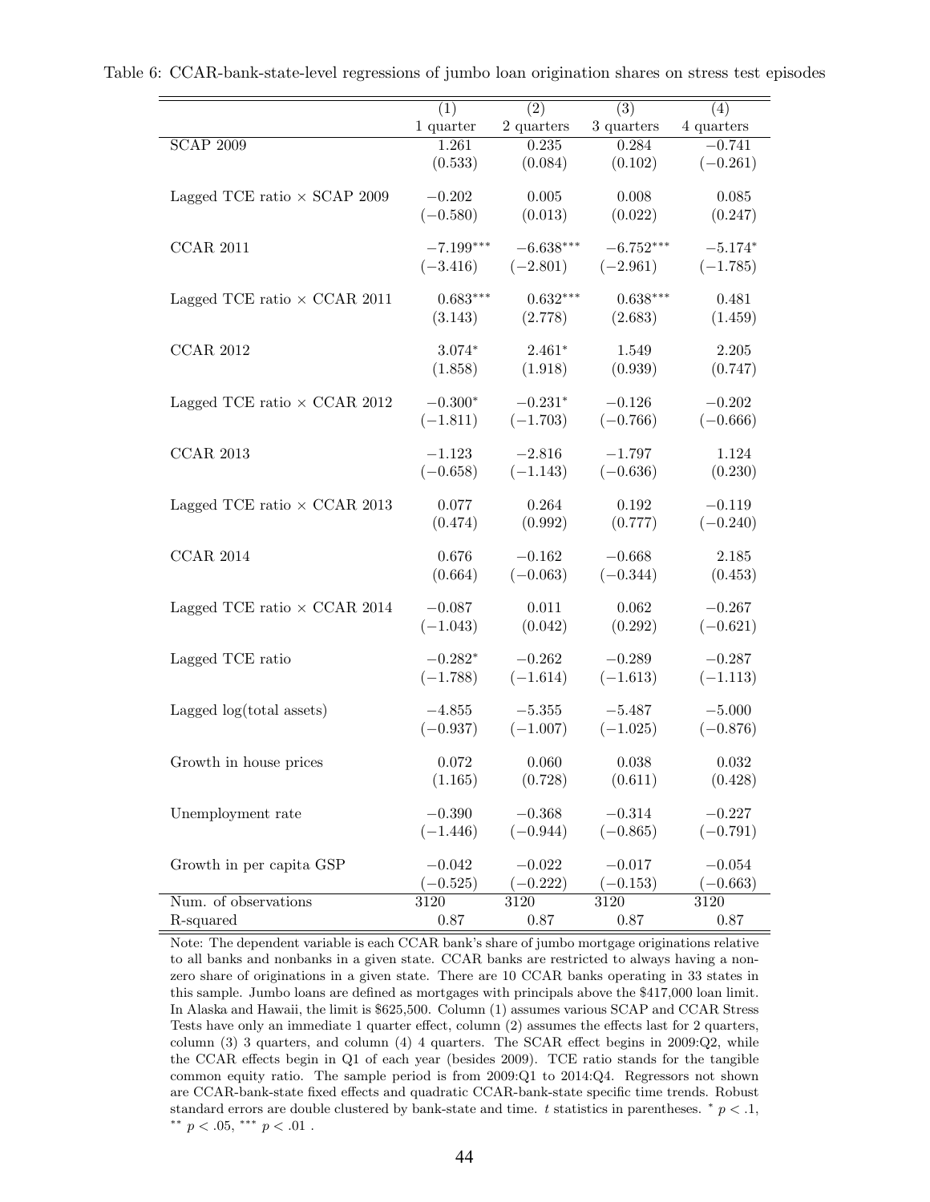Table 6: CCAR-bank-state-level regressions of jumbo loan origination shares on stress test episodes

| | (1) | (2) | (3) | (4) |
|---|---|---|---|---|
| | 1 quarter | 2 quarters | 3 quarters | 4 quarters |
| SCAP 2009 | 1.261 | 0.235 | 0.284 | −0.741 |
| | (0.533) | (0.084) | (0.102) | (−0.261) |
| Lagged TCE ratio × SCAP 2009 | −0.202 | 0.005 | 0.008 | 0.085 |
| | (−0.580) | (0.013) | (0.022) | (0.247) |
| CCAR 2011 | −7.199*** | −6.638*** | −6.752*** | −5.174* |
| | (−3.416) | (−2.801) | (−2.961) | (−1.785) |
| Lagged TCE ratio × CCAR 2011 | 0.683*** | 0.632*** | 0.638*** | 0.481 |
| | (3.143) | (2.778) | (2.683) | (1.459) |
| CCAR 2012 | 3.074* | 2.461* | 1.549 | 2.205 |
| | (1.858) | (1.918) | (0.939) | (0.747) |
| Lagged TCE ratio × CCAR 2012 | −0.300* | −0.231* | −0.126 | −0.202 |
| | (−1.811) | (−1.703) | (−0.766) | (−0.666) |
| CCAR 2013 | −1.123 | −2.816 | −1.797 | 1.124 |
| | (−0.658) | (−1.143) | (−0.636) | (0.230) |
| Lagged TCE ratio × CCAR 2013 | 0.077 | 0.264 | 0.192 | −0.119 |
| | (0.474) | (0.992) | (0.777) | (−0.240) |
| CCAR 2014 | 0.676 | −0.162 | −0.668 | 2.185 |
| | (0.664) | (−0.063) | (−0.344) | (0.453) |
| Lagged TCE ratio × CCAR 2014 | −0.087 | 0.011 | 0.062 | −0.267 |
| | (−1.043) | (0.042) | (0.292) | (−0.621) |
| Lagged TCE ratio | −0.282* | −0.262 | −0.289 | −0.287 |
| | (−1.788) | (−1.614) | (−1.613) | (−1.113) |
| Lagged log(total assets) | −4.855 | −5.355 | −5.487 | −5.000 |
| | (−0.937) | (−1.007) | (−1.025) | (−0.876) |
| Growth in house prices | 0.072 | 0.060 | 0.038 | 0.032 |
| | (1.165) | (0.728) | (0.611) | (0.428) |
| Unemployment rate | −0.390 | −0.368 | −0.314 | −0.227 |
| | (−1.446) | (−0.944) | (−0.865) | (−0.791) |
| Growth in per capita GSP | −0.042 | −0.022 | −0.017 | −0.054 |
| | (−0.525) | (−0.222) | (−0.153) | (−0.663) |
| Num. of observations | 3120 | 3120 | 3120 | 3120 |
| R-squared | 0.87 | 0.87 | 0.87 | 0.87 |

Note: The dependent variable is each CCAR bank's share of jumbo mortgage originations relative to all banks and nonbanks in a given state. CCAR banks are restricted to always having a non-zero share of originations in a given state. There are 10 CCAR banks operating in 33 states in this sample. Jumbo loans are defined as mortgages with principals above the \$417,000 loan limit. In Alaska and Hawaii, the limit is \$625,500. Column (1) assumes various SCAP and CCAR Stress Tests have only an immediate 1 quarter effect, column (2) assumes the effects last for 2 quarters, column (3) 3 quarters, and column (4) 4 quarters. The SCAR effect begins in 2009:Q2, while the CCAR effects begin in Q1 of each year (besides 2009). TCE ratio stands for the tangible common equity ratio. The sample period is from 2009:Q1 to 2014:Q4. Regressors not shown are CCAR-bank-state fixed effects and quadratic CCAR-bank-state specific time trends. Robust standard errors are double clustered by bank-state and time. $t$ statistics in parentheses. * $p < .1$, ** $p < .05$, *** $p < .01$ .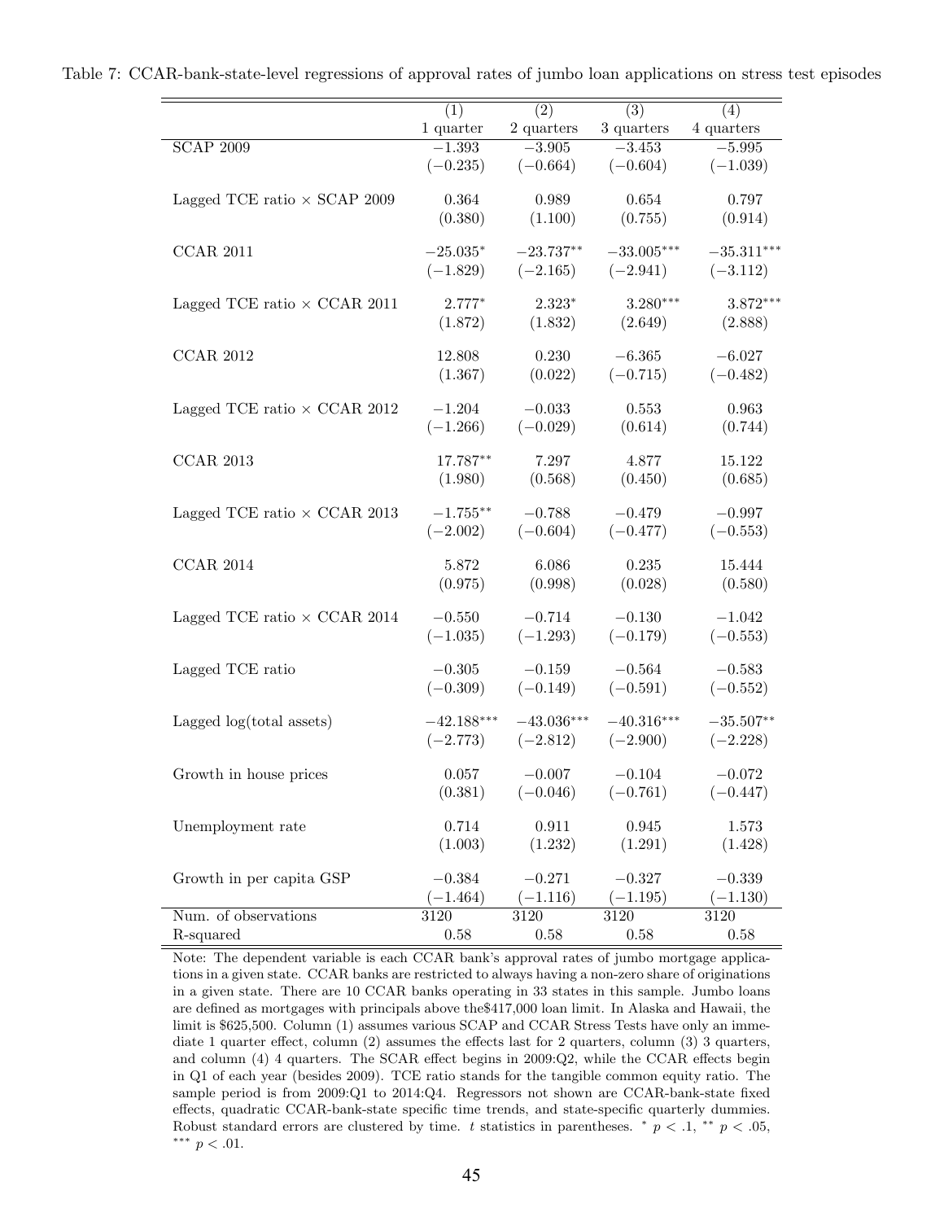Table 7: CCAR-bank-state-level regressions of approval rates of jumbo loan applications on stress test episodes

| | (1) | (2) | (3) | (4) |
|---|---|---|---|---|
| | 1 quarter | 2 quarters | 3 quarters | 4 quarters |
| SCAP 2009 | $-1.393$ | $-3.905$ | $-3.453$ | $-5.995$ |
| | $(-0.235)$ | $(-0.664)$ | $(-0.604)$ | $(-1.039)$ |
| Lagged TCE ratio × SCAP 2009 | 0.364 | 0.989 | 0.654 | 0.797 |
| | (0.380) | (1.100) | (0.755) | (0.914) |
| CCAR 2011 | $-25.035^{*}$ | $-23.737^{**}$ | $-33.005^{***}$ | $-35.311^{***}$ |
| | $(-1.829)$ | $(-2.165)$ | $(-2.941)$ | $(-3.112)$ |
| Lagged TCE ratio × CCAR 2011 | $2.777^{*}$ | $2.323^{*}$ | $3.280^{***}$ | $3.872^{***}$ |
| | (1.872) | (1.832) | (2.649) | (2.888) |
| CCAR 2012 | 12.808 | 0.230 | $-6.365$ | $-6.027$ |
| | (1.367) | (0.022) | $(-0.715)$ | $(-0.482)$ |
| Lagged TCE ratio × CCAR 2012 | $-1.204$ | $-0.033$ | 0.553 | 0.963 |
| | $(-1.266)$ | $(-0.029)$ | (0.614) | (0.744) |
| CCAR 2013 | $17.787^{**}$ | 7.297 | 4.877 | 15.122 |
| | (1.980) | (0.568) | (0.450) | (0.685) |
| Lagged TCE ratio × CCAR 2013 | $-1.755^{**}$ | $-0.788$ | $-0.479$ | $-0.997$ |
| | $(-2.002)$ | $(-0.604)$ | $(-0.477)$ | $(-0.553)$ |
| CCAR 2014 | 5.872 | 6.086 | 0.235 | 15.444 |
| | (0.975) | (0.998) | (0.028) | (0.580) |
| Lagged TCE ratio × CCAR 2014 | $-0.550$ | $-0.714$ | $-0.130$ | $-1.042$ |
| | $(-1.035)$ | $(-1.293)$ | $(-0.179)$ | $(-0.553)$ |
| Lagged TCE ratio | $-0.305$ | $-0.159$ | $-0.564$ | $-0.583$ |
| | $(-0.309)$ | $(-0.149)$ | $(-0.591)$ | $(-0.552)$ |
| Lagged log(total assets) | $-42.188^{***}$ | $-43.036^{***}$ | $-40.316^{***}$ | $-35.507^{**}$ |
| | $(-2.773)$ | $(-2.812)$ | $(-2.900)$ | $(-2.228)$ |
| Growth in house prices | 0.057 | $-0.007$ | $-0.104$ | $-0.072$ |
| | (0.381) | $(-0.046)$ | $(-0.761)$ | $(-0.447)$ |
| Unemployment rate | 0.714 | 0.911 | 0.945 | 1.573 |
| | (1.003) | (1.232) | (1.291) | (1.428) |
| Growth in per capita GSP | $-0.384$ | $-0.271$ | $-0.327$ | $-0.339$ |
| | $(-1.464)$ | $(-1.116)$ | $(-1.195)$ | $(-1.130)$ |
| Num. of observations | 3120 | 3120 | 3120 | 3120 |
| R-squared | 0.58 | 0.58 | 0.58 | 0.58 |

Note: The dependent variable is each CCAR bank's approval rates of jumbo mortgage applications in a given state. CCAR banks are restricted to always having a non-zero share of originations in a given state. There are 10 CCAR banks operating in 33 states in this sample. Jumbo loans are defined as mortgages with principals above the$417,000 loan limit. In Alaska and Hawaii, the limit is $625,500. Column (1) assumes various SCAP and CCAR Stress Tests have only an immediate 1 quarter effect, column (2) assumes the effects last for 2 quarters, column (3) 3 quarters, and column (4) 4 quarters. The SCAR effect begins in 2009:Q2, while the CCAR effects begin in Q1 of each year (besides 2009). TCE ratio stands for the tangible common equity ratio. The sample period is from 2009:Q1 to 2014:Q4. Regressors not shown are CCAR-bank-state fixed effects, quadratic CCAR-bank-state specific time trends, and state-specific quarterly dummies. Robust standard errors are clustered by time. $t$ statistics in parentheses. $^{*}$ $p < .1$, $^{**}$ $p < .05$, $^{***}$ $p < .01$.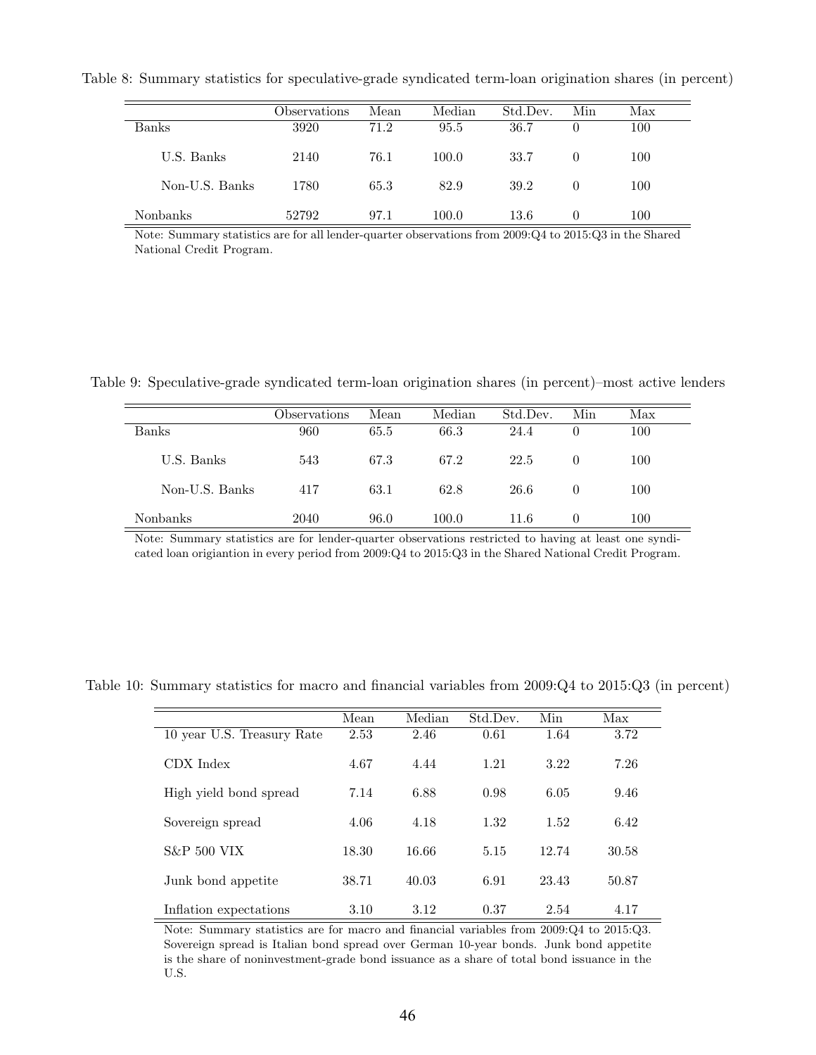Table 8: Summary statistics for speculative-grade syndicated term-loan origination shares (in percent)

| | Observations | Mean | Median | Std.Dev. | Min | Max |
|---|---|---|---|---|---|---|
| Banks | 3920 | 71.2 | 95.5 | 36.7 | 0 | 100 |
| U.S. Banks | 2140 | 76.1 | 100.0 | 33.7 | 0 | 100 |
| Non-U.S. Banks | 1780 | 65.3 | 82.9 | 39.2 | 0 | 100 |
| Nonbanks | 52792 | 97.1 | 100.0 | 13.6 | 0 | 100 |

Note: Summary statistics are for all lender-quarter observations from 2009:Q4 to 2015:Q3 in the Shared National Credit Program.

Table 9: Speculative-grade syndicated term-loan origination shares (in percent)–most active lenders

| | Observations | Mean | Median | Std.Dev. | Min | Max |
|---|---|---|---|---|---|---|
| Banks | 960 | 65.5 | 66.3 | 24.4 | 0 | 100 |
| U.S. Banks | 543 | 67.3 | 67.2 | 22.5 | 0 | 100 |
| Non-U.S. Banks | 417 | 63.1 | 62.8 | 26.6 | 0 | 100 |
| Nonbanks | 2040 | 96.0 | 100.0 | 11.6 | 0 | 100 |

Note: Summary statistics are for lender-quarter observations restricted to having at least one syndicated loan origiantion in every period from 2009:Q4 to 2015:Q3 in the Shared National Credit Program.

Table 10: Summary statistics for macro and financial variables from 2009:Q4 to 2015:Q3 (in percent)

| | Mean | Median | Std.Dev. | Min | Max |
|---|---|---|---|---|---|
| 10 year U.S. Treasury Rate | 2.53 | 2.46 | 0.61 | 1.64 | 3.72 |
| CDX Index | 4.67 | 4.44 | 1.21 | 3.22 | 7.26 |
| High yield bond spread | 7.14 | 6.88 | 0.98 | 6.05 | 9.46 |
| Sovereign spread | 4.06 | 4.18 | 1.32 | 1.52 | 6.42 |
| S&P 500 VIX | 18.30 | 16.66 | 5.15 | 12.74 | 30.58 |
| Junk bond appetite | 38.71 | 40.03 | 6.91 | 23.43 | 50.87 |
| Inflation expectations | 3.10 | 3.12 | 0.37 | 2.54 | 4.17 |

Note: Summary statistics are for macro and financial variables from 2009:Q4 to 2015:Q3. Sovereign spread is Italian bond spread over German 10-year bonds. Junk bond appetite is the share of noninvestment-grade bond issuance as a share of total bond issuance in the U.S.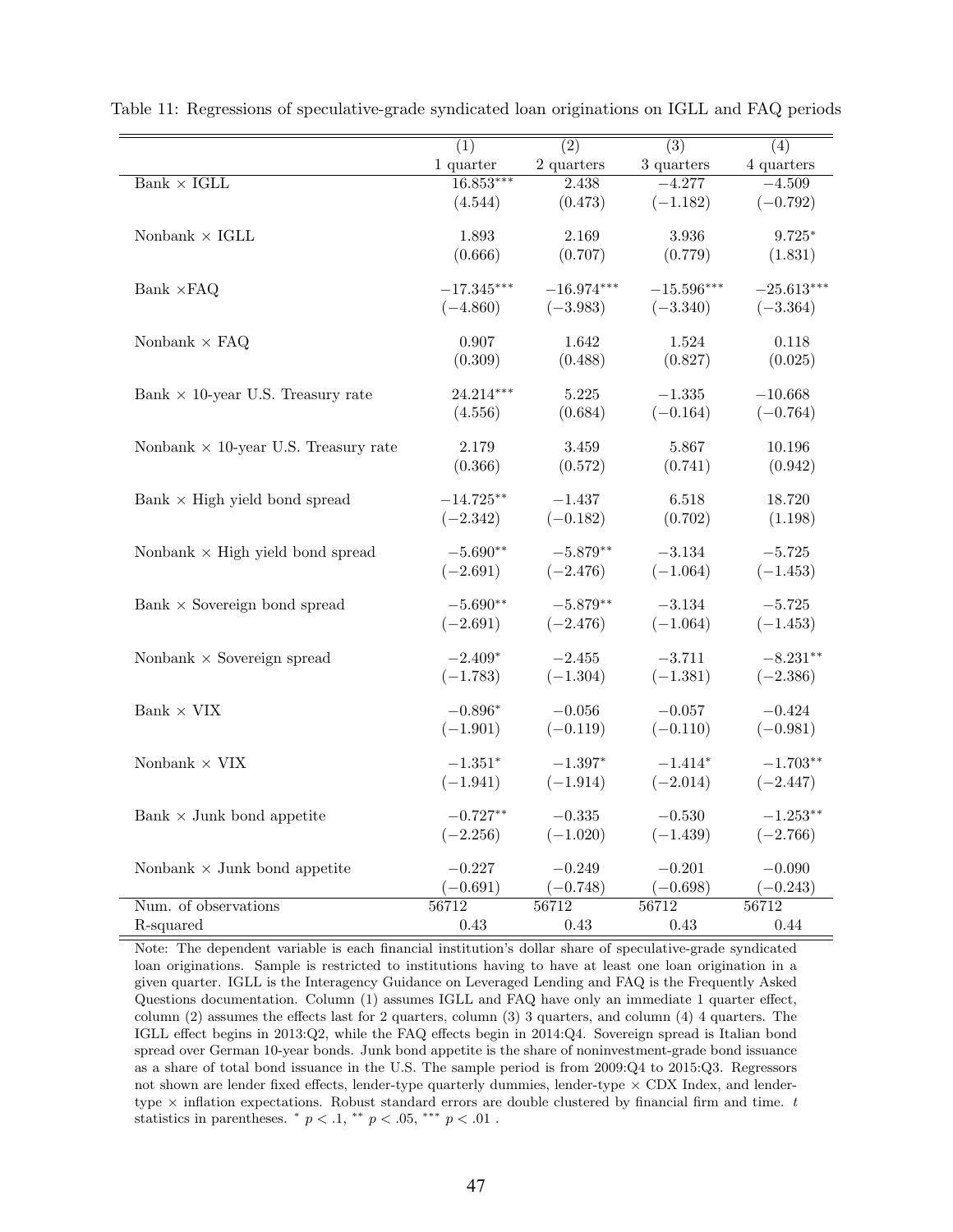Table 11: Regressions of speculative-grade syndicated loan originations on IGLL and FAQ periods

| | (1) | (2) | (3) | (4) |
|---|---|---|---|---|
| | 1 quarter | 2 quarters | 3 quarters | 4 quarters |
| Bank × IGLL | 16.853*** | 2.438 | −4.277 | −4.509 |
| | (4.544) | (0.473) | (−1.182) | (−0.792) |
| Nonbank × IGLL | 1.893 | 2.169 | 3.936 | 9.725* |
| | (0.666) | (0.707) | (0.779) | (1.831) |
| Bank ×FAQ | −17.345*** | −16.974*** | −15.596*** | −25.613*** |
| | (−4.860) | (−3.983) | (−3.340) | (−3.364) |
| Nonbank × FAQ | 0.907 | 1.642 | 1.524 | 0.118 |
| | (0.309) | (0.488) | (0.827) | (0.025) |
| Bank × 10-year U.S. Treasury rate | 24.214*** | 5.225 | −1.335 | −10.668 |
| | (4.556) | (0.684) | (−0.164) | (−0.764) |
| Nonbank × 10-year U.S. Treasury rate | 2.179 | 3.459 | 5.867 | 10.196 |
| | (0.366) | (0.572) | (0.741) | (0.942) |
| Bank × High yield bond spread | −14.725** | −1.437 | 6.518 | 18.720 |
| | (−2.342) | (−0.182) | (0.702) | (1.198) |
| Nonbank × High yield bond spread | −5.690** | −5.879** | −3.134 | −5.725 |
| | (−2.691) | (−2.476) | (−1.064) | (−1.453) |
| Bank × Sovereign bond spread | −5.690** | −5.879** | −3.134 | −5.725 |
| | (−2.691) | (−2.476) | (−1.064) | (−1.453) |
| Nonbank × Sovereign spread | −2.409* | −2.455 | −3.711 | −8.231** |
| | (−1.783) | (−1.304) | (−1.381) | (−2.386) |
| Bank × VIX | −0.896* | −0.056 | −0.057 | −0.424 |
| | (−1.901) | (−0.119) | (−0.110) | (−0.981) |
| Nonbank × VIX | −1.351* | −1.397* | −1.414* | −1.703** |
| | (−1.941) | (−1.914) | (−2.014) | (−2.447) |
| Bank × Junk bond appetite | −0.727** | −0.335 | −0.530 | −1.253** |
| | (−2.256) | (−1.020) | (−1.439) | (−2.766) |
| Nonbank × Junk bond appetite | −0.227 | −0.249 | −0.201 | −0.090 |
| | (−0.691) | (−0.748) | (−0.698) | (−0.243) |
| Num. of observations | 56712 | 56712 | 56712 | 56712 |
| R-squared | 0.43 | 0.43 | 0.43 | 0.44 |

Note: The dependent variable is each financial institution's dollar share of speculative-grade syndicated loan originations. Sample is restricted to institutions having to have at least one loan origination in a given quarter. IGLL is the Interagency Guidance on Leveraged Lending and FAQ is the Frequently Asked Questions documentation. Column (1) assumes IGLL and FAQ have only an immediate 1 quarter effect, column (2) assumes the effects last for 2 quarters, column (3) 3 quarters, and column (4) 4 quarters. The IGLL effect begins in 2013:Q2, while the FAQ effects begin in 2014:Q4. Sovereign spread is Italian bond spread over German 10-year bonds. Junk bond appetite is the share of noninvestment-grade bond issuance as a share of total bond issuance in the U.S. The sample period is from 2009:Q4 to 2015:Q3. Regressors not shown are lender fixed effects, lender-type quarterly dummies, lender-type × CDX Index, and lender-type × inflation expectations. Robust standard errors are double clustered by financial firm and time. $t$ statistics in parentheses. * $p < .1$, ** $p < .05$, *** $p < .01$ .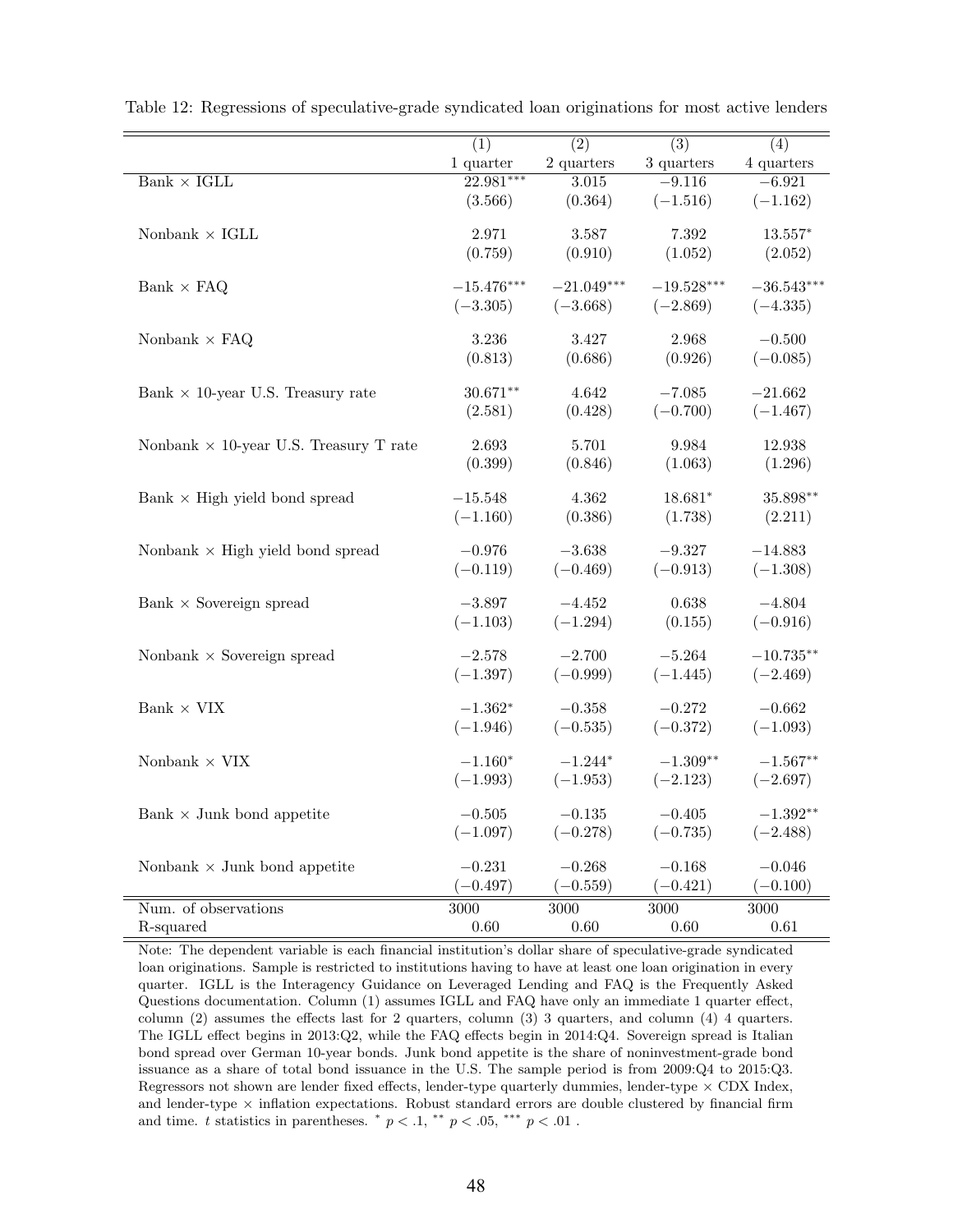Table 12: Regressions of speculative-grade syndicated loan originations for most active lenders

| | (1) | (2) | (3) | (4) |
|---|---|---|---|---|
| | 1 quarter | 2 quarters | 3 quarters | 4 quarters |
| Bank × IGLL | 22.981*** | 3.015 | −9.116 | −6.921 |
| | (3.566) | (0.364) | (−1.516) | (−1.162) |
| Nonbank × IGLL | 2.971 | 3.587 | 7.392 | 13.557* |
| | (0.759) | (0.910) | (1.052) | (2.052) |
| Bank × FAQ | −15.476*** | −21.049*** | −19.528*** | −36.543*** |
| | (−3.305) | (−3.668) | (−2.869) | (−4.335) |
| Nonbank × FAQ | 3.236 | 3.427 | 2.968 | −0.500 |
| | (0.813) | (0.686) | (0.926) | (−0.085) |
| Bank × 10-year U.S. Treasury rate | 30.671** | 4.642 | −7.085 | −21.662 |
| | (2.581) | (0.428) | (−0.700) | (−1.467) |
| Nonbank × 10-year U.S. Treasury T rate | 2.693 | 5.701 | 9.984 | 12.938 |
| | (0.399) | (0.846) | (1.063) | (1.296) |
| Bank × High yield bond spread | −15.548 | 4.362 | 18.681* | 35.898** |
| | (−1.160) | (0.386) | (1.738) | (2.211) |
| Nonbank × High yield bond spread | −0.976 | −3.638 | −9.327 | −14.883 |
| | (−0.119) | (−0.469) | (−0.913) | (−1.308) |
| Bank × Sovereign spread | −3.897 | −4.452 | 0.638 | −4.804 |
| | (−1.103) | (−1.294) | (0.155) | (−0.916) |
| Nonbank × Sovereign spread | −2.578 | −2.700 | −5.264 | −10.735** |
| | (−1.397) | (−0.999) | (−1.445) | (−2.469) |
| Bank × VIX | −1.362* | −0.358 | −0.272 | −0.662 |
| | (−1.946) | (−0.535) | (−0.372) | (−1.093) |
| Nonbank × VIX | −1.160* | −1.244* | −1.309** | −1.567** |
| | (−1.993) | (−1.953) | (−2.123) | (−2.697) |
| Bank × Junk bond appetite | −0.505 | −0.135 | −0.405 | −1.392** |
| | (−1.097) | (−0.278) | (−0.735) | (−2.488) |
| Nonbank × Junk bond appetite | −0.231 | −0.268 | −0.168 | −0.046 |
| | (−0.497) | (−0.559) | (−0.421) | (−0.100) |
| Num. of observations | 3000 | 3000 | 3000 | 3000 |
| R-squared | 0.60 | 0.60 | 0.60 | 0.61 |

Note: The dependent variable is each financial institution's dollar share of speculative-grade syndicated loan originations. Sample is restricted to institutions having to have at least one loan origination in every quarter. IGLL is the Interagency Guidance on Leveraged Lending and FAQ is the Frequently Asked Questions documentation. Column (1) assumes IGLL and FAQ have only an immediate 1 quarter effect, column (2) assumes the effects last for 2 quarters, column (3) 3 quarters, and column (4) 4 quarters. The IGLL effect begins in 2013:Q2, while the FAQ effects begin in 2014:Q4. Sovereign spread is Italian bond spread over German 10-year bonds. Junk bond appetite is the share of noninvestment-grade bond issuance as a share of total bond issuance in the U.S. The sample period is from 2009:Q4 to 2015:Q3. Regressors not shown are lender fixed effects, lender-type quarterly dummies, lender-type × CDX Index, and lender-type × inflation expectations. Robust standard errors are double clustered by financial firm and time. *t* statistics in parentheses. * $p < .1$, ** $p < .05$, *** $p < .01$ .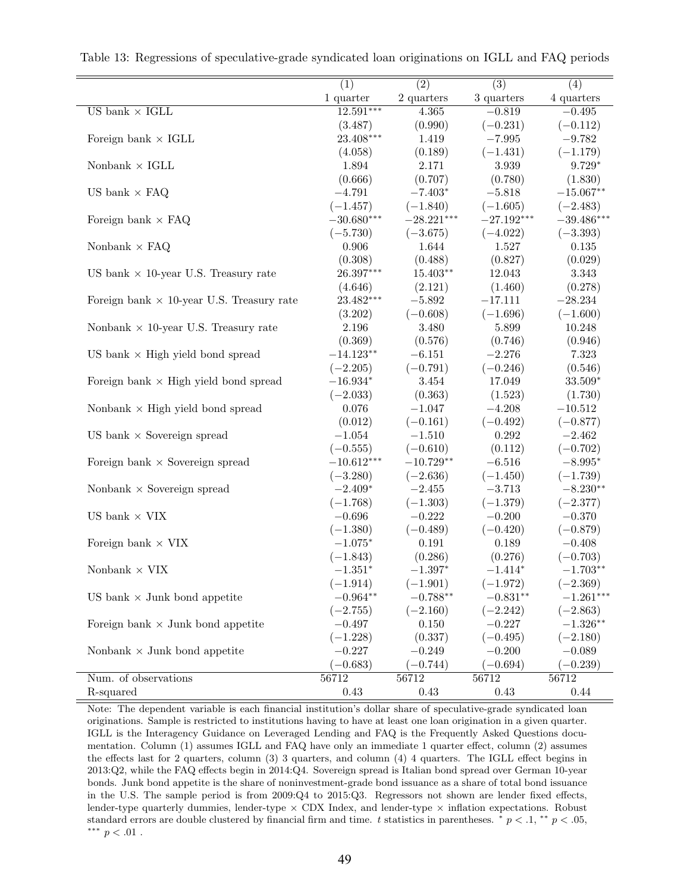Table 13: Regressions of speculative-grade syndicated loan originations on IGLL and FAQ periods

| | (1) | (2) | (3) | (4) |
|---|---|---|---|---|
| | 1 quarter | 2 quarters | 3 quarters | 4 quarters |
| US bank × IGLL | 12.591*** | 4.365 | −0.819 | −0.495 |
| | (3.487) | (0.990) | (−0.231) | (−0.112) |
| Foreign bank × IGLL | 23.408*** | 1.419 | −7.995 | −9.782 |
| | (4.058) | (0.189) | (−1.431) | (−1.179) |
| Nonbank × IGLL | 1.894 | 2.171 | 3.939 | 9.729* |
| | (0.666) | (0.707) | (0.780) | (1.830) |
| US bank × FAQ | −4.791 | −7.403* | −5.818 | −15.067** |
| | (−1.457) | (−1.840) | (−1.605) | (−2.483) |
| Foreign bank × FAQ | −30.680*** | −28.221*** | −27.192*** | −39.486*** |
| | (−5.730) | (−3.675) | (−4.022) | (−3.393) |
| Nonbank × FAQ | 0.906 | 1.644 | 1.527 | 0.135 |
| | (0.308) | (0.488) | (0.827) | (0.029) |
| US bank × 10-year U.S. Treasury rate | 26.397*** | 15.403** | 12.043 | 3.343 |
| | (4.646) | (2.121) | (1.460) | (0.278) |
| Foreign bank × 10-year U.S. Treasury rate | 23.482*** | −5.892 | −17.111 | −28.234 |
| | (3.202) | (−0.608) | (−1.696) | (−1.600) |
| Nonbank × 10-year U.S. Treasury rate | 2.196 | 3.480 | 5.899 | 10.248 |
| | (0.369) | (0.576) | (0.746) | (0.946) |
| US bank × High yield bond spread | −14.123** | −6.151 | −2.276 | 7.323 |
| | (−2.205) | (−0.791) | (−0.246) | (0.546) |
| Foreign bank × High yield bond spread | −16.934* | 3.454 | 17.049 | 33.509* |
| | (−2.033) | (0.363) | (1.523) | (1.730) |
| Nonbank × High yield bond spread | 0.076 | −1.047 | −4.208 | −10.512 |
| | (0.012) | (−0.161) | (−0.492) | (−0.877) |
| US bank × Sovereign spread | −1.054 | −1.510 | 0.292 | −2.462 |
| | (−0.555) | (−0.610) | (0.112) | (−0.702) |
| Foreign bank × Sovereign spread | −10.612*** | −10.729** | −6.516 | −8.995* |
| | (−3.280) | (−2.636) | (−1.450) | (−1.739) |
| Nonbank × Sovereign spread | −2.409* | −2.455 | −3.713 | −8.230** |
| | (−1.768) | (−1.303) | (−1.379) | (−2.377) |
| US bank × VIX | −0.696 | −0.222 | −0.200 | −0.370 |
| | (−1.380) | (−0.489) | (−0.420) | (−0.879) |
| Foreign bank × VIX | −1.075* | 0.191 | 0.189 | −0.408 |
| | (−1.843) | (0.286) | (0.276) | (−0.703) |
| Nonbank × VIX | −1.351* | −1.397* | −1.414* | −1.703** |
| | (−1.914) | (−1.901) | (−1.972) | (−2.369) |
| US bank × Junk bond appetite | −0.964** | −0.788** | −0.831** | −1.261*** |
| | (−2.755) | (−2.160) | (−2.242) | (−2.863) |
| Foreign bank × Junk bond appetite | −0.497 | 0.150 | −0.227 | −1.326** |
| | (−1.228) | (0.337) | (−0.495) | (−2.180) |
| Nonbank × Junk bond appetite | −0.227 | −0.249 | −0.200 | −0.089 |
| | (−0.683) | (−0.744) | (−0.694) | (−0.239) |
| Num. of observations | 56712 | 56712 | 56712 | 56712 |
| R-squared | 0.43 | 0.43 | 0.43 | 0.44 |

Note: The dependent variable is each financial institution's dollar share of speculative-grade syndicated loan originations. Sample is restricted to institutions having to have at least one loan origination in a given quarter. IGLL is the Interagency Guidance on Leveraged Lending and FAQ is the Frequently Asked Questions documentation. Column (1) assumes IGLL and FAQ have only an immediate 1 quarter effect, column (2) assumes the effects last for 2 quarters, column (3) 3 quarters, and column (4) 4 quarters. The IGLL effect begins in 2013:Q2, while the FAQ effects begin in 2014:Q4. Sovereign spread is Italian bond spread over German 10-year bonds. Junk bond appetite is the share of noninvestment-grade bond issuance as a share of total bond issuance in the U.S. The sample period is from 2009:Q4 to 2015:Q3. Regressors not shown are lender fixed effects, lender-type quarterly dummies, lender-type × CDX Index, and lender-type × inflation expectations. Robust standard errors are double clustered by financial firm and time. *t* statistics in parentheses. * $p < .1$, ** $p < .05$, *** $p < .01$ .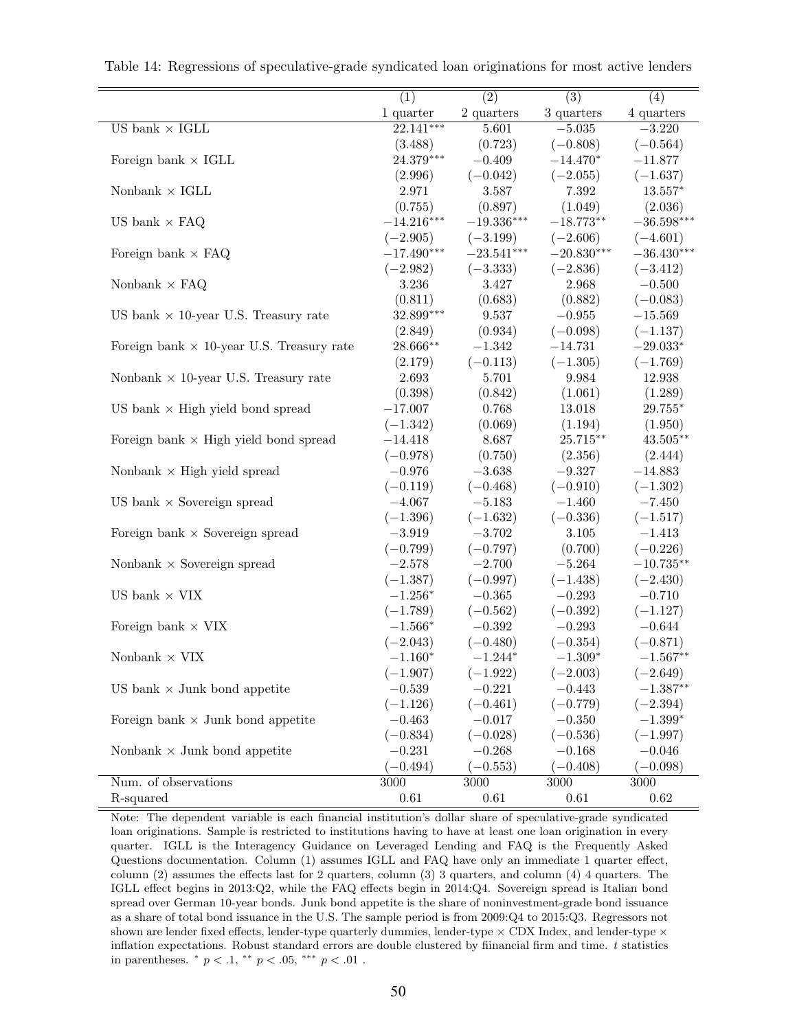Table 14: Regressions of speculative-grade syndicated loan originations for most active lenders

| | (1) | (2) | (3) | (4) |
|---|---|---|---|---|
| | 1 quarter | 2 quarters | 3 quarters | 4 quarters |
| US bank × IGLL | 22.141*** | 5.601 | −5.035 | −3.220 |
| | (3.488) | (0.723) | (−0.808) | (−0.564) |
| Foreign bank × IGLL | 24.379*** | −0.409 | −14.470* | −11.877 |
| | (2.996) | (−0.042) | (−2.055) | (−1.637) |
| Nonbank × IGLL | 2.971 | 3.587 | 7.392 | 13.557* |
| | (0.755) | (0.897) | (1.049) | (2.036) |
| US bank × FAQ | −14.216*** | −19.336*** | −18.773** | −36.598*** |
| | (−2.905) | (−3.199) | (−2.606) | (−4.601) |
| Foreign bank × FAQ | −17.490*** | −23.541*** | −20.830*** | −36.430*** |
| | (−2.982) | (−3.333) | (−2.836) | (−3.412) |
| Nonbank × FAQ | 3.236 | 3.427 | 2.968 | −0.500 |
| | (0.811) | (0.683) | (0.882) | (−0.083) |
| US bank × 10-year U.S. Treasury rate | 32.899*** | 9.537 | −0.955 | −15.569 |
| | (2.849) | (0.934) | (−0.098) | (−1.137) |
| Foreign bank × 10-year U.S. Treasury rate | 28.666** | −1.342 | −14.731 | −29.033* |
| | (2.179) | (−0.113) | (−1.305) | (−1.769) |
| Nonbank × 10-year U.S. Treasury rate | 2.693 | 5.701 | 9.984 | 12.938 |
| | (0.398) | (0.842) | (1.061) | (1.289) |
| US bank × High yield bond spread | −17.007 | 0.768 | 13.018 | 29.755* |
| | (−1.342) | (0.069) | (1.194) | (1.950) |
| Foreign bank × High yield bond spread | −14.418 | 8.687 | 25.715** | 43.505** |
| | (−0.978) | (0.750) | (2.356) | (2.444) |
| Nonbank × High yield spread | −0.976 | −3.638 | −9.327 | −14.883 |
| | (−0.119) | (−0.468) | (−0.910) | (−1.302) |
| US bank × Sovereign spread | −4.067 | −5.183 | −1.460 | −7.450 |
| | (−1.396) | (−1.632) | (−0.336) | (−1.517) |
| Foreign bank × Sovereign spread | −3.919 | −3.702 | 3.105 | −1.413 |
| | (−0.799) | (−0.797) | (0.700) | (−0.226) |
| Nonbank × Sovereign spread | −2.578 | −2.700 | −5.264 | −10.735** |
| | (−1.387) | (−0.997) | (−1.438) | (−2.430) |
| US bank × VIX | −1.256* | −0.365 | −0.293 | −0.710 |
| | (−1.789) | (−0.562) | (−0.392) | (−1.127) |
| Foreign bank × VIX | −1.566* | −0.392 | −0.293 | −0.644 |
| | (−2.043) | (−0.480) | (−0.354) | (−0.871) |
| Nonbank × VIX | −1.160* | −1.244* | −1.309* | −1.567** |
| | (−1.907) | (−1.922) | (−2.003) | (−2.649) |
| US bank × Junk bond appetite | −0.539 | −0.221 | −0.443 | −1.387** |
| | (−1.126) | (−0.461) | (−0.779) | (−2.394) |
| Foreign bank × Junk bond appetite | −0.463 | −0.017 | −0.350 | −1.399* |
| | (−0.834) | (−0.028) | (−0.536) | (−1.997) |
| Nonbank × Junk bond appetite | −0.231 | −0.268 | −0.168 | −0.046 |
| | (−0.494) | (−0.553) | (−0.408) | (−0.098) |
| Num. of observations | 3000 | 3000 | 3000 | 3000 |
| R-squared | 0.61 | 0.61 | 0.61 | 0.62 |

Note: The dependent variable is each financial institution's dollar share of speculative-grade syndicated loan originations. Sample is restricted to institutions having to have at least one loan origination in every quarter. IGLL is the Interagency Guidance on Leveraged Lending and FAQ is the Frequently Asked Questions documentation. Column (1) assumes IGLL and FAQ have only an immediate 1 quarter effect, column (2) assumes the effects last for 2 quarters, column (3) 3 quarters, and column (4) 4 quarters. The IGLL effect begins in 2013:Q2, while the FAQ effects begin in 2014:Q4. Sovereign spread is Italian bond spread over German 10-year bonds. Junk bond appetite is the share of noninvestment-grade bond issuance as a share of total bond issuance in the U.S. The sample period is from 2009:Q4 to 2015:Q3. Regressors not shown are lender fixed effects, lender-type quarterly dummies, lender-type × CDX Index, and lender-type × inflation expectations. Robust standard errors are double clustered by fiinancial firm and time. $t$ statistics in parentheses. * $p < .1$, ** $p < .05$, *** $p < .01$ .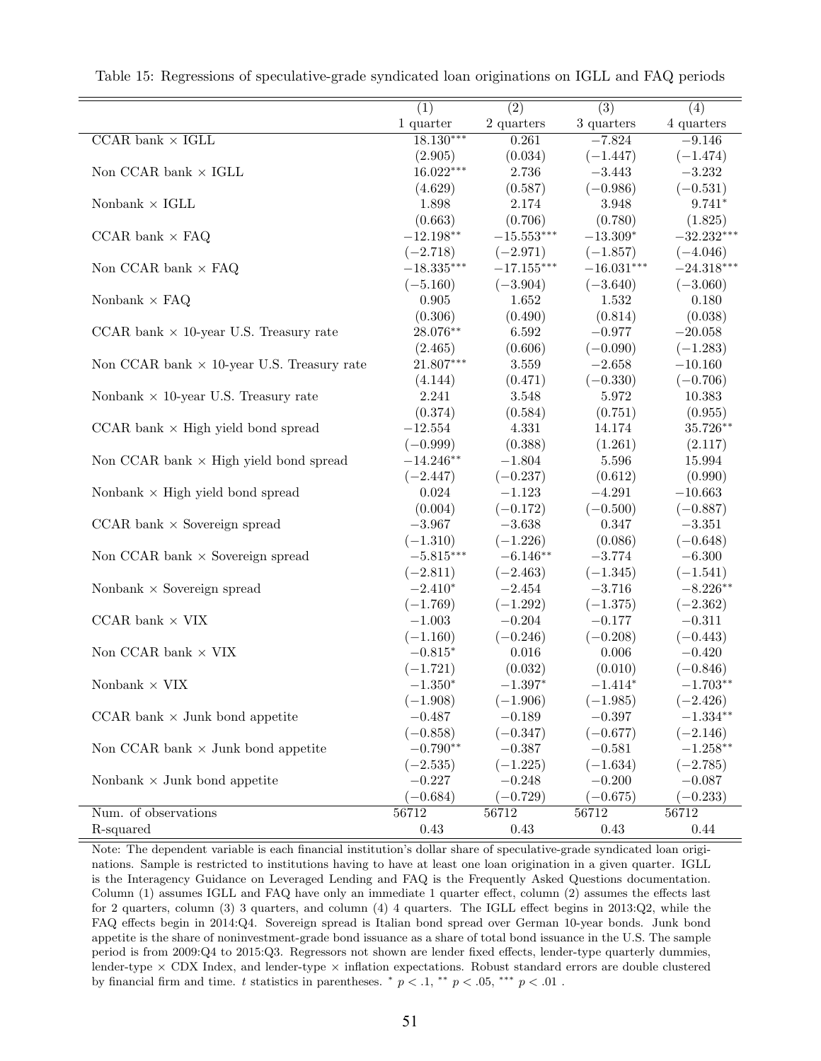Table 15: Regressions of speculative-grade syndicated loan originations on IGLL and FAQ periods

| | (1) | (2) | (3) | (4) |
|---|---|---|---|---|
| | 1 quarter | 2 quarters | 3 quarters | 4 quarters |
| CCAR bank × IGLL | 18.130*** | 0.261 | −7.824 | −9.146 |
| | (2.905) | (0.034) | (−1.447) | (−1.474) |
| Non CCAR bank × IGLL | 16.022*** | 2.736 | −3.443 | −3.232 |
| | (4.629) | (0.587) | (−0.986) | (−0.531) |
| Nonbank × IGLL | 1.898 | 2.174 | 3.948 | 9.741* |
| | (0.663) | (0.706) | (0.780) | (1.825) |
| CCAR bank × FAQ | −12.198** | −15.553*** | −13.309* | −32.232*** |
| | (−2.718) | (−2.971) | (−1.857) | (−4.046) |
| Non CCAR bank × FAQ | −18.335*** | −17.155*** | −16.031*** | −24.318*** |
| | (−5.160) | (−3.904) | (−3.640) | (−3.060) |
| Nonbank × FAQ | 0.905 | 1.652 | 1.532 | 0.180 |
| | (0.306) | (0.490) | (0.814) | (0.038) |
| CCAR bank × 10-year U.S. Treasury rate | 28.076** | 6.592 | −0.977 | −20.058 |
| | (2.465) | (0.606) | (−0.090) | (−1.283) |
| Non CCAR bank × 10-year U.S. Treasury rate | 21.807*** | 3.559 | −2.658 | −10.160 |
| | (4.144) | (0.471) | (−0.330) | (−0.706) |
| Nonbank × 10-year U.S. Treasury rate | 2.241 | 3.548 | 5.972 | 10.383 |
| | (0.374) | (0.584) | (0.751) | (0.955) |
| CCAR bank × High yield bond spread | −12.554 | 4.331 | 14.174 | 35.726** |
| | (−0.999) | (0.388) | (1.261) | (2.117) |
| Non CCAR bank × High yield bond spread | −14.246** | −1.804 | 5.596 | 15.994 |
| | (−2.447) | (−0.237) | (0.612) | (0.990) |
| Nonbank × High yield bond spread | 0.024 | −1.123 | −4.291 | −10.663 |
| | (0.004) | (−0.172) | (−0.500) | (−0.887) |
| CCAR bank × Sovereign spread | −3.967 | −3.638 | 0.347 | −3.351 |
| | (−1.310) | (−1.226) | (0.086) | (−0.648) |
| Non CCAR bank × Sovereign spread | −5.815*** | −6.146** | −3.774 | −6.300 |
| | (−2.811) | (−2.463) | (−1.345) | (−1.541) |
| Nonbank × Sovereign spread | −2.410* | −2.454 | −3.716 | −8.226** |
| | (−1.769) | (−1.292) | (−1.375) | (−2.362) |
| CCAR bank × VIX | −1.003 | −0.204 | −0.177 | −0.311 |
| | (−1.160) | (−0.246) | (−0.208) | (−0.443) |
| Non CCAR bank × VIX | −0.815* | 0.016 | 0.006 | −0.420 |
| | (−1.721) | (0.032) | (0.010) | (−0.846) |
| Nonbank × VIX | −1.350* | −1.397* | −1.414* | −1.703** |
| | (−1.908) | (−1.906) | (−1.985) | (−2.426) |
| CCAR bank × Junk bond appetite | −0.487 | −0.189 | −0.397 | −1.334** |
| | (−0.858) | (−0.347) | (−0.677) | (−2.146) |
| Non CCAR bank × Junk bond appetite | −0.790** | −0.387 | −0.581 | −1.258** |
| | (−2.535) | (−1.225) | (−1.634) | (−2.785) |
| Nonbank × Junk bond appetite | −0.227 | −0.248 | −0.200 | −0.087 |
| | (−0.684) | (−0.729) | (−0.675) | (−0.233) |
| Num. of observations | 56712 | 56712 | 56712 | 56712 |
| R-squared | 0.43 | 0.43 | 0.43 | 0.44 |

Note: The dependent variable is each financial institution's dollar share of speculative-grade syndicated loan originations. Sample is restricted to institutions having to have at least one loan origination in a given quarter. IGLL is the Interagency Guidance on Leveraged Lending and FAQ is the Frequently Asked Questions documentation. Column (1) assumes IGLL and FAQ have only an immediate 1 quarter effect, column (2) assumes the effects last for 2 quarters, column (3) 3 quarters, and column (4) 4 quarters. The IGLL effect begins in 2013:Q2, while the FAQ effects begin in 2014:Q4. Sovereign spread is Italian bond spread over German 10-year bonds. Junk bond appetite is the share of noninvestment-grade bond issuance as a share of total bond issuance in the U.S. The sample period is from 2009:Q4 to 2015:Q3. Regressors not shown are lender fixed effects, lender-type quarterly dummies, lender-type × CDX Index, and lender-type × inflation expectations. Robust standard errors are double clustered by financial firm and time. $t$ statistics in parentheses. * $p < .1$, ** $p < .05$, *** $p < .01$ .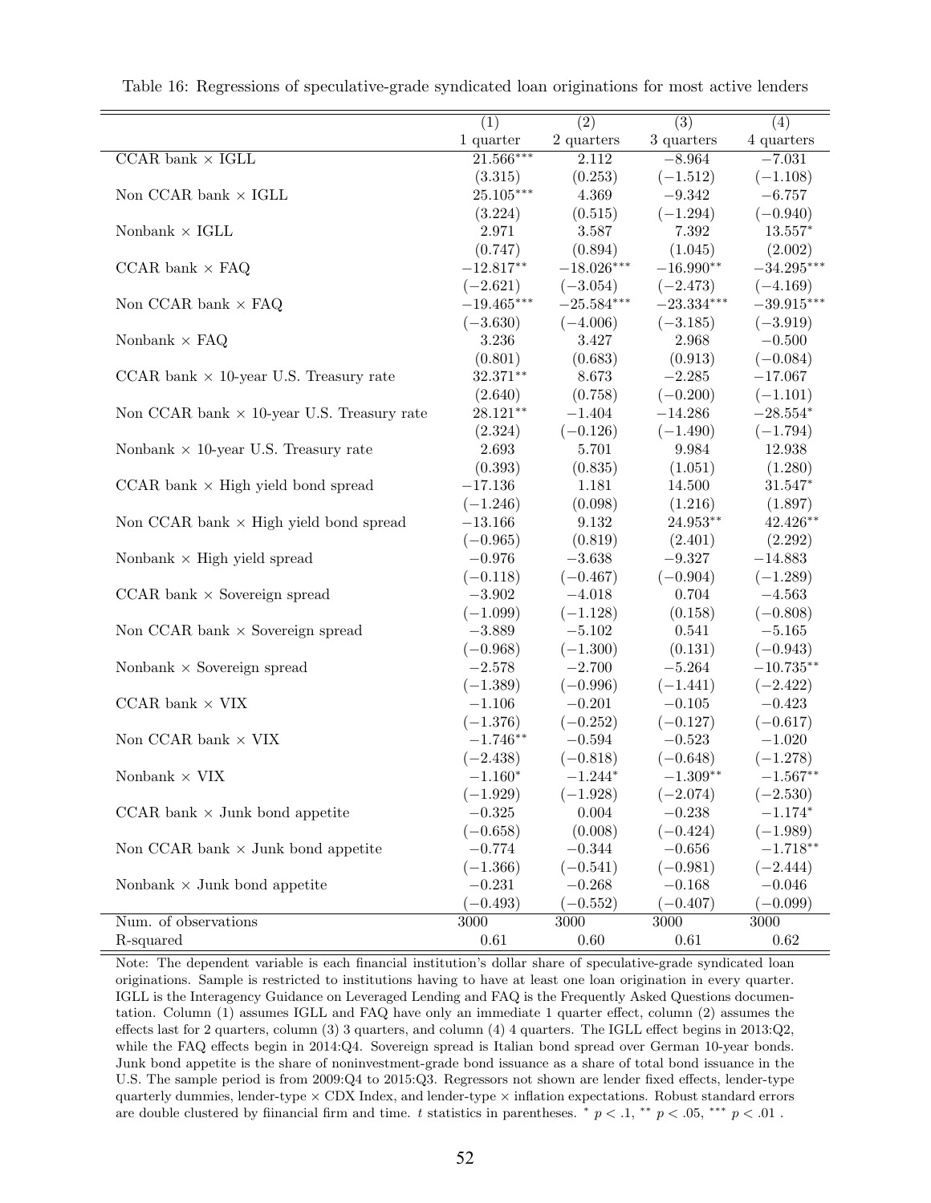Table 16: Regressions of speculative-grade syndicated loan originations for most active lenders

| | (1) | (2) | (3) | (4) |
|---|---|---|---|---|
| | 1 quarter | 2 quarters | 3 quarters | 4 quarters |
| CCAR bank × IGLL | 21.566*** | 2.112 | −8.964 | −7.031 |
| | (3.315) | (0.253) | (−1.512) | (−1.108) |
| Non CCAR bank × IGLL | 25.105*** | 4.369 | −9.342 | −6.757 |
| | (3.224) | (0.515) | (−1.294) | (−0.940) |
| Nonbank × IGLL | 2.971 | 3.587 | 7.392 | 13.557* |
| | (0.747) | (0.894) | (1.045) | (2.002) |
| CCAR bank × FAQ | −12.817** | −18.026*** | −16.990** | −34.295*** |
| | (−2.621) | (−3.054) | (−2.473) | (−4.169) |
| Non CCAR bank × FAQ | −19.465*** | −25.584*** | −23.334*** | −39.915*** |
| | (−3.630) | (−4.006) | (−3.185) | (−3.919) |
| Nonbank × FAQ | 3.236 | 3.427 | 2.968 | −0.500 |
| | (0.801) | (0.683) | (0.913) | (−0.084) |
| CCAR bank × 10-year U.S. Treasury rate | 32.371** | 8.673 | −2.285 | −17.067 |
| | (2.640) | (0.758) | (−0.200) | (−1.101) |
| Non CCAR bank × 10-year U.S. Treasury rate | 28.121** | −1.404 | −14.286 | −28.554* |
| | (2.324) | (−0.126) | (−1.490) | (−1.794) |
| Nonbank × 10-year U.S. Treasury rate | 2.693 | 5.701 | 9.984 | 12.938 |
| | (0.393) | (0.835) | (1.051) | (1.280) |
| CCAR bank × High yield bond spread | −17.136 | 1.181 | 14.500 | 31.547* |
| | (−1.246) | (0.098) | (1.216) | (1.897) |
| Non CCAR bank × High yield bond spread | −13.166 | 9.132 | 24.953** | 42.426** |
| | (−0.965) | (0.819) | (2.401) | (2.292) |
| Nonbank × High yield spread | −0.976 | −3.638 | −9.327 | −14.883 |
| | (−0.118) | (−0.467) | (−0.904) | (−1.289) |
| CCAR bank × Sovereign spread | −3.902 | −4.018 | 0.704 | −4.563 |
| | (−1.099) | (−1.128) | (0.158) | (−0.808) |
| Non CCAR bank × Sovereign spread | −3.889 | −5.102 | 0.541 | −5.165 |
| | (−0.968) | (−1.300) | (0.131) | (−0.943) |
| Nonbank × Sovereign spread | −2.578 | −2.700 | −5.264 | −10.735** |
| | (−1.389) | (−0.996) | (−1.441) | (−2.422) |
| CCAR bank × VIX | −1.106 | −0.201 | −0.105 | −0.423 |
| | (−1.376) | (−0.252) | (−0.127) | (−0.617) |
| Non CCAR bank × VIX | −1.746** | −0.594 | −0.523 | −1.020 |
| | (−2.438) | (−0.818) | (−0.648) | (−1.278) |
| Nonbank × VIX | −1.160* | −1.244* | −1.309** | −1.567** |
| | (−1.929) | (−1.928) | (−2.074) | (−2.530) |
| CCAR bank × Junk bond appetite | −0.325 | 0.004 | −0.238 | −1.174* |
| | (−0.658) | (0.008) | (−0.424) | (−1.989) |
| Non CCAR bank × Junk bond appetite | −0.774 | −0.344 | −0.656 | −1.718** |
| | (−1.366) | (−0.541) | (−0.981) | (−2.444) |
| Nonbank × Junk bond appetite | −0.231 | −0.268 | −0.168 | −0.046 |
| | (−0.493) | (−0.552) | (−0.407) | (−0.099) |
| Num. of observations | 3000 | 3000 | 3000 | 3000 |
| R-squared | 0.61 | 0.60 | 0.61 | 0.62 |

Note: The dependent variable is each financial institution's dollar share of speculative-grade syndicated loan originations. Sample is restricted to institutions having to have at least one loan origination in every quarter. IGLL is the Interagency Guidance on Leveraged Lending and FAQ is the Frequently Asked Questions documentation. Column (1) assumes IGLL and FAQ have only an immediate 1 quarter effect, column (2) assumes the effects last for 2 quarters, column (3) 3 quarters, and column (4) 4 quarters. The IGLL effect begins in 2013:Q2, while the FAQ effects begin in 2014:Q4. Sovereign spread is Italian bond spread over German 10-year bonds. Junk bond appetite is the share of noninvestment-grade bond issuance as a share of total bond issuance in the U.S. The sample period is from 2009:Q4 to 2015:Q3. Regressors not shown are lender fixed effects, lender-type quarterly dummies, lender-type × CDX Index, and lender-type × inflation expectations. Robust standard errors are double clustered by fiinancial firm and time. $t$ statistics in parentheses. * $p < .1$, ** $p < .05$, *** $p < .01$ .